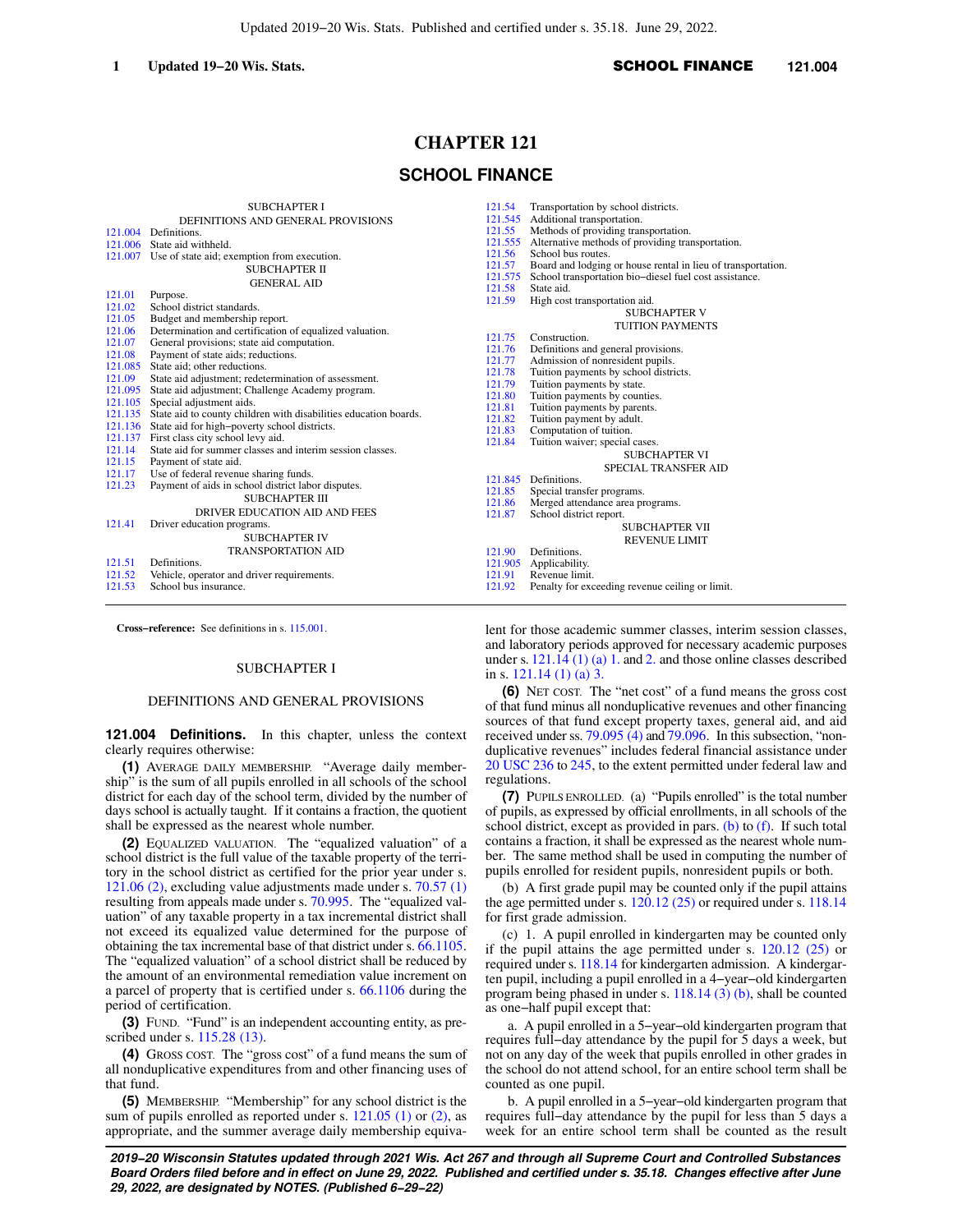# CHAPTER 121

## SCHOOL FINANCE

SUBCHAPTER I
DEFINITIONS AND GENERAL PROVISIONS

121.004 Definitions.
121.006 State aid withheld.
121.007 Use of state aid; exemption from execution.

SUBCHAPTER II
GENERAL AID

121.01 Purpose.
121.02 School district standards.
121.05 Budget and membership report.
121.06 Determination and certification of equalized valuation.
121.07 General provisions; state aid computation.
121.08 Payment of state aids; reductions.
121.085 State aid; other reductions.
121.09 State aid adjustment; redetermination of assessment.
121.095 State aid adjustment; Challenge Academy program.
121.105 Special adjustment aids.
121.135 State aid to county children with disabilities education boards.
121.136 State aid for high−poverty school districts.
121.137 First class city school levy aid.
121.14 State aid for summer classes and interim session classes.
121.15 Payment of state aid.
121.17 Use of federal revenue sharing funds.
121.23 Payment of aids in school district labor disputes.

SUBCHAPTER III
DRIVER EDUCATION AID AND FEES

121.41 Driver education programs.

SUBCHAPTER IV
TRANSPORTATION AID

121.51 Definitions.
121.52 Vehicle, operator and driver requirements.
121.53 School bus insurance.
121.54 Transportation by school districts.
121.545 Additional transportation.
121.55 Methods of providing transportation.
121.555 Alternative methods of providing transportation.
121.56 School bus routes.
121.57 Board and lodging or house rental in lieu of transportation.
121.575 School transportation bio−diesel fuel cost assistance.
121.58 State aid.
121.59 High cost transportation aid.

SUBCHAPTER V
TUITION PAYMENTS

121.75 Construction.
121.76 Definitions and general provisions.
121.77 Admission of nonresident pupils.
121.78 Tuition payments by school districts.
121.79 Tuition payments by state.
121.80 Tuition payments by counties.
121.81 Tuition payments by parents.
121.82 Tuition payment by adult.
121.83 Computation of tuition.
121.84 Tuition waiver; special cases.

SUBCHAPTER VI
SPECIAL TRANSFER AID

121.845 Definitions.
121.85 Special transfer programs.
121.86 Merged attendance area programs.
121.87 School district report.

SUBCHAPTER VII
REVENUE LIMIT

121.90 Definitions.
121.905 Applicability.
121.91 Revenue limit.
121.92 Penalty for exceeding revenue ceiling or limit.

**Cross−reference:** See definitions in s. 115.001.

SUBCHAPTER I

DEFINITIONS AND GENERAL PROVISIONS

**121.004 Definitions.** In this chapter, unless the context clearly requires otherwise:

**(1)** AVERAGE DAILY MEMBERSHIP. "Average daily membership" is the sum of all pupils enrolled in all schools of the school district for each day of the school term, divided by the number of days school is actually taught. If it contains a fraction, the quotient shall be expressed as the nearest whole number.

**(2)** EQUALIZED VALUATION. The "equalized valuation" of a school district is the full value of the taxable property of the territory in the school district as certified for the prior year under s. 121.06 (2), excluding value adjustments made under s. 70.57 (1) resulting from appeals made under s. 70.995. The "equalized valuation" of any taxable property in a tax incremental district shall not exceed its equalized value determined for the purpose of obtaining the tax incremental base of that district under s. 66.1105. The "equalized valuation" of a school district shall be reduced by the amount of an environmental remediation value increment on a parcel of property that is certified under s. 66.1106 during the period of certification.

**(3)** FUND. "Fund" is an independent accounting entity, as prescribed under s. 115.28 (13).

**(4)** GROSS COST. The "gross cost" of a fund means the sum of all nonduplicative expenditures from and other financing uses of that fund.

**(5)** MEMBERSHIP. "Membership" for any school district is the sum of pupils enrolled as reported under s. 121.05 (1) or (2), as appropriate, and the summer average daily membership equivalent for those academic summer classes, interim session classes, and laboratory periods approved for necessary academic purposes under s. 121.14 (1) (a) 1. and 2. and those online classes described in s. 121.14 (1) (a) 3.

**(6)** NET COST. The "net cost" of a fund means the gross cost of that fund minus all nonduplicative revenues and other financing sources of that fund except property taxes, general aid, and aid received under ss. 79.095 (4) and 79.096. In this subsection, "nonduplicative revenues" includes federal financial assistance under 20 USC 236 to 245, to the extent permitted under federal law and regulations.

**(7)** PUPILS ENROLLED. (a) "Pupils enrolled" is the total number of pupils, as expressed by official enrollments, in all schools of the school district, except as provided in pars. (b) to (f). If such total contains a fraction, it shall be expressed as the nearest whole number. The same method shall be used in computing the number of pupils enrolled for resident pupils, nonresident pupils or both.

(b) A first grade pupil may be counted only if the pupil attains the age permitted under s. 120.12 (25) or required under s. 118.14 for first grade admission.

(c) 1. A pupil enrolled in kindergarten may be counted only if the pupil attains the age permitted under s. 120.12 (25) or required under s. 118.14 for kindergarten admission. A kindergarten pupil, including a pupil enrolled in a 4−year−old kindergarten program being phased in under s. 118.14 (3) (b), shall be counted as one−half pupil except that:

a. A pupil enrolled in a 5−year−old kindergarten program that requires full−day attendance by the pupil for 5 days a week, but not on any day of the week that pupils enrolled in other grades in the school do not attend school, for an entire school term shall be counted as one pupil.

b. A pupil enrolled in a 5−year−old kindergarten program that requires full−day attendance by the pupil for less than 5 days a week for an entire school term shall be counted as the result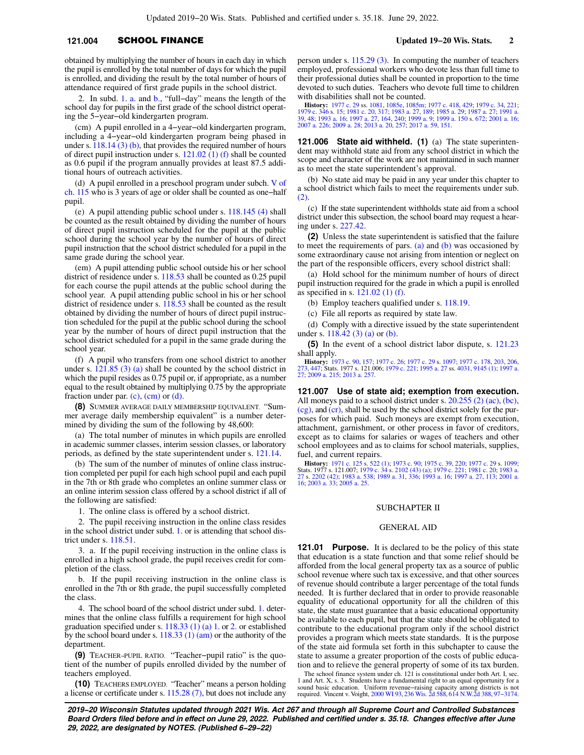obtained by multiplying the number of hours in each day in which the pupil is enrolled by the total number of days for which the pupil is enrolled, and dividing the result by the total number of hours of attendance required of first grade pupils in the school district.

2. In subd. 1. a. and b., "full-day" means the length of the school day for pupils in the first grade of the school district operating the 5-year-old kindergarten program.

(cm) A pupil enrolled in a 4-year-old kindergarten program, including a 4-year-old kindergarten program being phased in under s. 118.14 (3) (b), that provides the required number of hours of direct pupil instruction under s. 121.02 (1) (f) shall be counted as 0.6 pupil if the program annually provides at least 87.5 additional hours of outreach activities.

(d) A pupil enrolled in a preschool program under subch. V of ch. 115 who is 3 years of age or older shall be counted as one-half pupil.

(e) A pupil attending public school under s. 118.145 (4) shall be counted as the result obtained by dividing the number of hours of direct pupil instruction scheduled for the pupil at the public school during the school year by the number of hours of direct pupil instruction that the school district scheduled for a pupil in the same grade during the school year.

(em) A pupil attending public school outside his or her school district of residence under s. 118.53 shall be counted as 0.25 pupil for each course the pupil attends at the public school during the school year. A pupil attending public school in his or her school district of residence under s. 118.53 shall be counted as the result obtained by dividing the number of hours of direct pupil instruction scheduled for the pupil at the public school during the school year by the number of hours of direct pupil instruction that the school district scheduled for a pupil in the same grade during the school year.

(f) A pupil who transfers from one school district to another under s. 121.85 (3) (a) shall be counted by the school district in which the pupil resides as 0.75 pupil or, if appropriate, as a number equal to the result obtained by multiplying 0.75 by the appropriate fraction under par. (c), (cm) or (d).

**(8)** SUMMER AVERAGE DAILY MEMBERSHIP EQUIVALENT. "Summer average daily membership equivalent" is a number determined by dividing the sum of the following by 48,600:

(a) The total number of minutes in which pupils are enrolled in academic summer classes, interim session classes, or laboratory periods, as defined by the state superintendent under s. 121.14.

(b) The sum of the number of minutes of online class instruction completed per pupil for each high school pupil and each pupil in the 7th or 8th grade who completes an online summer class or an online interim session class offered by a school district if all of the following are satisfied:

1. The online class is offered by a school district.

2. The pupil receiving instruction in the online class resides in the school district under subd. 1. or is attending that school district under s. 118.51.

3. a. If the pupil receiving instruction in the online class is enrolled in a high school grade, the pupil receives credit for completion of the class.

b. If the pupil receiving instruction in the online class is enrolled in the 7th or 8th grade, the pupil successfully completed the class.

4. The school board of the school district under subd. 1. determines that the online class fulfills a requirement for high school graduation specified under s. 118.33 (1) (a) 1. or 2. or established by the school board under s. 118.33 (1) (am) or the authority of the department.

**(9)** TEACHER-PUPIL RATIO. "Teacher-pupil ratio" is the quotient of the number of pupils enrolled divided by the number of teachers employed.

**(10)** TEACHERS EMPLOYED. "Teacher" means a person holding a license or certificate under s. 115.28 (7), but does not include any person under s. 115.29 (3). In computing the number of teachers employed, professional workers who devote less than full time to their professional duties shall be counted in proportion to the time devoted to such duties. Teachers who devote full time to children with disabilities shall not be counted.

History: 1977 c. 29 ss. 1081, 1085e, 1085m; 1977 c. 418, 429; 1979 c. 34, 221; 1979 c. 346 s. 15; 1981 c. 20, 317; 1983 a. 27, 189; 1985 a. 29; 1987 a. 27; 1991 a. 39, 48; 1993 a. 16; 1997 a. 27, 164, 240; 1999 a. 9; 1999 a. 150 s. 672; 2001 a. 16; 2007 a. 226; 2009 a. 28; 2013 a. 20, 257; 2017 a. 59, 151.

**121.006 State aid withheld. (1)** (a) The state superintendent may withhold state aid from any school district in which the scope and character of the work are not maintained in such manner as to meet the state superintendent's approval.

(b) No state aid may be paid in any year under this chapter to a school district which fails to meet the requirements under sub. (2).

(c) If the state superintendent withholds state aid from a school district under this subsection, the school board may request a hearing under s. 227.42.

**(2)** Unless the state superintendent is satisfied that the failure to meet the requirements of pars. (a) and (b) was occasioned by some extraordinary cause not arising from intention or neglect on the part of the responsible officers, every school district shall:

(a) Hold school for the minimum number of hours of direct pupil instruction required for the grade in which a pupil is enrolled as specified in s. 121.02 (1) (f).

(b) Employ teachers qualified under s. 118.19.

(c) File all reports as required by state law.

(d) Comply with a directive issued by the state superintendent under s. 118.42 (3) (a) or (b).

**(5)** In the event of a school district labor dispute, s. 121.23 shall apply.

History: 1973 c. 90, 157; 1977 c. 26; 1977 c. 29 s. 1097; 1977 c. 178, 203, 206, 273, 447; Stats. 1977 s. 121.006; 1979 c. 221; 1995 a. 27 ss. 4031, 9145 (1); 1997 a. 27; 2009 a. 215; 2013 a. 257.

**121.007 Use of state aid; exemption from execution.** All moneys paid to a school district under s. 20.255 (2) (ac), (bc), (cg), and (cr), shall be used by the school district solely for the purposes for which paid. Such moneys are exempt from execution, attachment, garnishment, or other process in favor of creditors, except as to claims for salaries or wages of teachers and other school employees and as to claims for school materials, supplies, fuel, and current repairs.

History: 1971 c. 125 s. 522 (1); 1973 c. 90; 1975 c. 39, 220; 1977 c. 29 s. 1099; Stats. 1977 s. 121.007; 1979 c. 34 s. 2102 (43) (a); 1979 c. 221; 1981 c. 20; 1983 a. 27 s. 2202 (42); 1983 a. 538; 1989 a. 31, 336; 1993 a. 16; 1997 a. 27, 113; 2001 a. 16; 2003 a. 33; 2005 a. 25.

## SUBCHAPTER II

## GENERAL AID

**121.01 Purpose.** It is declared to be the policy of this state that education is a state function and that some relief should be afforded from the local general property tax as a source of public school revenue where such tax is excessive, and that other sources of revenue should contribute a larger percentage of the total funds needed. It is further declared that in order to provide reasonable equality of educational opportunity for all the children of this state, the state must guarantee that a basic educational opportunity be available to each pupil, but that the state should be obligated to contribute to the educational program only if the school district provides a program which meets state standards. It is the purpose of the state aid formula set forth in this subchapter to cause the state to assume a greater proportion of the costs of public education and to relieve the general property of some of its tax burden.

The school finance system under ch. 121 is constitutional under both Art. I, sec. 1 and Art. X, s. 3. Students have a fundamental right to an equal opportunity for a sound basic education. Uniform revenue-raising capacity among districts is not required. Vincent v. Voight, 2000 WI 93, 236 Wis. 2d 588, 614 N.W.2d 388, 97-3174.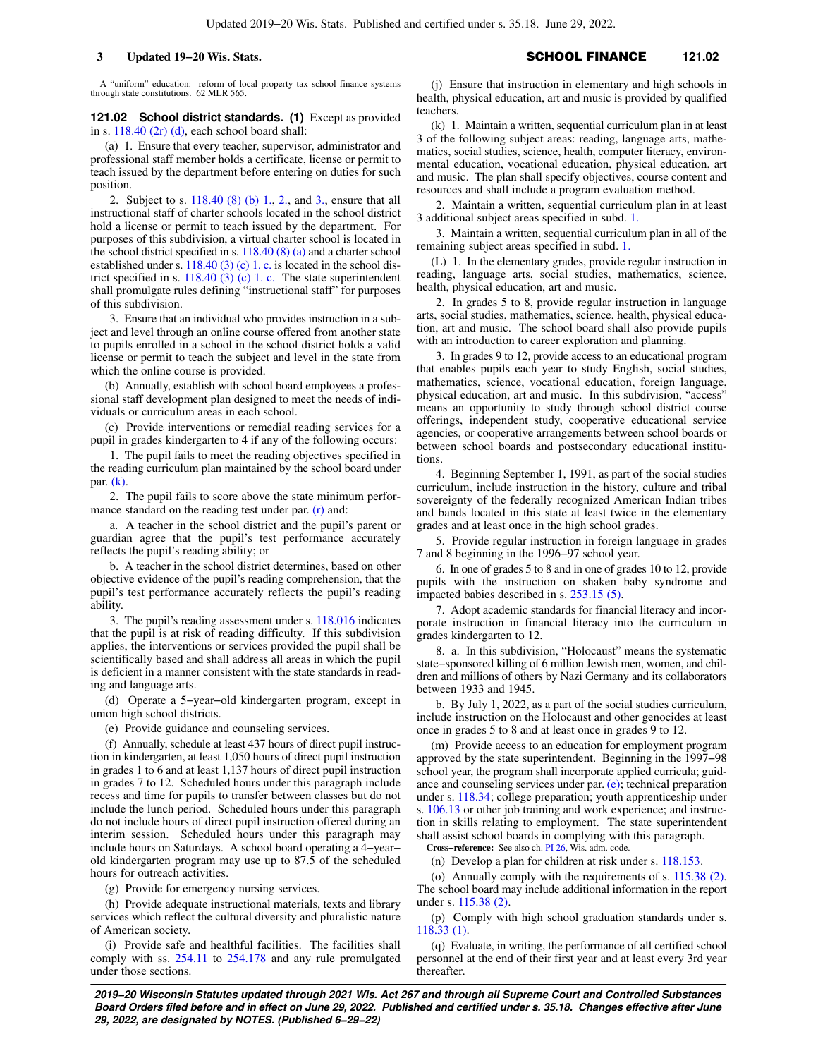A "uniform" education: reform of local property tax school finance systems through state constitutions. 62 MLR 565.

**121.02 School district standards. (1)** Except as provided in s. 118.40 (2r) (d), each school board shall:

(a) 1. Ensure that every teacher, supervisor, administrator and professional staff member holds a certificate, license or permit to teach issued by the department before entering on duties for such position.

2. Subject to s. 118.40 (8) (b) 1., 2., and 3., ensure that all instructional staff of charter schools located in the school district hold a license or permit to teach issued by the department. For purposes of this subdivision, a virtual charter school is located in the school district specified in s. 118.40 (8) (a) and a charter school established under s. 118.40 (3) (c) 1. c. is located in the school district specified in s. 118.40 (3) (c) 1. c. The state superintendent shall promulgate rules defining "instructional staff" for purposes of this subdivision.

3. Ensure that an individual who provides instruction in a subject and level through an online course offered from another state to pupils enrolled in a school in the school district holds a valid license or permit to teach the subject and level in the state from which the online course is provided.

(b) Annually, establish with school board employees a professional staff development plan designed to meet the needs of individuals or curriculum areas in each school.

(c) Provide interventions or remedial reading services for a pupil in grades kindergarten to 4 if any of the following occurs:

1. The pupil fails to meet the reading objectives specified in the reading curriculum plan maintained by the school board under par. (k).

2. The pupil fails to score above the state minimum performance standard on the reading test under par. (r) and:

a. A teacher in the school district and the pupil's parent or guardian agree that the pupil's test performance accurately reflects the pupil's reading ability; or

b. A teacher in the school district determines, based on other objective evidence of the pupil's reading comprehension, that the pupil's test performance accurately reflects the pupil's reading ability.

3. The pupil's reading assessment under s. 118.016 indicates that the pupil is at risk of reading difficulty. If this subdivision applies, the interventions or services provided the pupil shall be scientifically based and shall address all areas in which the pupil is deficient in a manner consistent with the state standards in reading and language arts.

(d) Operate a 5−year−old kindergarten program, except in union high school districts.

(e) Provide guidance and counseling services.

(f) Annually, schedule at least 437 hours of direct pupil instruction in kindergarten, at least 1,050 hours of direct pupil instruction in grades 1 to 6 and at least 1,137 hours of direct pupil instruction in grades 7 to 12. Scheduled hours under this paragraph include recess and time for pupils to transfer between classes but do not include the lunch period. Scheduled hours under this paragraph do not include hours of direct pupil instruction offered during an interim session. Scheduled hours under this paragraph may include hours on Saturdays. A school board operating a 4−year−old kindergarten program may use up to 87.5 of the scheduled hours for outreach activities.

(g) Provide for emergency nursing services.

(h) Provide adequate instructional materials, texts and library services which reflect the cultural diversity and pluralistic nature of American society.

(i) Provide safe and healthful facilities. The facilities shall comply with ss. 254.11 to 254.178 and any rule promulgated under those sections.

(j) Ensure that instruction in elementary and high schools in health, physical education, art and music is provided by qualified teachers.

(k) 1. Maintain a written, sequential curriculum plan in at least 3 of the following subject areas: reading, language arts, mathematics, social studies, science, health, computer literacy, environmental education, vocational education, physical education, art and music. The plan shall specify objectives, course content and resources and shall include a program evaluation method.

2. Maintain a written, sequential curriculum plan in at least 3 additional subject areas specified in subd. 1.

3. Maintain a written, sequential curriculum plan in all of the remaining subject areas specified in subd. 1.

(L) 1. In the elementary grades, provide regular instruction in reading, language arts, social studies, mathematics, science, health, physical education, art and music.

2. In grades 5 to 8, provide regular instruction in language arts, social studies, mathematics, science, health, physical education, art and music. The school board shall also provide pupils with an introduction to career exploration and planning.

3. In grades 9 to 12, provide access to an educational program that enables pupils each year to study English, social studies, mathematics, science, vocational education, foreign language, physical education, art and music. In this subdivision, "access" means an opportunity to study through school district course offerings, independent study, cooperative educational service agencies, or cooperative arrangements between school boards or between school boards and postsecondary educational institutions.

4. Beginning September 1, 1991, as part of the social studies curriculum, include instruction in the history, culture and tribal sovereignty of the federally recognized American Indian tribes and bands located in this state at least twice in the elementary grades and at least once in the high school grades.

5. Provide regular instruction in foreign language in grades 7 and 8 beginning in the 1996−97 school year.

6. In one of grades 5 to 8 and in one of grades 10 to 12, provide pupils with the instruction on shaken baby syndrome and impacted babies described in s. 253.15 (5).

7. Adopt academic standards for financial literacy and incorporate instruction in financial literacy into the curriculum in grades kindergarten to 12.

8. a. In this subdivision, "Holocaust" means the systematic state−sponsored killing of 6 million Jewish men, women, and children and millions of others by Nazi Germany and its collaborators between 1933 and 1945.

b. By July 1, 2022, as a part of the social studies curriculum, include instruction on the Holocaust and other genocides at least once in grades 5 to 8 and at least once in grades 9 to 12.

(m) Provide access to an education for employment program approved by the state superintendent. Beginning in the 1997−98 school year, the program shall incorporate applied curricula; guidance and counseling services under par. (e); technical preparation under s. 118.34; college preparation; youth apprenticeship under s. 106.13 or other job training and work experience; and instruction in skills relating to employment. The state superintendent shall assist school boards in complying with this paragraph.

**Cross−reference:** See also ch. PI 26, Wis. adm. code.

(n) Develop a plan for children at risk under s. 118.153.

(o) Annually comply with the requirements of s. 115.38 (2). The school board may include additional information in the report under s. 115.38 (2).

(p) Comply with high school graduation standards under s. 118.33 (1).

(q) Evaluate, in writing, the performance of all certified school personnel at the end of their first year and at least every 3rd year thereafter.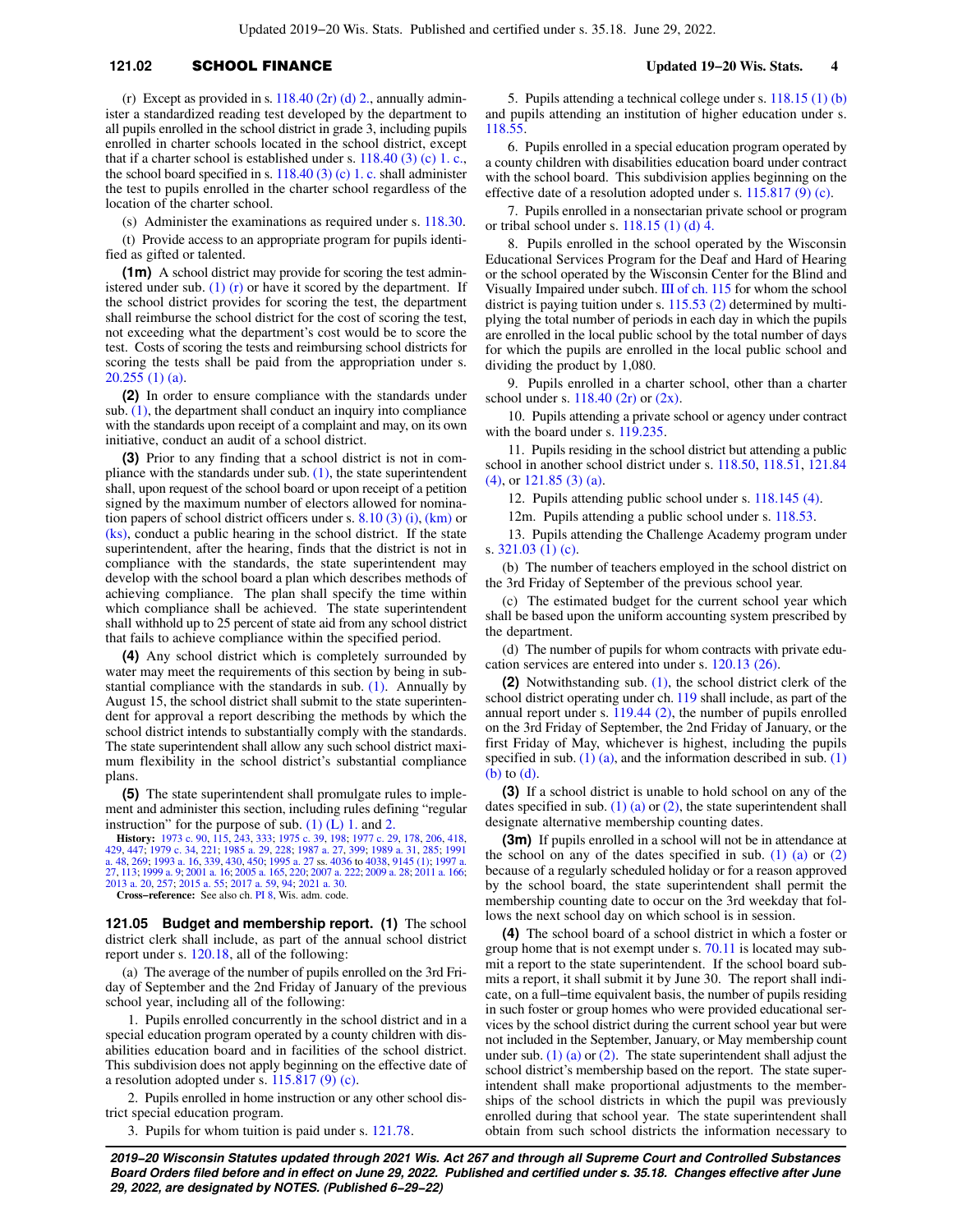(r) Except as provided in s. 118.40 (2r) (d) 2., annually administer a standardized reading test developed by the department to all pupils enrolled in the school district in grade 3, including pupils enrolled in charter schools located in the school district, except that if a charter school is established under s. 118.40 (3) (c) 1. c., the school board specified in s. 118.40 (3) (c) 1. c. shall administer the test to pupils enrolled in the charter school regardless of the location of the charter school.

(s) Administer the examinations as required under s. 118.30.

(t) Provide access to an appropriate program for pupils identified as gifted or talented.

**(1m)** A school district may provide for scoring the test administered under sub. (1) (r) or have it scored by the department. If the school district provides for scoring the test, the department shall reimburse the school district for the cost of scoring the test, not exceeding what the department's cost would be to score the test. Costs of scoring the tests and reimbursing school districts for scoring the tests shall be paid from the appropriation under s. 20.255 (1) (a).

**(2)** In order to ensure compliance with the standards under sub. (1), the department shall conduct an inquiry into compliance with the standards upon receipt of a complaint and may, on its own initiative, conduct an audit of a school district.

**(3)** Prior to any finding that a school district is not in compliance with the standards under sub. (1), the state superintendent shall, upon request of the school board or upon receipt of a petition signed by the maximum number of electors allowed for nomination papers of school district officers under s. 8.10 (3) (i), (km) or (ks), conduct a public hearing in the school district. If the state superintendent, after the hearing, finds that the district is not in compliance with the standards, the state superintendent may develop with the school board a plan which describes methods of achieving compliance. The plan shall specify the time within which compliance shall be achieved. The state superintendent shall withhold up to 25 percent of state aid from any school district that fails to achieve compliance within the specified period.

**(4)** Any school district which is completely surrounded by water may meet the requirements of this section by being in substantial compliance with the standards in sub. (1). Annually by August 15, the school district shall submit to the state superintendent for approval a report describing the methods by which the school district intends to substantially comply with the standards. The state superintendent shall allow any such school district maximum flexibility in the school district's substantial compliance plans.

**(5)** The state superintendent shall promulgate rules to implement and administer this section, including rules defining "regular instruction" for the purpose of sub. (1) (L) 1. and 2.

**History:** 1973 c. 90, 115, 243, 333; 1975 c. 39, 198; 1977 c. 29, 178, 206, 418, 429, 447; 1979 c. 34, 221; 1985 a. 29, 228; 1987 a. 27, 399; 1989 a. 31, 285; 1991 a. 48, 269; 1993 a. 16, 339, 430, 450; 1995 a. 27 ss. 4036 to 4038, 9145 (1); 1997 a. 27, 113; 1999 a. 9; 2001 a. 16; 2005 a. 165, 220; 2007 a. 222; 2009 a. 28; 2011 a. 166; 2013 a. 20, 257; 2015 a. 55; 2017 a. 59, 94; 2021 a. 30.

**Cross-reference:** See also ch. PI 8, Wis. adm. code.

**121.05 Budget and membership report. (1)** The school district clerk shall include, as part of the annual school district report under s. 120.18, all of the following:

(a) The average of the number of pupils enrolled on the 3rd Friday of September and the 2nd Friday of January of the previous school year, including all of the following:

1. Pupils enrolled concurrently in the school district and in a special education program operated by a county children with disabilities education board and in facilities of the school district. This subdivision does not apply beginning on the effective date of a resolution adopted under s. 115.817 (9) (c).

2. Pupils enrolled in home instruction or any other school district special education program.

3. Pupils for whom tuition is paid under s. 121.78.

5. Pupils attending a technical college under s. 118.15 (1) (b) and pupils attending an institution of higher education under s. 118.55.

6. Pupils enrolled in a special education program operated by a county children with disabilities education board under contract with the school board. This subdivision applies beginning on the effective date of a resolution adopted under s. 115.817 (9) (c).

7. Pupils enrolled in a nonsectarian private school or program or tribal school under s. 118.15 (1) (d) 4.

8. Pupils enrolled in the school operated by the Wisconsin Educational Services Program for the Deaf and Hard of Hearing or the school operated by the Wisconsin Center for the Blind and Visually Impaired under subch. III of ch. 115 for whom the school district is paying tuition under s. 115.53 (2) determined by multiplying the total number of periods in each day in which the pupils are enrolled in the local public school by the total number of days for which the pupils are enrolled in the local public school and dividing the product by 1,080.

9. Pupils enrolled in a charter school, other than a charter school under s. 118.40 (2r) or (2x).

10. Pupils attending a private school or agency under contract with the board under s. 119.235.

11. Pupils residing in the school district but attending a public school in another school district under s. 118.50, 118.51, 121.84 (4), or 121.85 (3) (a).

12. Pupils attending public school under s. 118.145 (4).

12m. Pupils attending a public school under s. 118.53.

13. Pupils attending the Challenge Academy program under s. 321.03 (1) (c).

(b) The number of teachers employed in the school district on the 3rd Friday of September of the previous school year.

(c) The estimated budget for the current school year which shall be based upon the uniform accounting system prescribed by the department.

(d) The number of pupils for whom contracts with private education services are entered into under s. 120.13 (26).

**(2)** Notwithstanding sub. (1), the school district clerk of the school district operating under ch. 119 shall include, as part of the annual report under s. 119.44 (2), the number of pupils enrolled on the 3rd Friday of September, the 2nd Friday of January, or the first Friday of May, whichever is highest, including the pupils specified in sub. (1) (a), and the information described in sub. (1) (b) to (d).

**(3)** If a school district is unable to hold school on any of the dates specified in sub. (1) (a) or (2), the state superintendent shall designate alternative membership counting dates.

**(3m)** If pupils enrolled in a school will not be in attendance at the school on any of the dates specified in sub. (1) (a) or (2) because of a regularly scheduled holiday or for a reason approved by the school board, the state superintendent shall permit the membership counting date to occur on the 3rd weekday that follows the next school day on which school is in session.

**(4)** The school board of a school district in which a foster or group home that is not exempt under s. 70.11 is located may submit a report to the state superintendent. If the school board submits a report, it shall submit it by June 30. The report shall indicate, on a full-time equivalent basis, the number of pupils residing in such foster or group homes who were provided educational services by the school district during the current school year but were not included in the September, January, or May membership count under sub. (1) (a) or (2). The state superintendent shall adjust the school district's membership based on the report. The state superintendent shall make proportional adjustments to the memberships of the school districts in which the pupil was previously enrolled during that school year. The state superintendent shall obtain from such school districts the information necessary to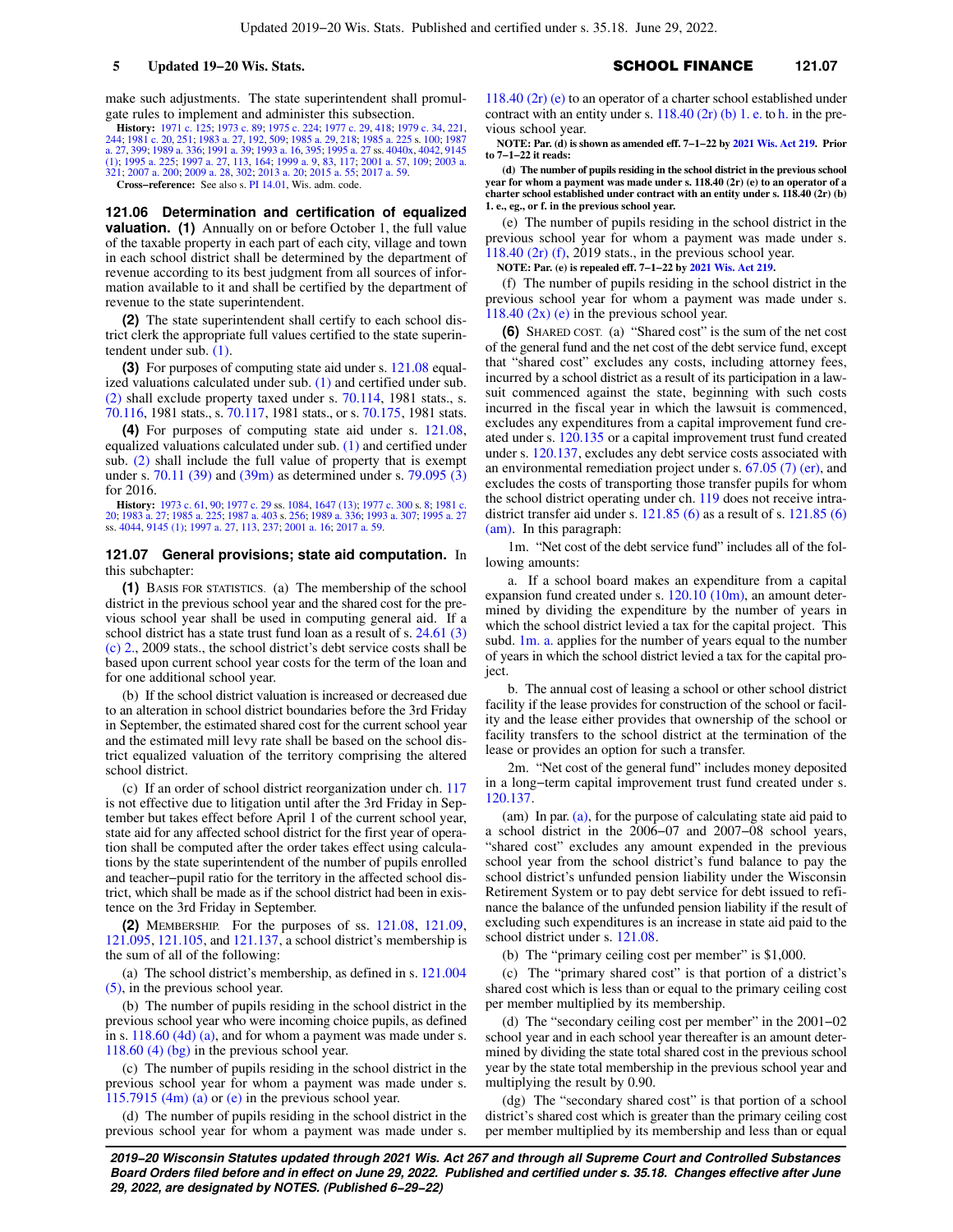make such adjustments. The state superintendent shall promulgate rules to implement and administer this subsection.

**History:** 1971 c. 125; 1973 c. 89; 1975 c. 224; 1977 c. 29, 418; 1979 c. 34, 221, 244; 1981 c. 20, 251; 1983 a. 27, 192, 509; 1985 a. 29, 218; 1985 a. 225 s. 100; 1987 a. 27, 399; 1989 a. 336; 1991 a. 39; 1993 a. 16, 395; 1995 a. 27 ss. 4040x, 4042, 9145 (1); 1995 a. 225; 1997 a. 27, 113, 164; 1999 a. 9, 83, 117; 2001 a. 57, 109; 2003 a. 321; 2007 a. 200; 2009 a. 28, 302; 2013 a. 20; 2015 a. 55; 2017 a. 59.

**Cross-reference:** See also s. PI 14.01, Wis. adm. code.

**121.06 Determination and certification of equalized valuation.** **(1)** Annually on or before October 1, the full value of the taxable property in each part of each city, village and town in each school district shall be determined by the department of revenue according to its best judgment from all sources of information available to it and shall be certified by the department of revenue to the state superintendent.

**(2)** The state superintendent shall certify to each school district clerk the appropriate full values certified to the state superintendent under sub. (1).

**(3)** For purposes of computing state aid under s. 121.08 equalized valuations calculated under sub. (1) and certified under sub. (2) shall exclude property taxed under s. 70.114, 1981 stats., s. 70.116, 1981 stats., s. 70.117, 1981 stats., or s. 70.175, 1981 stats.

**(4)** For purposes of computing state aid under s. 121.08, equalized valuations calculated under sub. (1) and certified under sub. (2) shall include the full value of property that is exempt under s. 70.11 (39) and (39m) as determined under s. 79.095 (3) for 2016.

**History:** 1973 c. 61, 90; 1977 c. 29 ss. 1084, 1647 (13); 1977 c. 300 s. 8; 1981 c. 20; 1983 a. 27; 1985 a. 225; 1987 a. 403 s. 256; 1989 a. 336; 1993 a. 307; 1995 a. 27 ss. 4044, 9145 (1); 1997 a. 27, 113, 237; 2001 a. 16; 2017 a. 59.

**121.07 General provisions; state aid computation.** In this subchapter:

**(1)** BASIS FOR STATISTICS. (a) The membership of the school district in the previous school year and the shared cost for the previous school year shall be used in computing general aid. If a school district has a state trust fund loan as a result of s. 24.61 (3) (c) 2., 2009 stats., the school district's debt service costs shall be based upon current school year costs for the term of the loan and for one additional school year.

(b) If the school district valuation is increased or decreased due to an alteration in school district boundaries before the 3rd Friday in September, the estimated shared cost for the current school year and the estimated mill levy rate shall be based on the school district equalized valuation of the territory comprising the altered school district.

(c) If an order of school district reorganization under ch. 117 is not effective due to litigation until after the 3rd Friday in September but takes effect before April 1 of the current school year, state aid for any affected school district for the first year of operation shall be computed after the order takes effect using calculations by the state superintendent of the number of pupils enrolled and teacher–pupil ratio for the territory in the affected school district, which shall be made as if the school district had been in existence on the 3rd Friday in September.

**(2)** MEMBERSHIP. For the purposes of ss. 121.08, 121.09, 121.095, 121.105, and 121.137, a school district's membership is the sum of all of the following:

(a) The school district's membership, as defined in s. 121.004 (5), in the previous school year.

(b) The number of pupils residing in the school district in the previous school year who were incoming choice pupils, as defined in s. 118.60 (4d) (a), and for whom a payment was made under s. 118.60 (4) (bg) in the previous school year.

(c) The number of pupils residing in the school district in the previous school year for whom a payment was made under s. 115.7915 (4m) (a) or (e) in the previous school year.

(d) The number of pupils residing in the school district in the previous school year for whom a payment was made under s. 118.40 (2r) (e) to an operator of a charter school established under contract with an entity under s. 118.40 (2r) (b) 1. e. to h. in the previous school year.

**NOTE: Par. (d) is shown as amended eff. 7–1–22 by 2021 Wis. Act 219. Prior to 7–1–22 it reads:**

**(d) The number of pupils residing in the school district in the previous school year for whom a payment was made under s. 118.40 (2r) (e) to an operator of a charter school established under contract with an entity under s. 118.40 (2r) (b) 1. e., eg., or f. in the previous school year.**

(e) The number of pupils residing in the school district in the previous school year for whom a payment was made under s. 118.40 (2r) (f), 2019 stats., in the previous school year.

**NOTE: Par. (e) is repealed eff. 7–1–22 by 2021 Wis. Act 219.**

(f) The number of pupils residing in the school district in the previous school year for whom a payment was made under s. 118.40 (2x) (e) in the previous school year.

**(6)** SHARED COST. (a) "Shared cost" is the sum of the net cost of the general fund and the net cost of the debt service fund, except that "shared cost" excludes any costs, including attorney fees, incurred by a school district as a result of its participation in a lawsuit commenced against the state, beginning with such costs incurred in the fiscal year in which the lawsuit is commenced, excludes any expenditures from a capital improvement fund created under s. 120.135 or a capital improvement trust fund created under s. 120.137, excludes any debt service costs associated with an environmental remediation project under s. 67.05 (7) (er), and excludes the costs of transporting those transfer pupils for whom the school district operating under ch. 119 does not receive intradistrict transfer aid under s. 121.85 (6) as a result of s. 121.85 (6) (am). In this paragraph:

1m. "Net cost of the debt service fund" includes all of the following amounts:

a. If a school board makes an expenditure from a capital expansion fund created under s. 120.10 (10m), an amount determined by dividing the expenditure by the number of years in which the school district levied a tax for the capital project. This subd. 1m. a. applies for the number of years equal to the number of years in which the school district levied a tax for the capital project.

b. The annual cost of leasing a school or other school district facility if the lease provides for construction of the school or facility and the lease either provides that ownership of the school or facility transfers to the school district at the termination of the lease or provides an option for such a transfer.

2m. "Net cost of the general fund" includes money deposited in a long–term capital improvement trust fund created under s. 120.137.

(am) In par. (a), for the purpose of calculating state aid paid to a school district in the 2006–07 and 2007–08 school years, "shared cost" excludes any amount expended in the previous school year from the school district's fund balance to pay the school district's unfunded pension liability under the Wisconsin Retirement System or to pay debt service for debt issued to refinance the balance of the unfunded pension liability if the result of excluding such expenditures is an increase in state aid paid to the school district under s. 121.08.

(b) The "primary ceiling cost per member" is $1,000.

(c) The "primary shared cost" is that portion of a district's shared cost which is less than or equal to the primary ceiling cost per member multiplied by its membership.

(d) The "secondary ceiling cost per member" in the 2001–02 school year and in each school year thereafter is an amount determined by dividing the state total shared cost in the previous school year by the state total membership in the previous school year and multiplying the result by 0.90.

(dg) The "secondary shared cost" is that portion of a school district's shared cost which is greater than the primary ceiling cost per member multiplied by its membership and less than or equal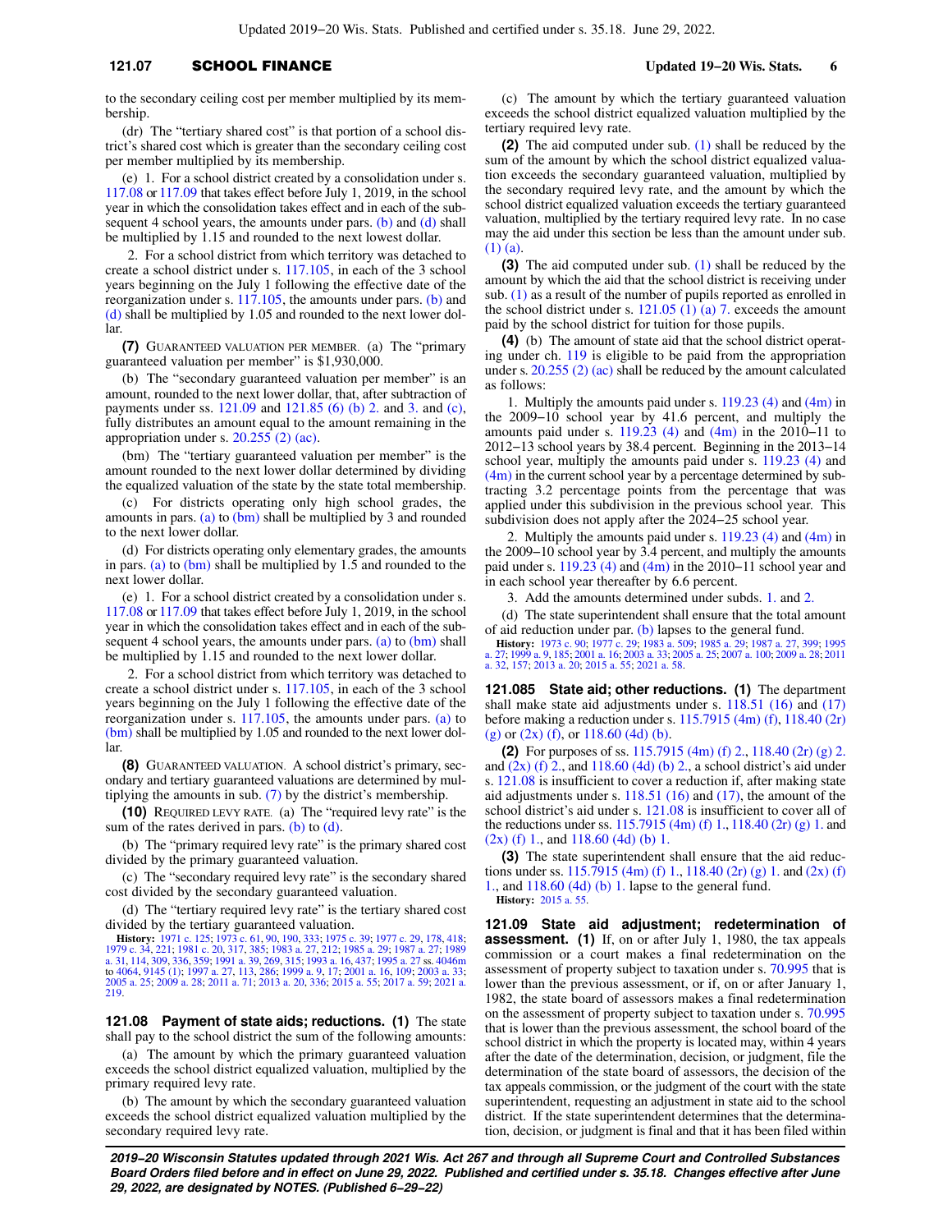to the secondary ceiling cost per member multiplied by its membership.

(dr) The "tertiary shared cost" is that portion of a school district's shared cost which is greater than the secondary ceiling cost per member multiplied by its membership.

(e) 1. For a school district created by a consolidation under s. 117.08 or 117.09 that takes effect before July 1, 2019, in the school year in which the consolidation takes effect and in each of the subsequent 4 school years, the amounts under pars. (b) and (d) shall be multiplied by 1.15 and rounded to the next lowest dollar.

2. For a school district from which territory was detached to create a school district under s. 117.105, in each of the 3 school years beginning on the July 1 following the effective date of the reorganization under s. 117.105, the amounts under pars. (b) and (d) shall be multiplied by 1.05 and rounded to the next lower dollar.

**(7)** GUARANTEED VALUATION PER MEMBER. (a) The "primary guaranteed valuation per member" is $1,930,000.

(b) The "secondary guaranteed valuation per member" is an amount, rounded to the next lower dollar, that, after subtraction of payments under ss. 121.09 and 121.85 (6) (b) 2. and 3. and (c), fully distributes an amount equal to the amount remaining in the appropriation under s. 20.255 (2) (ac).

(bm) The "tertiary guaranteed valuation per member" is the amount rounded to the next lower dollar determined by dividing the equalized valuation of the state by the state total membership.

(c) For districts operating only high school grades, the amounts in pars. (a) to (bm) shall be multiplied by 3 and rounded to the next lower dollar.

(d) For districts operating only elementary grades, the amounts in pars. (a) to (bm) shall be multiplied by 1.5 and rounded to the next lower dollar.

(e) 1. For a school district created by a consolidation under s. 117.08 or 117.09 that takes effect before July 1, 2019, in the school year in which the consolidation takes effect and in each of the subsequent 4 school years, the amounts under pars. (a) to (bm) shall be multiplied by 1.15 and rounded to the next lower dollar.

2. For a school district from which territory was detached to create a school district under s. 117.105, in each of the 3 school years beginning on the July 1 following the effective date of the reorganization under s. 117.105, the amounts under pars. (a) to (bm) shall be multiplied by 1.05 and rounded to the next lower dollar.

**(8)** GUARANTEED VALUATION. A school district's primary, secondary and tertiary guaranteed valuations are determined by multiplying the amounts in sub. (7) by the district's membership.

**(10)** REQUIRED LEVY RATE. (a) The "required levy rate" is the sum of the rates derived in pars. (b) to (d).

(b) The "primary required levy rate" is the primary shared cost divided by the primary guaranteed valuation.

(c) The "secondary required levy rate" is the secondary shared cost divided by the secondary guaranteed valuation.

(d) The "tertiary required levy rate" is the tertiary shared cost divided by the tertiary guaranteed valuation.

**History:** 1971 c. 125; 1973 c. 61, 90, 190, 333; 1975 c. 39; 1977 c. 29, 178, 418; 1979 c. 34, 221; 1981 c. 20, 317, 385; 1983 a. 27, 212; 1985 a. 29; 1987 a. 27; 1989 a. 31, 114, 309, 336, 359; 1991 a. 39, 269, 315; 1993 a. 16, 437; 1995 a. 27 ss. 4046m to 4064, 9145 (1); 1997 a. 27, 113, 286; 1999 a. 9, 17; 2001 a. 16, 109; 2003 a. 33; 2005 a. 25; 2009 a. 28; 2011 a. 71; 2013 a. 20, 336; 2015 a. 55; 2017 a. 59; 2021 a. 219.

**121.08 Payment of state aids; reductions.** **(1)** The state shall pay to the school district the sum of the following amounts:

(a) The amount by which the primary guaranteed valuation exceeds the school district equalized valuation, multiplied by the primary required levy rate.

(b) The amount by which the secondary guaranteed valuation exceeds the school district equalized valuation multiplied by the secondary required levy rate.

(c) The amount by which the tertiary guaranteed valuation exceeds the school district equalized valuation multiplied by the tertiary required levy rate.

**(2)** The aid computed under sub. (1) shall be reduced by the sum of the amount by which the school district equalized valuation exceeds the secondary guaranteed valuation, multiplied by the secondary required levy rate, and the amount by which the school district equalized valuation exceeds the tertiary guaranteed valuation, multiplied by the tertiary required levy rate. In no case may the aid under this section be less than the amount under sub. (1) (a).

**(3)** The aid computed under sub. (1) shall be reduced by the amount by which the aid that the school district is receiving under sub. (1) as a result of the number of pupils reported as enrolled in the school district under s. 121.05 (1) (a) 7. exceeds the amount paid by the school district for tuition for those pupils.

**(4)** (b) The amount of state aid that the school district operating under ch. 119 is eligible to be paid from the appropriation under s. 20.255 (2) (ac) shall be reduced by the amount calculated as follows:

1. Multiply the amounts paid under s. 119.23 (4) and (4m) in the 2009−10 school year by 41.6 percent, and multiply the amounts paid under s. 119.23 (4) and (4m) in the 2010−11 to 2012−13 school years by 38.4 percent. Beginning in the 2013−14 school year, multiply the amounts paid under s. 119.23 (4) and (4m) in the current school year by a percentage determined by subtracting 3.2 percentage points from the percentage that was applied under this subdivision in the previous school year. This subdivision does not apply after the 2024−25 school year.

2. Multiply the amounts paid under s. 119.23 (4) and (4m) in the 2009−10 school year by 3.4 percent, and multiply the amounts paid under s. 119.23 (4) and (4m) in the 2010−11 school year and in each school year thereafter by 6.6 percent.

3. Add the amounts determined under subds. 1. and 2.

(d) The state superintendent shall ensure that the total amount of aid reduction under par. (b) lapses to the general fund.

**History:** 1973 c. 90; 1977 c. 29; 1983 a. 509; 1985 a. 29; 1987 a. 27, 399; 1995 a. 27; 1999 a. 9, 185; 2001 a. 16; 2003 a. 33; 2005 a. 25; 2007 a. 100; 2009 a. 28; 2011 a. 32, 157; 2013 a. 20; 2015 a. 55; 2021 a. 58.

**121.085 State aid; other reductions.** **(1)** The department shall make state aid adjustments under s. 118.51 (16) and (17) before making a reduction under s. 115.7915 (4m) (f), 118.40 (2r) (g) or (2x) (f), or 118.60 (4d) (b).

**(2)** For purposes of ss. 115.7915 (4m) (f) 2., 118.40 (2r) (g) 2. and (2x) (f) 2., and 118.60 (4d) (b) 2., a school district's aid under s. 121.08 is insufficient to cover a reduction if, after making state aid adjustments under s. 118.51 (16) and (17), the amount of the school district's aid under s. 121.08 is insufficient to cover all of the reductions under ss. 115.7915 (4m) (f) 1., 118.40 (2r) (g) 1. and (2x) (f) 1., and 118.60 (4d) (b) 1.

**(3)** The state superintendent shall ensure that the aid reductions under ss. 115.7915 (4m) (f) 1., 118.40 (2r) (g) 1. and (2x) (f) 1., and 118.60 (4d) (b) 1. lapse to the general fund.

**History:** 2015 a. 55.

**121.09 State aid adjustment; redetermination of assessment.** **(1)** If, on or after July 1, 1980, the tax appeals commission or a court makes a final redetermination on the assessment of property subject to taxation under s. 70.995 that is lower than the previous assessment, or if, on or after January 1, 1982, the state board of assessors makes a final redetermination on the assessment of property subject to taxation under s. 70.995 that is lower than the previous assessment, the school board of the school district in which the property is located may, within 4 years after the date of the determination, decision, or judgment, file the determination of the state board of assessors, the decision of the tax appeals commission, or the judgment of the court with the state superintendent, requesting an adjustment in state aid to the school district. If the state superintendent determines that the determination, decision, or judgment is final and that it has been filed within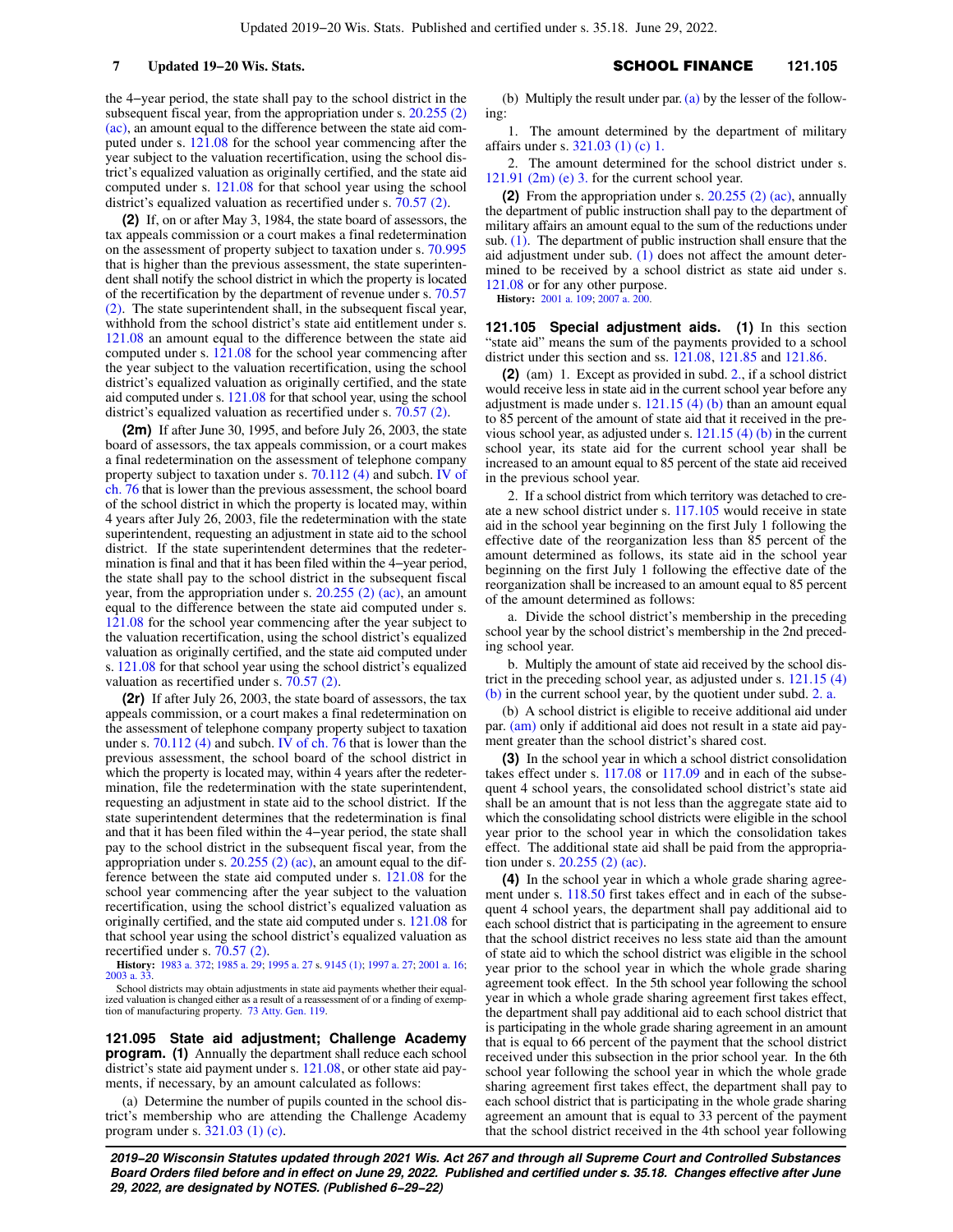the 4−year period, the state shall pay to the school district in the subsequent fiscal year, from the appropriation under s. 20.255 (2) (ac), an amount equal to the difference between the state aid computed under s. 121.08 for the school year commencing after the year subject to the valuation recertification, using the school district's equalized valuation as originally certified, and the state aid computed under s. 121.08 for that school year using the school district's equalized valuation as recertified under s. 70.57 (2).

**(2)** If, on or after May 3, 1984, the state board of assessors, the tax appeals commission or a court makes a final redetermination on the assessment of property subject to taxation under s. 70.995 that is higher than the previous assessment, the state superintendent shall notify the school district in which the property is located of the recertification by the department of revenue under s. 70.57 (2). The state superintendent shall, in the subsequent fiscal year, withhold from the school district's state aid entitlement under s. 121.08 an amount equal to the difference between the state aid computed under s. 121.08 for the school year commencing after the year subject to the valuation recertification, using the school district's equalized valuation as originally certified, and the state aid computed under s. 121.08 for that school year, using the school district's equalized valuation as recertified under s. 70.57 (2).

**(2m)** If after June 30, 1995, and before July 26, 2003, the state board of assessors, the tax appeals commission, or a court makes a final redetermination on the assessment of telephone company property subject to taxation under s. 70.112 (4) and subch. IV of ch. 76 that is lower than the previous assessment, the school board of the school district in which the property is located may, within 4 years after July 26, 2003, file the redetermination with the state superintendent, requesting an adjustment in state aid to the school district. If the state superintendent determines that the redetermination is final and that it has been filed within the 4−year period, the state shall pay to the school district in the subsequent fiscal year, from the appropriation under s. 20.255 (2) (ac), an amount equal to the difference between the state aid computed under s. 121.08 for the school year commencing after the year subject to the valuation recertification, using the school district's equalized valuation as originally certified, and the state aid computed under s. 121.08 for that school year using the school district's equalized valuation as recertified under s. 70.57 (2).

**(2r)** If after July 26, 2003, the state board of assessors, the tax appeals commission, or a court makes a final redetermination on the assessment of telephone company property subject to taxation under s. 70.112 (4) and subch. IV of ch. 76 that is lower than the previous assessment, the school board of the school district in which the property is located may, within 4 years after the redetermination, file the redetermination with the state superintendent, requesting an adjustment in state aid to the school district. If the state superintendent determines that the redetermination is final and that it has been filed within the 4−year period, the state shall pay to the school district in the subsequent fiscal year, from the appropriation under s. 20.255 (2) (ac), an amount equal to the difference between the state aid computed under s. 121.08 for the school year commencing after the year subject to the valuation recertification, using the school district's equalized valuation as originally certified, and the state aid computed under s. 121.08 for that school year using the school district's equalized valuation as recertified under s. 70.57 (2).

**History:** 1983 a. 372; 1985 a. 29; 1995 a. 27 s. 9145 (1); 1997 a. 27; 2001 a. 16; 2003 a. 33.

School districts may obtain adjustments in state aid payments whether their equalized valuation is changed either as a result of a reassessment of or a finding of exemption of manufacturing property. 73 Atty. Gen. 119.

**121.095 State aid adjustment; Challenge Academy program. (1)** Annually the department shall reduce each school district's state aid payment under s. 121.08, or other state aid payments, if necessary, by an amount calculated as follows:

(a) Determine the number of pupils counted in the school district's membership who are attending the Challenge Academy program under s. 321.03 (1) (c).

(b) Multiply the result under par. (a) by the lesser of the following:

1. The amount determined by the department of military affairs under s. 321.03 (1) (c) 1.

2. The amount determined for the school district under s. 121.91 (2m) (e) 3. for the current school year.

**(2)** From the appropriation under s. 20.255 (2) (ac), annually the department of public instruction shall pay to the department of military affairs an amount equal to the sum of the reductions under sub. (1). The department of public instruction shall ensure that the aid adjustment under sub. (1) does not affect the amount determined to be received by a school district as state aid under s. 121.08 or for any other purpose.

**History:** 2001 a. 109; 2007 a. 200.

**121.105 Special adjustment aids. (1)** In this section "state aid" means the sum of the payments provided to a school district under this section and ss. 121.08, 121.85 and 121.86.

**(2)** (am) 1. Except as provided in subd. 2., if a school district would receive less in state aid in the current school year before any adjustment is made under s. 121.15 (4) (b) than an amount equal to 85 percent of the amount of state aid that it received in the previous school year, as adjusted under s. 121.15 (4) (b) in the current school year, its state aid for the current school year shall be increased to an amount equal to 85 percent of the state aid received in the previous school year.

2. If a school district from which territory was detached to create a new school district under s. 117.105 would receive in state aid in the school year beginning on the first July 1 following the effective date of the reorganization less than 85 percent of the amount determined as follows, its state aid in the school year beginning on the first July 1 following the effective date of the reorganization shall be increased to an amount equal to 85 percent of the amount determined as follows:

a. Divide the school district's membership in the preceding school year by the school district's membership in the 2nd preceding school year.

b. Multiply the amount of state aid received by the school district in the preceding school year, as adjusted under s. 121.15 (4) (b) in the current school year, by the quotient under subd. 2. a.

(b) A school district is eligible to receive additional aid under par. (am) only if additional aid does not result in a state aid payment greater than the school district's shared cost.

**(3)** In the school year in which a school district consolidation takes effect under s. 117.08 or 117.09 and in each of the subsequent 4 school years, the consolidated school district's state aid shall be an amount that is not less than the aggregate state aid to which the consolidating school districts were eligible in the school year prior to the school year in which the consolidation takes effect. The additional state aid shall be paid from the appropriation under s. 20.255 (2) (ac).

**(4)** In the school year in which a whole grade sharing agreement under s. 118.50 first takes effect and in each of the subsequent 4 school years, the department shall pay additional aid to each school district that is participating in the agreement to ensure that the school district receives no less state aid than the amount of state aid to which the school district was eligible in the school year prior to the school year in which the whole grade sharing agreement took effect. In the 5th school year following the school year in which a whole grade sharing agreement first takes effect, the department shall pay additional aid to each school district that is participating in the whole grade sharing agreement in an amount that is equal to 66 percent of the payment that the school district received under this subsection in the prior school year. In the 6th school year following the school year in which the whole grade sharing agreement first takes effect, the department shall pay to each school district that is participating in the whole grade sharing agreement an amount that is equal to 33 percent of the payment that the school district received in the 4th school year following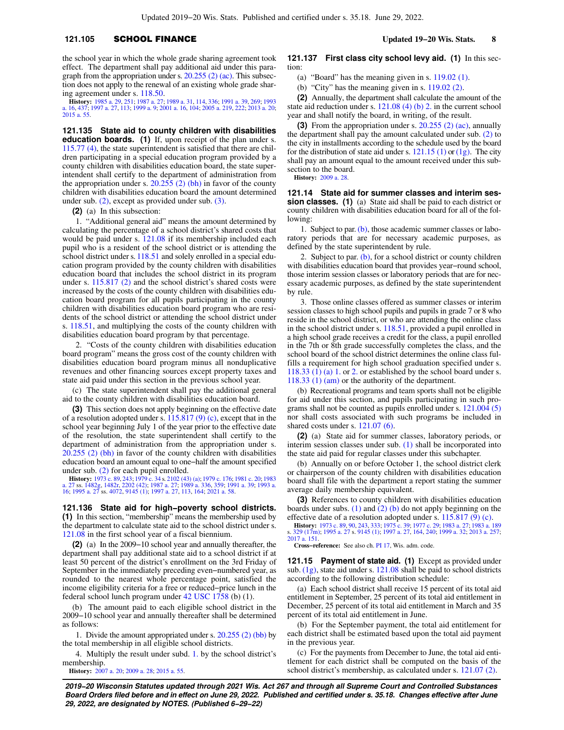the school year in which the whole grade sharing agreement took effect. The department shall pay additional aid under this paragraph from the appropriation under s. 20.255 (2) (ac). This subsection does not apply to the renewal of an existing whole grade sharing agreement under s. 118.50.

**History:** 1985 a. 29, 251; 1987 a. 27; 1989 a. 31, 114, 336; 1991 a. 39, 269; 1993 a. 16, 437; 1997 a. 27, 113; 1999 a. 9; 2001 a. 16, 104; 2005 a. 219, 222; 2013 a. 20; 2015 a. 55.

**121.135 State aid to county children with disabilities education boards. (1)** If, upon receipt of the plan under s. 115.77 (4), the state superintendent is satisfied that there are children participating in a special education program provided by a county children with disabilities education board, the state superintendent shall certify to the department of administration from the appropriation under s. 20.255 (2) (bh) in favor of the county children with disabilities education board the amount determined under sub. (2), except as provided under sub. (3).

**(2)** (a) In this subsection:

1. "Additional general aid" means the amount determined by calculating the percentage of a school district's shared costs that would be paid under s. 121.08 if its membership included each pupil who is a resident of the school district or is attending the school district under s. 118.51 and solely enrolled in a special education program provided by the county children with disabilities education board that includes the school district in its program under s. 115.817 (2) and the school district's shared costs were increased by the costs of the county children with disabilities education board program for all pupils participating in the county children with disabilities education board program who are residents of the school district or attending the school district under s. 118.51, and multiplying the costs of the county children with disabilities education board program by that percentage.

2. "Costs of the county children with disabilities education board program" means the gross cost of the county children with disabilities education board program minus all nonduplicative revenues and other financing sources except property taxes and state aid paid under this section in the previous school year.

(c) The state superintendent shall pay the additional general aid to the county children with disabilities education board.

**(3)** This section does not apply beginning on the effective date of a resolution adopted under s. 115.817 (9) (c), except that in the school year beginning July 1 of the year prior to the effective date of the resolution, the state superintendent shall certify to the department of administration from the appropriation under s. 20.255 (2) (bh) in favor of the county children with disabilities education board an amount equal to one–half the amount specified under sub. (2) for each pupil enrolled.

**History:** 1973 c. 89, 243; 1979 c. 34 s. 2102 (43) (a); 1979 c. 176; 1981 c. 20; 1983 a. 27 ss. 1482g, 1482r, 2202 (42); 1987 a. 27; 1989 a. 336, 359; 1991 a. 39; 1993 a. 16; 1995 a. 27 ss. 4072, 9145 (1); 1997 a. 27, 113, 164; 2021 a. 58.

**121.136 State aid for high–poverty school districts. (1)** In this section, "membership" means the membership used by the department to calculate state aid to the school district under s. 121.08 in the first school year of a fiscal biennium.

**(2)** (a) In the 2009–10 school year and annually thereafter, the department shall pay additional state aid to a school district if at least 50 percent of the district's enrollment on the 3rd Friday of September in the immediately preceding even–numbered year, as rounded to the nearest whole percentage point, satisfied the income eligibility criteria for a free or reduced–price lunch in the federal school lunch program under 42 USC 1758 (b) (1).

(b) The amount paid to each eligible school district in the 2009–10 school year and annually thereafter shall be determined as follows:

1. Divide the amount appropriated under s. 20.255 (2) (bb) by the total membership in all eligible school districts.

4. Multiply the result under subd. 1. by the school district's membership.

**History:** 2007 a. 20; 2009 a. 28; 2015 a. 55.

**121.137 First class city school levy aid. (1)** In this section:

(a) "Board" has the meaning given in s. 119.02 (1).

(b) "City" has the meaning given in s. 119.02 (2).

**(2)** Annually, the department shall calculate the amount of the state aid reduction under s. 121.08 (4) (b) 2. in the current school year and shall notify the board, in writing, of the result.

**(3)** From the appropriation under s. 20.255 (2) (ac), annually the department shall pay the amount calculated under sub. (2) to the city in installments according to the schedule used by the board for the distribution of state aid under s. 121.15 (1) or (1g). The city shall pay an amount equal to the amount received under this subsection to the board.

**History:** 2009 a. 28.

**121.14 State aid for summer classes and interim session classes. (1)** (a) State aid shall be paid to each district or county children with disabilities education board for all of the following:

1. Subject to par. (b), those academic summer classes or laboratory periods that are for necessary academic purposes, as defined by the state superintendent by rule.

2. Subject to par. (b), for a school district or county children with disabilities education board that provides year–round school, those interim session classes or laboratory periods that are for necessary academic purposes, as defined by the state superintendent by rule.

3. Those online classes offered as summer classes or interim session classes to high school pupils and pupils in grade 7 or 8 who reside in the school district, or who are attending the online class in the school district under s. 118.51, provided a pupil enrolled in a high school grade receives a credit for the class, a pupil enrolled in the 7th or 8th grade successfully completes the class, and the school board of the school district determines the online class fulfills a requirement for high school graduation specified under s. 118.33 (1) (a) 1. or 2. or established by the school board under s. 118.33 (1) (am) or the authority of the department.

(b) Recreational programs and team sports shall not be eligible for aid under this section, and pupils participating in such programs shall not be counted as pupils enrolled under s. 121.004 (5) nor shall costs associated with such programs be included in shared costs under s. 121.07 (6).

**(2)** (a) State aid for summer classes, laboratory periods, or interim session classes under sub. (1) shall be incorporated into the state aid paid for regular classes under this subchapter.

(b) Annually on or before October 1, the school district clerk or chairperson of the county children with disabilities education board shall file with the department a report stating the summer average daily membership equivalent.

**(3)** References to county children with disabilities education boards under subs. (1) and (2) (b) do not apply beginning on the effective date of a resolution adopted under s. 115.817 (9) (c).

**History:** 1973 c. 89, 90, 243, 333; 1975 c. 39; 1977 c. 29; 1983 a. 27; 1983 a. 189 s. 329 (17m); 1995 a. 27 s. 9145 (1); 1997 a. 27, 164, 240; 1999 a. 32; 2013 a. 257; 2017 a. 151.

**Cross–reference:** See also ch. PI 17, Wis. adm. code.

**121.15 Payment of state aid. (1)** Except as provided under sub. (1g), state aid under s. 121.08 shall be paid to school districts according to the following distribution schedule:

(a) Each school district shall receive 15 percent of its total aid entitlement in September, 25 percent of its total aid entitlement in December, 25 percent of its total aid entitlement in March and 35 percent of its total aid entitlement in June.

(b) For the September payment, the total aid entitlement for each district shall be estimated based upon the total aid payment in the previous year.

(c) For the payments from December to June, the total aid entitlement for each district shall be computed on the basis of the school district's membership, as calculated under s. 121.07 (2).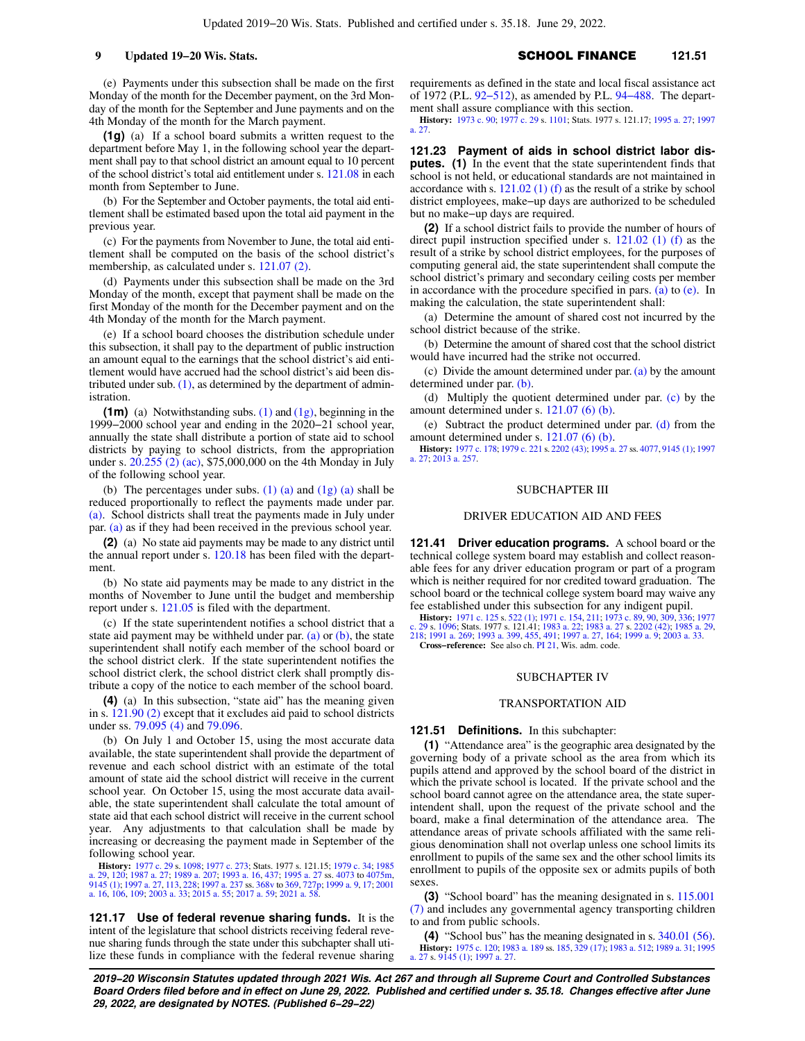(e) Payments under this subsection shall be made on the first Monday of the month for the December payment, on the 3rd Monday of the month for the September and June payments and on the 4th Monday of the month for the March payment.

**(1g)** (a) If a school board submits a written request to the department before May 1, in the following school year the department shall pay to that school district an amount equal to 10 percent of the school district's total aid entitlement under s. 121.08 in each month from September to June.

(b) For the September and October payments, the total aid entitlement shall be estimated based upon the total aid payment in the previous year.

(c) For the payments from November to June, the total aid entitlement shall be computed on the basis of the school district's membership, as calculated under s. 121.07 (2).

(d) Payments under this subsection shall be made on the 3rd Monday of the month, except that payment shall be made on the first Monday of the month for the December payment and on the 4th Monday of the month for the March payment.

(e) If a school board chooses the distribution schedule under this subsection, it shall pay to the department of public instruction an amount equal to the earnings that the school district's aid entitlement would have accrued had the school district's aid been distributed under sub. (1), as determined by the department of administration.

**(1m)** (a) Notwithstanding subs. (1) and (1g), beginning in the 1999−2000 school year and ending in the 2020−21 school year, annually the state shall distribute a portion of state aid to school districts by paying to school districts, from the appropriation under s. 20.255 (2) (ac), $75,000,000 on the 4th Monday in July of the following school year.

(b) The percentages under subs. (1) (a) and (1g) (a) shall be reduced proportionally to reflect the payments made under par. (a). School districts shall treat the payments made in July under par. (a) as if they had been received in the previous school year.

**(2)** (a) No state aid payments may be made to any district until the annual report under s. 120.18 has been filed with the department.

(b) No state aid payments may be made to any district in the months of November to June until the budget and membership report under s. 121.05 is filed with the department.

(c) If the state superintendent notifies a school district that a state aid payment may be withheld under par. (a) or (b), the state superintendent shall notify each member of the school board or the school district clerk. If the state superintendent notifies the school district clerk, the school district clerk shall promptly distribute a copy of the notice to each member of the school board.

**(4)** (a) In this subsection, "state aid" has the meaning given in s. 121.90 (2) except that it excludes aid paid to school districts under ss. 79.095 (4) and 79.096.

(b) On July 1 and October 15, using the most accurate data available, the state superintendent shall provide the department of revenue and each school district with an estimate of the total amount of state aid the school district will receive in the current school year. On October 15, using the most accurate data available, the state superintendent shall calculate the total amount of state aid that each school district will receive in the current school year. Any adjustments to that calculation shall be made by increasing or decreasing the payment made in September of the following school year.

**History:** 1977 c. 29 s. 1098; 1977 c. 273; Stats. 1977 s. 121.15; 1979 c. 34; 1985 a. 29, 120; 1987 a. 27; 1989 a. 207; 1993 a. 16, 437; 1995 a. 27 ss. 4073 to 4075m, 9145 (1); 1997 a. 27, 113, 228; 1997 a. 237 ss. 368v to 369, 727p; 1999 a. 9, 17; 2001 a. 16, 106, 109; 2003 a. 33; 2015 a. 55; 2017 a. 59; 2021 a. 58.

**121.17 Use of federal revenue sharing funds.** It is the intent of the legislature that school districts receiving federal revenue sharing funds through the state under this subchapter shall utilize these funds in compliance with the federal revenue sharing requirements as defined in the state and local fiscal assistance act of 1972 (P.L. 92−512), as amended by P.L. 94−488. The department shall assure compliance with this section.

**History:** 1973 c. 90; 1977 c. 29 s. 1101; Stats. 1977 s. 121.17; 1995 a. 27; 1997 a. 27.

**121.23 Payment of aids in school district labor disputes. (1)** In the event that the state superintendent finds that school is not held, or educational standards are not maintained in accordance with s. 121.02 (1) (f) as the result of a strike by school district employees, make−up days are authorized to be scheduled but no make−up days are required.

**(2)** If a school district fails to provide the number of hours of direct pupil instruction specified under s. 121.02 (1) (f) as the result of a strike by school district employees, for the purposes of computing general aid, the state superintendent shall compute the school district's primary and secondary ceiling costs per member in accordance with the procedure specified in pars. (a) to (e). In making the calculation, the state superintendent shall:

(a) Determine the amount of shared cost not incurred by the school district because of the strike.

(b) Determine the amount of shared cost that the school district would have incurred had the strike not occurred.

(c) Divide the amount determined under par. (a) by the amount determined under par. (b).

(d) Multiply the quotient determined under par. (c) by the amount determined under s. 121.07 (6) (b).

(e) Subtract the product determined under par. (d) from the amount determined under s. 121.07 (6) (b).

**History:** 1977 c. 178; 1979 c. 221 s. 2202 (43); 1995 a. 27 ss. 4077, 9145 (1); 1997 a. 27; 2013 a. 257.

## SUBCHAPTER III

## DRIVER EDUCATION AID AND FEES

**121.41 Driver education programs.** A school board or the technical college system board may establish and collect reasonable fees for any driver education program or part of a program which is neither required for nor credited toward graduation. The school board or the technical college system board may waive any fee established under this subsection for any indigent pupil.

**History:** 1971 c. 125 s. 522 (1); 1971 c. 154, 211; 1973 c. 89, 90, 309, 336; 1977 c. 29 s. 1096; Stats. 1977 s. 121.41; 1983 a. 22; 1983 a. 27 s. 2202 (42); 1985 a. 29, 218; 1991 a. 269; 1993 a. 399, 455, 491; 1997 a. 27, 164; 1999 a. 9; 2003 a. 33.

**Cross−reference:** See also ch. PI 21, Wis. adm. code.

## SUBCHAPTER IV

## TRANSPORTATION AID

**121.51 Definitions.** In this subchapter:

**(1)** "Attendance area" is the geographic area designated by the governing body of a private school as the area from which its pupils attend and approved by the school board of the district in which the private school is located. If the private school and the school board cannot agree on the attendance area, the state superintendent shall, upon the request of the private school and the board, make a final determination of the attendance area. The attendance areas of private schools affiliated with the same religious denomination shall not overlap unless one school limits its enrollment to pupils of the same sex and the other school limits its enrollment to pupils of the opposite sex or admits pupils of both sexes.

**(3)** "School board" has the meaning designated in s. 115.001 (7) and includes any governmental agency transporting children to and from public schools.

**(4)** "School bus" has the meaning designated in s. 340.01 (56).

**History:** 1975 c. 120; 1983 a. 189 ss. 185, 329 (17); 1983 a. 512; 1989 a. 31; 1995 a. 27 s. 9145 (1); 1997 a. 27.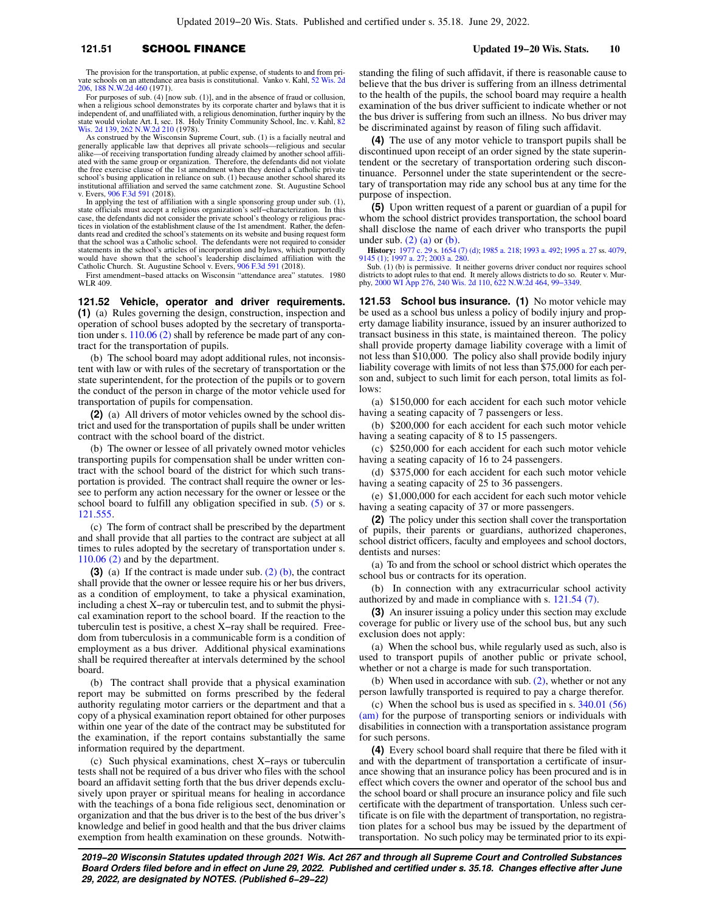The provision for the transportation, at public expense, of students to and from private schools on an attendance area basis is constitutional. Vanko v. Kahl, 52 Wis. 2d 206, 188 N.W.2d 460 (1971).

For purposes of sub. (4) [now sub. (1)], and in the absence of fraud or collusion, when a religious school demonstrates by its corporate charter and bylaws that it is independent of, and unaffiliated with, a religious denomination, further inquiry by the state would violate Art. I, sec. 18. Holy Trinity Community School, Inc. v. Kahl, 82 Wis. 2d 139, 262 N.W.2d 210 (1978).

As construed by the Wisconsin Supreme Court, sub. (1) is a facially neutral and generally applicable law that deprives all private schools—religious and secular alike—of receiving transportation funding already claimed by another school affiliated with the same group or organization. Therefore, the defendants did not violate the free exercise clause of the 1st amendment when they denied a Catholic private school's busing application in reliance on sub. (1) because another school shared its institutional affiliation and served the same catchment zone. St. Augustine School v. Evers, 906 F.3d 591 (2018).

In applying the test of affiliation with a single sponsoring group under sub. (1), state officials must accept a religious organization's self-characterization. In this case, the defendants did not consider the private school's theology or religious practices in violation of the establishment clause of the 1st amendment. Rather, the defendants read and credited the school's statements on its website and busing request form that the school was a Catholic school. The defendants were not required to consider statements in the school's articles of incorporation and bylaws, which purportedly would have shown that the school's leadership disclaimed affiliation with the Catholic Church. St. Augustine School v. Evers, 906 F.3d 591 (2018).

First amendment-based attacks on Wisconsin "attendance area" statutes. 1980 WLR 409.

**121.52 Vehicle, operator and driver requirements.** **(1)** (a) Rules governing the design, construction, inspection and operation of school buses adopted by the secretary of transportation under s. 110.06 (2) shall by reference be made part of any contract for the transportation of pupils.

(b) The school board may adopt additional rules, not inconsistent with law or with rules of the secretary of transportation or the state superintendent, for the protection of the pupils or to govern the conduct of the person in charge of the motor vehicle used for transportation of pupils for compensation.

**(2)** (a) All drivers of motor vehicles owned by the school district and used for the transportation of pupils shall be under written contract with the school board of the district.

(b) The owner or lessee of all privately owned motor vehicles transporting pupils for compensation shall be under written contract with the school board of the district for which such transportation is provided. The contract shall require the owner or lessee to perform any action necessary for the owner or lessee or the school board to fulfill any obligation specified in sub. (5) or s. 121.555.

(c) The form of contract shall be prescribed by the department and shall provide that all parties to the contract are subject at all times to rules adopted by the secretary of transportation under s. 110.06 (2) and by the department.

**(3)** (a) If the contract is made under sub. (2) (b), the contract shall provide that the owner or lessee require his or her bus drivers, as a condition of employment, to take a physical examination, including a chest X-ray or tuberculin test, and to submit the physical examination report to the school board. If the reaction to the tuberculin test is positive, a chest X-ray shall be required. Freedom from tuberculosis in a communicable form is a condition of employment as a bus driver. Additional physical examinations shall be required thereafter at intervals determined by the school board.

(b) The contract shall provide that a physical examination report may be submitted on forms prescribed by the federal authority regulating motor carriers or the department and that a copy of a physical examination report obtained for other purposes within one year of the date of the contract may be substituted for the examination, if the report contains substantially the same information required by the department.

(c) Such physical examinations, chest X-rays or tuberculin tests shall not be required of a bus driver who files with the school board an affidavit setting forth that the bus driver depends exclusively upon prayer or spiritual means for healing in accordance with the teachings of a bona fide religious sect, denomination or organization and that the bus driver is to the best of the bus driver's knowledge and belief in good health and that the bus driver claims exemption from health examination on these grounds. Notwithstanding the filing of such affidavit, if there is reasonable cause to believe that the bus driver is suffering from an illness detrimental to the health of the pupils, the school board may require a health examination of the bus driver sufficient to indicate whether or not the bus driver is suffering from such an illness. No bus driver may be discriminated against by reason of filing such affidavit.

**(4)** The use of any motor vehicle to transport pupils shall be discontinued upon receipt of an order signed by the state superintendent or the secretary of transportation ordering such discontinuance. Personnel under the state superintendent or the secretary of transportation may ride any school bus at any time for the purpose of inspection.

**(5)** Upon written request of a parent or guardian of a pupil for whom the school district provides transportation, the school board shall disclose the name of each driver who transports the pupil under sub. (2) (a) or (b).

**History:** 1977 c. 29 s. 1654 (7) (d); 1985 a. 218; 1993 a. 492; 1995 a. 27 ss. 4079, 9145 (1); 1997 a. 27; 2003 a. 280.

Sub. (1) (b) is permissive. It neither governs driver conduct nor requires school districts to adopt rules to that end. It merely allows districts to do so. Reuter v. Murphy, 2000 WI App 276, 240 Wis. 2d 110, 622 N.W.2d 464, 99-3349.

**121.53 School bus insurance.** **(1)** No motor vehicle may be used as a school bus unless a policy of bodily injury and property damage liability insurance, issued by an insurer authorized to transact business in this state, is maintained thereon. The policy shall provide property damage liability coverage with a limit of not less than $10,000. The policy also shall provide bodily injury liability coverage with limits of not less than $75,000 for each person and, subject to such limit for each person, total limits as follows:

(a) $150,000 for each accident for each such motor vehicle having a seating capacity of 7 passengers or less.

(b) $200,000 for each accident for each such motor vehicle having a seating capacity of 8 to 15 passengers.

(c) $250,000 for each accident for each such motor vehicle having a seating capacity of 16 to 24 passengers.

(d) $375,000 for each accident for each such motor vehicle having a seating capacity of 25 to 36 passengers.

(e) $1,000,000 for each accident for each such motor vehicle having a seating capacity of 37 or more passengers.

**(2)** The policy under this section shall cover the transportation of pupils, their parents or guardians, authorized chaperones, school district officers, faculty and employees and school doctors, dentists and nurses:

(a) To and from the school or school district which operates the school bus or contracts for its operation.

(b) In connection with any extracurricular school activity authorized by and made in compliance with s. 121.54 (7).

**(3)** An insurer issuing a policy under this section may exclude coverage for public or livery use of the school bus, but any such exclusion does not apply:

(a) When the school bus, while regularly used as such, also is used to transport pupils of another public or private school, whether or not a charge is made for such transportation.

(b) When used in accordance with sub. (2), whether or not any person lawfully transported is required to pay a charge therefor.

(c) When the school bus is used as specified in s. 340.01 (56) (am) for the purpose of transporting seniors or individuals with disabilities in connection with a transportation assistance program for such persons.

**(4)** Every school board shall require that there be filed with it and with the department of transportation a certificate of insurance showing that an insurance policy has been procured and is in effect which covers the owner and operator of the school bus and the school board or shall procure an insurance policy and file such certificate with the department of transportation. Unless such certificate is on file with the department of transportation, no registration plates for a school bus may be issued by the department of transportation. No such policy may be terminated prior to its expi-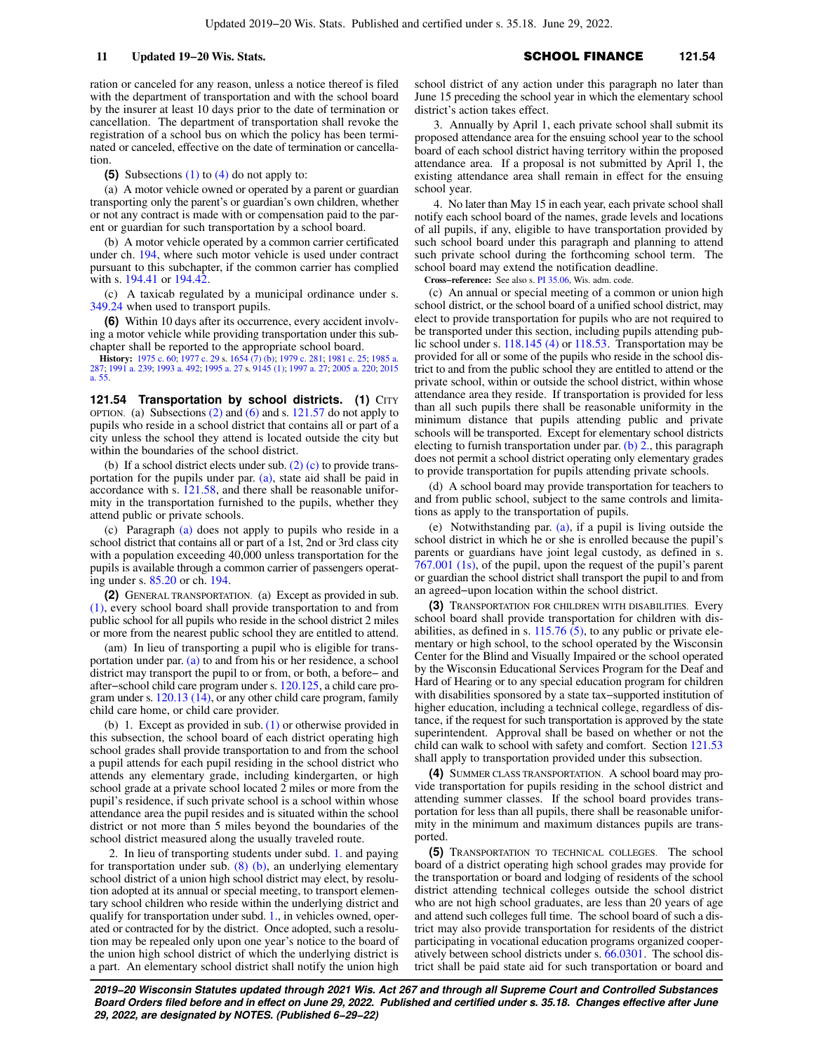ration or canceled for any reason, unless a notice thereof is filed with the department of transportation and with the school board by the insurer at least 10 days prior to the date of termination or cancellation. The department of transportation shall revoke the registration of a school bus on which the policy has been terminated or canceled, effective on the date of termination or cancellation.

**(5)** Subsections (1) to (4) do not apply to:

(a) A motor vehicle owned or operated by a parent or guardian transporting only the parent's or guardian's own children, whether or not any contract is made with or compensation paid to the parent or guardian for such transportation by a school board.

(b) A motor vehicle operated by a common carrier certificated under ch. 194, where such motor vehicle is used under contract pursuant to this subchapter, if the common carrier has complied with s. 194.41 or 194.42.

(c) A taxicab regulated by a municipal ordinance under s. 349.24 when used to transport pupils.

**(6)** Within 10 days after its occurrence, every accident involving a motor vehicle while providing transportation under this subchapter shall be reported to the appropriate school board.

**History:** 1975 c. 60; 1977 c. 29 s. 1654 (7) (b); 1979 c. 281; 1981 c. 25; 1985 a. 287; 1991 a. 239; 1993 a. 492; 1995 a. 27 s. 9145 (1); 1997 a. 27; 2005 a. 220; 2015 a. 55.

**121.54 Transportation by school districts.** **(1)** CITY OPTION. (a) Subsections (2) and (6) and s. 121.57 do not apply to pupils who reside in a school district that contains all or part of a city unless the school they attend is located outside the city but within the boundaries of the school district.

(b) If a school district elects under sub. (2) (c) to provide transportation for the pupils under par. (a), state aid shall be paid in accordance with s. 121.58, and there shall be reasonable uniformity in the transportation furnished to the pupils, whether they attend public or private schools.

(c) Paragraph (a) does not apply to pupils who reside in a school district that contains all or part of a 1st, 2nd or 3rd class city with a population exceeding 40,000 unless transportation for the pupils is available through a common carrier of passengers operating under s. 85.20 or ch. 194.

**(2)** GENERAL TRANSPORTATION. (a) Except as provided in sub. (1), every school board shall provide transportation to and from public school for all pupils who reside in the school district 2 miles or more from the nearest public school they are entitled to attend.

(am) In lieu of transporting a pupil who is eligible for transportation under par. (a) to and from his or her residence, a school district may transport the pupil to or from, or both, a before− and after−school child care program under s. 120.125, a child care program under s. 120.13 (14), or any other child care program, family child care home, or child care provider.

(b) 1. Except as provided in sub. (1) or otherwise provided in this subsection, the school board of each district operating high school grades shall provide transportation to and from the school a pupil attends for each pupil residing in the school district who attends any elementary grade, including kindergarten, or high school grade at a private school located 2 miles or more from the pupil's residence, if such private school is a school within whose attendance area the pupil resides and is situated within the school district or not more than 5 miles beyond the boundaries of the school district measured along the usually traveled route.

2. In lieu of transporting students under subd. 1. and paying for transportation under sub. (8) (b), an underlying elementary school district of a union high school district may elect, by resolution adopted at its annual or special meeting, to transport elementary school children who reside within the underlying district and qualify for transportation under subd. 1., in vehicles owned, operated or contracted for by the district. Once adopted, such a resolution may be repealed only upon one year's notice to the board of the union high school district of which the underlying district is a part. An elementary school district shall notify the union high school district of any action under this paragraph no later than June 15 preceding the school year in which the elementary school district's action takes effect.

3. Annually by April 1, each private school shall submit its proposed attendance area for the ensuing school year to the school board of each school district having territory within the proposed attendance area. If a proposal is not submitted by April 1, the existing attendance area shall remain in effect for the ensuing school year.

4. No later than May 15 in each year, each private school shall notify each school board of the names, grade levels and locations of all pupils, if any, eligible to have transportation provided by such school board under this paragraph and planning to attend such private school during the forthcoming school term. The school board may extend the notification deadline.

**Cross−reference:** See also s. PI 35.06, Wis. adm. code.

(c) An annual or special meeting of a common or union high school district, or the school board of a unified school district, may elect to provide transportation for pupils who are not required to be transported under this section, including pupils attending public school under s. 118.145 (4) or 118.53. Transportation may be provided for all or some of the pupils who reside in the school district to and from the public school they are entitled to attend or the private school, within or outside the school district, within whose attendance area they reside. If transportation is provided for less than all such pupils there shall be reasonable uniformity in the minimum distance that pupils attending public and private schools will be transported. Except for elementary school districts electing to furnish transportation under par. (b) 2., this paragraph does not permit a school district operating only elementary grades to provide transportation for pupils attending private schools.

(d) A school board may provide transportation for teachers to and from public school, subject to the same controls and limitations as apply to the transportation of pupils.

(e) Notwithstanding par. (a), if a pupil is living outside the school district in which he or she is enrolled because the pupil's parents or guardians have joint legal custody, as defined in s. 767.001 (1s), of the pupil, upon the request of the pupil's parent or guardian the school district shall transport the pupil to and from an agreed−upon location within the school district.

**(3)** TRANSPORTATION FOR CHILDREN WITH DISABILITIES. Every school board shall provide transportation for children with disabilities, as defined in s. 115.76 (5), to any public or private elementary or high school, to the school operated by the Wisconsin Center for the Blind and Visually Impaired or the school operated by the Wisconsin Educational Services Program for the Deaf and Hard of Hearing or to any special education program for children with disabilities sponsored by a state tax−supported institution of higher education, including a technical college, regardless of distance, if the request for such transportation is approved by the state superintendent. Approval shall be based on whether or not the child can walk to school with safety and comfort. Section 121.53 shall apply to transportation provided under this subsection.

**(4)** SUMMER CLASS TRANSPORTATION. A school board may provide transportation for pupils residing in the school district and attending summer classes. If the school board provides transportation for less than all pupils, there shall be reasonable uniformity in the minimum and maximum distances pupils are transported.

**(5)** TRANSPORTATION TO TECHNICAL COLLEGES. The school board of a district operating high school grades may provide for the transportation or board and lodging of residents of the school district attending technical colleges outside the school district who are not high school graduates, are less than 20 years of age and attend such colleges full time. The school board of such a district may also provide transportation for residents of the district participating in vocational education programs organized cooperatively between school districts under s. 66.0301. The school district shall be paid state aid for such transportation or board and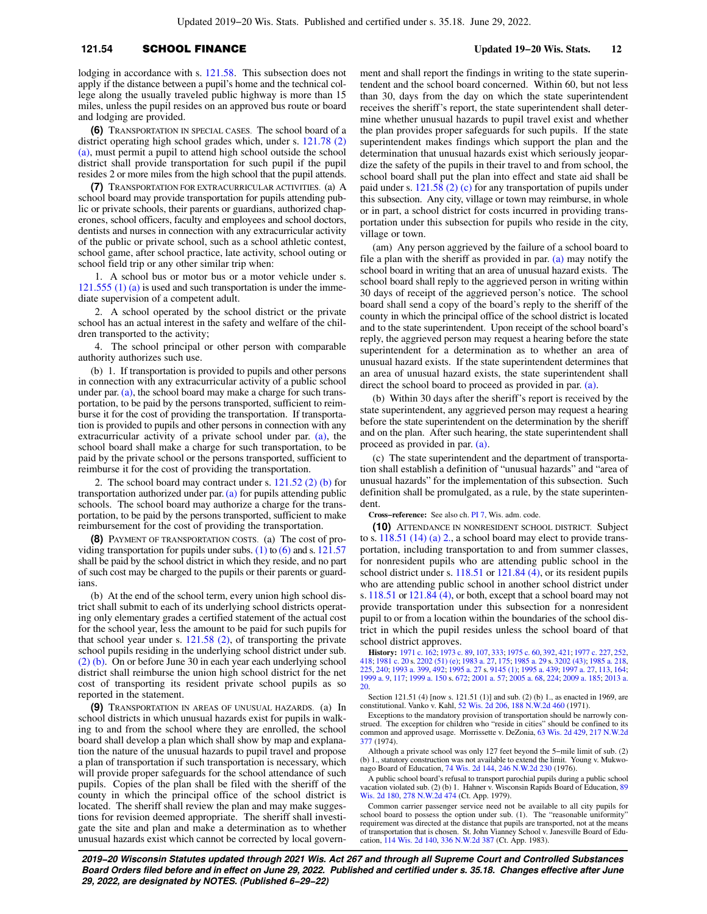lodging in accordance with s. 121.58. This subsection does not apply if the distance between a pupil's home and the technical college along the usually traveled public highway is more than 15 miles, unless the pupil resides on an approved bus route or board and lodging are provided.

**(6)** TRANSPORTATION IN SPECIAL CASES. The school board of a district operating high school grades which, under s. 121.78 (2) (a), must permit a pupil to attend high school outside the school district shall provide transportation for such pupil if the pupil resides 2 or more miles from the high school that the pupil attends.

**(7)** TRANSPORTATION FOR EXTRACURRICULAR ACTIVITIES. (a) A school board may provide transportation for pupils attending public or private schools, their parents or guardians, authorized chaperones, school officers, faculty and employees and school doctors, dentists and nurses in connection with any extracurricular activity of the public or private school, such as a school athletic contest, school game, after school practice, late activity, school outing or school field trip or any other similar trip when:

1. A school bus or motor bus or a motor vehicle under s. 121.555 (1) (a) is used and such transportation is under the immediate supervision of a competent adult.

2. A school operated by the school district or the private school has an actual interest in the safety and welfare of the children transported to the activity;

4. The school principal or other person with comparable authority authorizes such use.

(b) 1. If transportation is provided to pupils and other persons in connection with any extracurricular activity of a public school under par. (a), the school board may make a charge for such transportation, to be paid by the persons transported, sufficient to reimburse it for the cost of providing the transportation. If transportation is provided to pupils and other persons in connection with any extracurricular activity of a private school under par. (a), the school board shall make a charge for such transportation, to be paid by the private school or the persons transported, sufficient to reimburse it for the cost of providing the transportation.

2. The school board may contract under s. 121.52 (2) (b) for transportation authorized under par. (a) for pupils attending public schools. The school board may authorize a charge for the transportation, to be paid by the persons transported, sufficient to make reimbursement for the cost of providing the transportation.

**(8)** PAYMENT OF TRANSPORTATION COSTS. (a) The cost of providing transportation for pupils under subs. (1) to (6) and s. 121.57 shall be paid by the school district in which they reside, and no part of such cost may be charged to the pupils or their parents or guardians.

(b) At the end of the school term, every union high school district shall submit to each of its underlying school districts operating only elementary grades a certified statement of the actual cost for the school year, less the amount to be paid for such pupils for that school year under s. 121.58 (2), of transporting the private school pupils residing in the underlying school district under sub. (2) (b). On or before June 30 in each year each underlying school district shall reimburse the union high school district for the net cost of transporting its resident private school pupils as so reported in the statement.

**(9)** TRANSPORTATION IN AREAS OF UNUSUAL HAZARDS. (a) In school districts in which unusual hazards exist for pupils in walking to and from the school where they are enrolled, the school board shall develop a plan which shall show by map and explanation the nature of the unusual hazards to pupil travel and propose a plan of transportation if such transportation is necessary, which will provide proper safeguards for the school attendance of such pupils. Copies of the plan shall be filed with the sheriff of the county in which the principal office of the school district is located. The sheriff shall review the plan and may make suggestions for revision deemed appropriate. The sheriff shall investigate the site and plan and make a determination as to whether unusual hazards exist which cannot be corrected by local government and shall report the findings in writing to the state superintendent and the school board concerned. Within 60, but not less than 30, days from the day on which the state superintendent receives the sheriff's report, the state superintendent shall determine whether unusual hazards to pupil travel exist and whether the plan provides proper safeguards for such pupils. If the state superintendent makes findings which support the plan and the determination that unusual hazards exist which seriously jeopardize the safety of the pupils in their travel to and from school, the school board shall put the plan into effect and state aid shall be paid under s. 121.58 (2) (c) for any transportation of pupils under this subsection. Any city, village or town may reimburse, in whole or in part, a school district for costs incurred in providing transportation under this subsection for pupils who reside in the city, village or town.

(am) Any person aggrieved by the failure of a school board to file a plan with the sheriff as provided in par. (a) may notify the school board in writing that an area of unusual hazard exists. The school board shall reply to the aggrieved person in writing within 30 days of receipt of the aggrieved person's notice. The school board shall send a copy of the board's reply to the sheriff of the county in which the principal office of the school district is located and to the state superintendent. Upon receipt of the school board's reply, the aggrieved person may request a hearing before the state superintendent for a determination as to whether an area of unusual hazard exists. If the state superintendent determines that an area of unusual hazard exists, the state superintendent shall direct the school board to proceed as provided in par. (a).

(b) Within 30 days after the sheriff's report is received by the state superintendent, any aggrieved person may request a hearing before the state superintendent on the determination by the sheriff and on the plan. After such hearing, the state superintendent shall proceed as provided in par. (a).

(c) The state superintendent and the department of transportation shall establish a definition of "unusual hazards" and "area of unusual hazards" for the implementation of this subsection. Such definition shall be promulgated, as a rule, by the state superintendent.

**Cross-reference:** See also ch. PI 7, Wis. adm. code.

**(10)** ATTENDANCE IN NONRESIDENT SCHOOL DISTRICT. Subject to s. 118.51 (14) (a) 2., a school board may elect to provide transportation, including transportation to and from summer classes, for nonresident pupils who are attending public school in the school district under s. 118.51 or 121.84 (4), or its resident pupils who are attending public school in another school district under s. 118.51 or 121.84 (4), or both, except that a school board may not provide transportation under this subsection for a nonresident pupil to or from a location within the boundaries of the school district in which the pupil resides unless the school board of that school district approves.

**History:** 1971 c. 162; 1973 c. 89, 107, 333; 1975 c. 60, 392, 421; 1977 c. 227, 252, 418; 1981 c. 20 s. 2202 (51) (e); 1983 a. 27, 175; 1985 a. 29 s. 3202 (43); 1985 a. 218, 225, 240; 1993 a. 399, 492; 1995 a. 27 s. 9145 (1); 1995 a. 439; 1997 a. 27, 113, 164; 1999 a. 9, 117; 1999 a. 150 s. 672; 2001 a. 57; 2005 a. 68, 224; 2009 a. 185; 2013 a. 20.

Section 121.51 (4) [now s. 121.51 (1)] and sub. (2) (b) 1., as enacted in 1969, are constitutional. Vanko v. Kahl, 52 Wis. 2d 206, 188 N.W.2d 460 (1971).

Exceptions to the mandatory provision of transportation should be narrowly construed. The exception for children who "reside in cities" should be confined to its common and approved usage. Morrissette v. DeZonia, 63 Wis. 2d 429, 217 N.W.2d 377 (1974).

Although a private school was only 127 feet beyond the 5−mile limit of sub. (2) (b) 1., statutory construction was not available to extend the limit. Young v. Mukwonago Board of Education, 74 Wis. 2d 144, 246 N.W.2d 230 (1976).

A public school board's refusal to transport parochial pupils during a public school vacation violated sub. (2) (b) 1. Hahner v. Wisconsin Rapids Board of Education, 89 Wis. 2d 180, 278 N.W.2d 474 (Ct. App. 1979).

Common carrier passenger service need not be available to all city pupils for school board to possess the option under sub. (1). The "reasonable uniformity" requirement was directed at the distance that pupils are transported, not at the means of transportation that is chosen. St. John Vianney School v. Janesville Board of Education, 114 Wis. 2d 140, 336 N.W.2d 387 (Ct. App. 1983).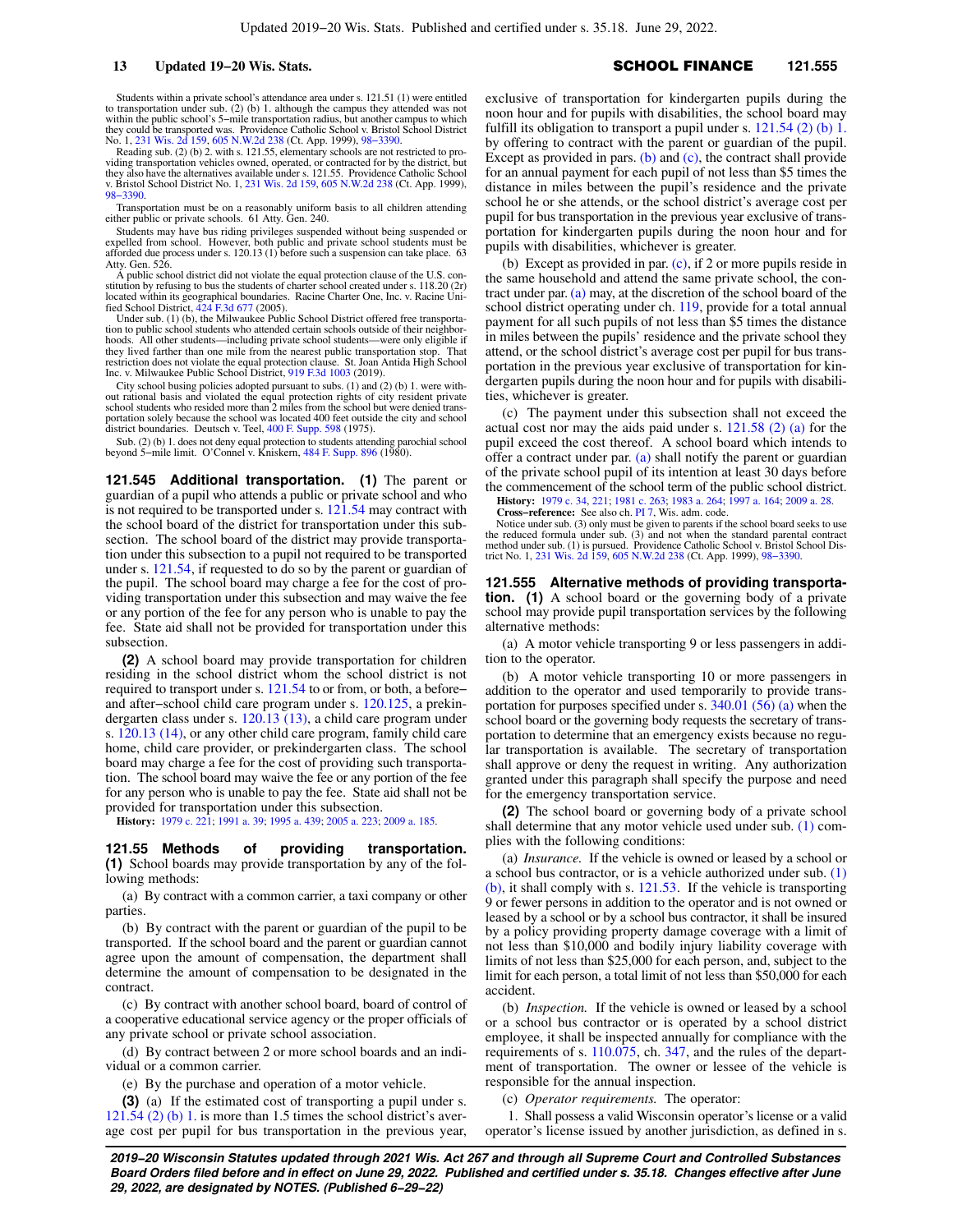Students within a private school's attendance area under s. 121.51 (1) were entitled to transportation under sub. (2) (b) 1. although the campus they attended was not within the public school's 5–mile transportation radius, but another campus to which they could be transported was. Providence Catholic School v. Bristol School District No. 1, 231 Wis. 2d 159, 605 N.W.2d 238 (Ct. App. 1999), 98–3390.

Reading sub. (2) (b) 2. with s. 121.55, elementary schools are not restricted to providing transportation vehicles owned, operated, or contracted for by the district, but they also have the alternatives available under s. 121.55. Providence Catholic School v. Bristol School District No. 1, 231 Wis. 2d 159, 605 N.W.2d 238 (Ct. App. 1999), 98–3390.

Transportation must be on a reasonably uniform basis to all children attending either public or private schools. 61 Atty. Gen. 240.

Students may have bus riding privileges suspended without being suspended or expelled from school. However, both public and private school students must be afforded due process under s. 120.13 (1) before such a suspension can take place. 63 Atty. Gen. 526.

A public school district did not violate the equal protection clause of the U.S. constitution by refusing to bus the students of charter school created under s. 118.20 (2r) located within its geographical boundaries. Racine Charter One, Inc. v. Racine Unified School District, 424 F.3d 677 (2005).

Under sub. (1) (b), the Milwaukee Public School District offered free transportation to public school students who attended certain schools outside of their neighborhoods. All other students—including private school students—were only eligible if they lived farther than one mile from the nearest public transportation stop. That restriction does not violate the equal protection clause. St. Joan Antida High School Inc. v. Milwaukee Public School District, 919 F.3d 1003 (2019).

City school busing policies adopted pursuant to subs. (1) and (2) (b) 1. were without rational basis and violated the equal protection rights of city resident private school students who resided more than 2 miles from the school but were denied transportation solely because the school was located 400 feet outside the city and school district boundaries. Deutsch v. Teel, 400 F. Supp. 598 (1975).

Sub. (2) (b) 1. does not deny equal protection to students attending parochial school beyond 5–mile limit. O'Connel v. Kniskern, 484 F. Supp. 896 (1980).

**121.545 Additional transportation. (1)** The parent or guardian of a pupil who attends a public or private school and who is not required to be transported under s. 121.54 may contract with the school board of the district for transportation under this subsection. The school board of the district may provide transportation under this subsection to a pupil not required to be transported under s. 121.54, if requested to do so by the parent or guardian of the pupil. The school board may charge a fee for the cost of providing transportation under this subsection and may waive the fee or any portion of the fee for any person who is unable to pay the fee. State aid shall not be provided for transportation under this subsection.

**(2)** A school board may provide transportation for children residing in the school district whom the school district is not required to transport under s. 121.54 to or from, or both, a before– and after–school child care program under s. 120.125, a prekindergarten class under s. 120.13 (13), a child care program under s. 120.13 (14), or any other child care program, family child care home, child care provider, or prekindergarten class. The school board may charge a fee for the cost of providing such transportation. The school board may waive the fee or any portion of the fee for any person who is unable to pay the fee. State aid shall not be provided for transportation under this subsection.

**History:** 1979 c. 221; 1991 a. 39; 1995 a. 439; 2005 a. 223; 2009 a. 185.

**121.55 Methods of providing transportation. (1)** School boards may provide transportation by any of the following methods:

(a) By contract with a common carrier, a taxi company or other parties.

(b) By contract with the parent or guardian of the pupil to be transported. If the school board and the parent or guardian cannot agree upon the amount of compensation, the department shall determine the amount of compensation to be designated in the contract.

(c) By contract with another school board, board of control of a cooperative educational service agency or the proper officials of any private school or private school association.

(d) By contract between 2 or more school boards and an individual or a common carrier.

(e) By the purchase and operation of a motor vehicle.

**(3)** (a) If the estimated cost of transporting a pupil under s. 121.54 (2) (b) 1. is more than 1.5 times the school district's average cost per pupil for bus transportation in the previous year, exclusive of transportation for kindergarten pupils during the noon hour and for pupils with disabilities, the school board may fulfill its obligation to transport a pupil under s. 121.54 (2) (b) 1. by offering to contract with the parent or guardian of the pupil. Except as provided in pars. (b) and (c), the contract shall provide for an annual payment for each pupil of not less than $5 times the distance in miles between the pupil's residence and the private school he or she attends, or the school district's average cost per pupil for bus transportation in the previous year exclusive of transportation for kindergarten pupils during the noon hour and for pupils with disabilities, whichever is greater.

(b) Except as provided in par. (c), if 2 or more pupils reside in the same household and attend the same private school, the contract under par. (a) may, at the discretion of the school board of the school district operating under ch. 119, provide for a total annual payment for all such pupils of not less than $5 times the distance in miles between the pupils' residence and the private school they attend, or the school district's average cost per pupil for bus transportation in the previous year exclusive of transportation for kindergarten pupils during the noon hour and for pupils with disabilities, whichever is greater.

(c) The payment under this subsection shall not exceed the actual cost nor may the aids paid under s. 121.58 (2) (a) for the pupil exceed the cost thereof. A school board which intends to offer a contract under par. (a) shall notify the parent or guardian of the private school pupil of its intention at least 30 days before the commencement of the school term of the public school district.

**History:** 1979 c. 34, 221; 1981 c. 263; 1983 a. 264; 1997 a. 164; 2009 a. 28.

**Cross–reference:** See also ch. PI 7, Wis. adm. code.

Notice under sub. (3) only must be given to parents if the school board seeks to use the reduced formula under sub. (3) and not when the standard parental contract method under sub. (1) is pursued. Providence Catholic School v. Bristol School District No. 1, 231 Wis. 2d 159, 605 N.W.2d 238 (Ct. App. 1999), 98–3390.

**121.555 Alternative methods of providing transportation. (1)** A school board or the governing body of a private school may provide pupil transportation services by the following alternative methods:

(a) A motor vehicle transporting 9 or less passengers in addition to the operator.

(b) A motor vehicle transporting 10 or more passengers in addition to the operator and used temporarily to provide transportation for purposes specified under s. 340.01 (56) (a) when the school board or the governing body requests the secretary of transportation to determine that an emergency exists because no regular transportation is available. The secretary of transportation shall approve or deny the request in writing. Any authorization granted under this paragraph shall specify the purpose and need for the emergency transportation service.

**(2)** The school board or governing body of a private school shall determine that any motor vehicle used under sub. (1) complies with the following conditions:

(a) *Insurance.* If the vehicle is owned or leased by a school or a school bus contractor, or is a vehicle authorized under sub. (1) (b), it shall comply with s. 121.53. If the vehicle is transporting 9 or fewer persons in addition to the operator and is not owned or leased by a school or by a school bus contractor, it shall be insured by a policy providing property damage coverage with a limit of not less than $10,000 and bodily injury liability coverage with limits of not less than $25,000 for each person, and, subject to the limit for each person, a total limit of not less than $50,000 for each accident.

(b) *Inspection.* If the vehicle is owned or leased by a school or a school bus contractor or is operated by a school district employee, it shall be inspected annually for compliance with the requirements of s. 110.075, ch. 347, and the rules of the department of transportation. The owner or lessee of the vehicle is responsible for the annual inspection.

(c) *Operator requirements.* The operator:

1. Shall possess a valid Wisconsin operator's license or a valid operator's license issued by another jurisdiction, as defined in s.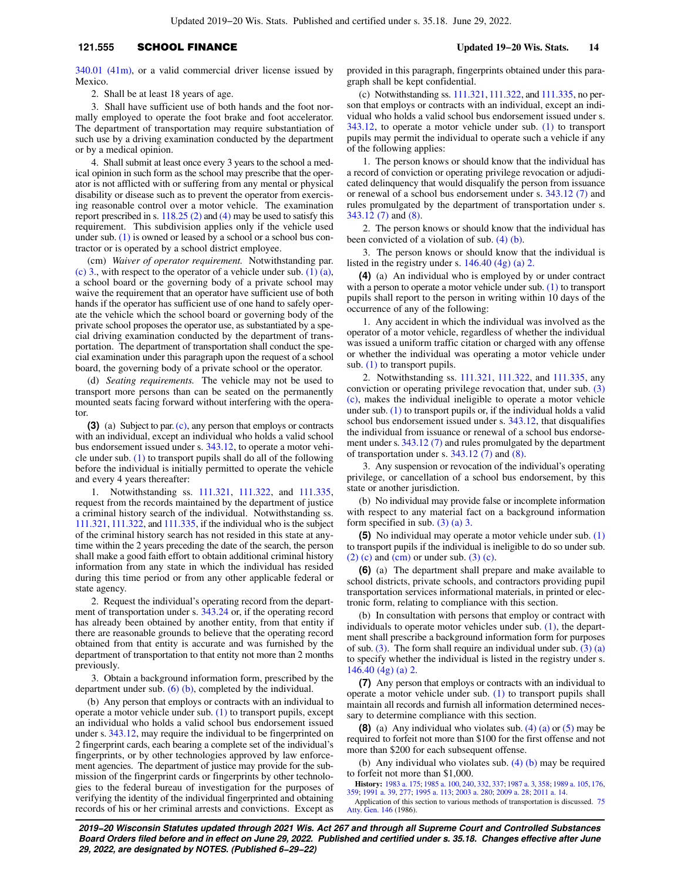340.01 (41m), or a valid commercial driver license issued by Mexico.

2. Shall be at least 18 years of age.

3. Shall have sufficient use of both hands and the foot normally employed to operate the foot brake and foot accelerator. The department of transportation may require substantiation of such use by a driving examination conducted by the department or by a medical opinion.

4. Shall submit at least once every 3 years to the school a medical opinion in such form as the school may prescribe that the operator is not afflicted with or suffering from any mental or physical disability or disease such as to prevent the operator from exercising reasonable control over a motor vehicle. The examination report prescribed in s. 118.25 (2) and (4) may be used to satisfy this requirement. This subdivision applies only if the vehicle used under sub. (1) is owned or leased by a school or a school bus contractor or is operated by a school district employee.

(cm) *Waiver of operator requirement.* Notwithstanding par. (c) 3., with respect to the operator of a vehicle under sub. (1) (a), a school board or the governing body of a private school may waive the requirement that an operator have sufficient use of both hands if the operator has sufficient use of one hand to safely operate the vehicle which the school board or governing body of the private school proposes the operator use, as substantiated by a special driving examination conducted by the department of transportation. The department of transportation shall conduct the special examination under this paragraph upon the request of a school board, the governing body of a private school or the operator.

(d) *Seating requirements.* The vehicle may not be used to transport more persons than can be seated on the permanently mounted seats facing forward without interfering with the operator.

**(3)** (a) Subject to par. (c), any person that employs or contracts with an individual, except an individual who holds a valid school bus endorsement issued under s. 343.12, to operate a motor vehicle under sub. (1) to transport pupils shall do all of the following before the individual is initially permitted to operate the vehicle and every 4 years thereafter:

1. Notwithstanding ss. 111.321, 111.322, and 111.335, request from the records maintained by the department of justice a criminal history search of the individual. Notwithstanding ss. 111.321, 111.322, and 111.335, if the individual who is the subject of the criminal history search has not resided in this state at anytime within the 2 years preceding the date of the search, the person shall make a good faith effort to obtain additional criminal history information from any state in which the individual has resided during this time period or from any other applicable federal or state agency.

2. Request the individual's operating record from the department of transportation under s. 343.24 or, if the operating record has already been obtained by another entity, from that entity if there are reasonable grounds to believe that the operating record obtained from that entity is accurate and was furnished by the department of transportation to that entity not more than 2 months previously.

3. Obtain a background information form, prescribed by the department under sub. (6) (b), completed by the individual.

(b) Any person that employs or contracts with an individual to operate a motor vehicle under sub. (1) to transport pupils, except an individual who holds a valid school bus endorsement issued under s. 343.12, may require the individual to be fingerprinted on 2 fingerprint cards, each bearing a complete set of the individual's fingerprints, or by other technologies approved by law enforcement agencies. The department of justice may provide for the submission of the fingerprint cards or fingerprints by other technologies to the federal bureau of investigation for the purposes of verifying the identity of the individual fingerprinted and obtaining records of his or her criminal arrests and convictions. Except as provided in this paragraph, fingerprints obtained under this paragraph shall be kept confidential.

(c) Notwithstanding ss. 111.321, 111.322, and 111.335, no person that employs or contracts with an individual, except an individual who holds a valid school bus endorsement issued under s. 343.12, to operate a motor vehicle under sub. (1) to transport pupils may permit the individual to operate such a vehicle if any of the following applies:

1. The person knows or should know that the individual has a record of conviction or operating privilege revocation or adjudicated delinquency that would disqualify the person from issuance or renewal of a school bus endorsement under s. 343.12 (7) and rules promulgated by the department of transportation under s. 343.12 (7) and (8).

2. The person knows or should know that the individual has been convicted of a violation of sub. (4) (b).

3. The person knows or should know that the individual is listed in the registry under s. 146.40 (4g) (a) 2.

**(4)** (a) An individual who is employed by or under contract with a person to operate a motor vehicle under sub. (1) to transport pupils shall report to the person in writing within 10 days of the occurrence of any of the following:

1. Any accident in which the individual was involved as the operator of a motor vehicle, regardless of whether the individual was issued a uniform traffic citation or charged with any offense or whether the individual was operating a motor vehicle under sub. (1) to transport pupils.

2. Notwithstanding ss. 111.321, 111.322, and 111.335, any conviction or operating privilege revocation that, under sub. (3) (c), makes the individual ineligible to operate a motor vehicle under sub. (1) to transport pupils or, if the individual holds a valid school bus endorsement issued under s. 343.12, that disqualifies the individual from issuance or renewal of a school bus endorsement under s. 343.12 (7) and rules promulgated by the department of transportation under s. 343.12 (7) and (8).

3. Any suspension or revocation of the individual's operating privilege, or cancellation of a school bus endorsement, by this state or another jurisdiction.

(b) No individual may provide false or incomplete information with respect to any material fact on a background information form specified in sub. (3) (a) 3.

**(5)** No individual may operate a motor vehicle under sub. (1) to transport pupils if the individual is ineligible to do so under sub. (2) (c) and (cm) or under sub. (3) (c).

**(6)** (a) The department shall prepare and make available to school districts, private schools, and contractors providing pupil transportation services informational materials, in printed or electronic form, relating to compliance with this section.

(b) In consultation with persons that employ or contract with individuals to operate motor vehicles under sub. (1), the department shall prescribe a background information form for purposes of sub. (3). The form shall require an individual under sub. (3) (a) to specify whether the individual is listed in the registry under s. 146.40 (4g) (a) 2.

**(7)** Any person that employs or contracts with an individual to operate a motor vehicle under sub. (1) to transport pupils shall maintain all records and furnish all information determined necessary to determine compliance with this section.

**(8)** (a) Any individual who violates sub. (4) (a) or (5) may be required to forfeit not more than $100 for the first offense and not more than $200 for each subsequent offense.

(b) Any individual who violates sub. (4) (b) may be required to forfeit not more than $1,000.

**History:** 1983 a. 175; 1985 a. 100, 240, 332, 337; 1987 a. 3, 358; 1989 a. 105, 176, 359; 1991 a. 39, 277; 1995 a. 113; 2003 a. 280; 2009 a. 28; 2011 a. 14.

Application of this section to various methods of transportation is discussed. 75 Atty. Gen. 146 (1986).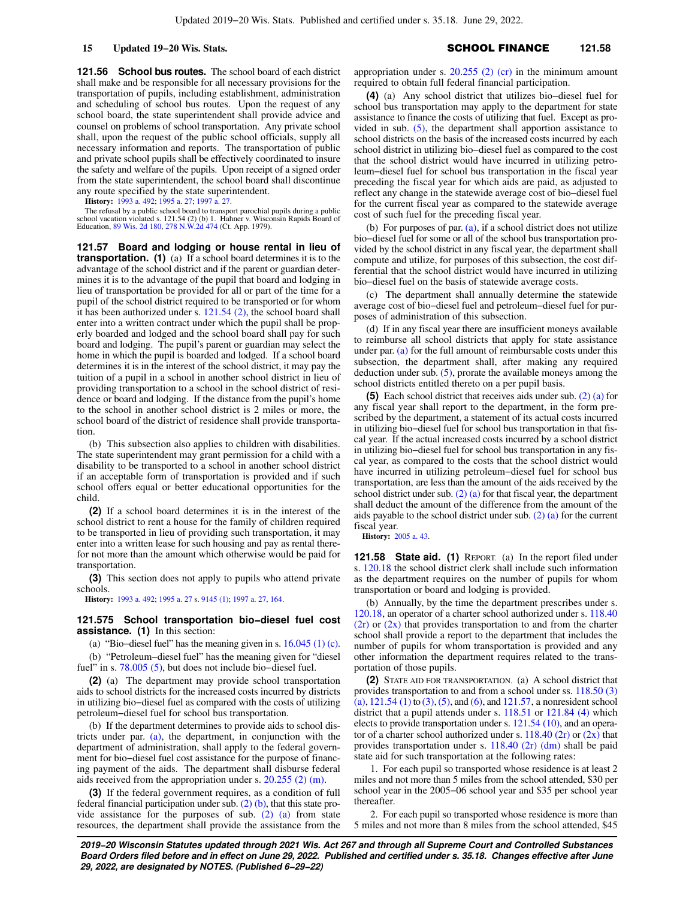**121.56 School bus routes.** The school board of each district shall make and be responsible for all necessary provisions for the transportation of pupils, including establishment, administration and scheduling of school bus routes. Upon the request of any school board, the state superintendent shall provide advice and counsel on problems of school transportation. Any private school shall, upon the request of the public school officials, supply all necessary information and reports. The transportation of public and private school pupils shall be effectively coordinated to insure the safety and welfare of the pupils. Upon receipt of a signed order from the state superintendent, the school board shall discontinue any route specified by the state superintendent.

**History:** 1993 a. 492; 1995 a. 27; 1997 a. 27.

The refusal by a public school board to transport parochial pupils during a public school vacation violated s. 121.54 (2) (b) 1. Hahner v. Wisconsin Rapids Board of Education, 89 Wis. 2d 180, 278 N.W.2d 474 (Ct. App. 1979).

**121.57 Board and lodging or house rental in lieu of transportation. (1)** (a) If a school board determines it is to the advantage of the school district and if the parent or guardian determines it is to the advantage of the pupil that board and lodging in lieu of transportation be provided for all or part of the time for a pupil of the school district required to be transported or for whom it has been authorized under s. 121.54 (2), the school board shall enter into a written contract under which the pupil shall be properly boarded and lodged and the school board shall pay for such board and lodging. The pupil's parent or guardian may select the home in which the pupil is boarded and lodged. If a school board determines it is in the interest of the school district, it may pay the tuition of a pupil in a school in another school district in lieu of providing transportation to a school in the school district of residence or board and lodging. If the distance from the pupil's home to the school in another school district is 2 miles or more, the school board of the district of residence shall provide transportation.

(b) This subsection also applies to children with disabilities. The state superintendent may grant permission for a child with a disability to be transported to a school in another school district if an acceptable form of transportation is provided and if such school offers equal or better educational opportunities for the child.

**(2)** If a school board determines it is in the interest of the school district to rent a house for the family of children required to be transported in lieu of providing such transportation, it may enter into a written lease for such housing and pay as rental therefor not more than the amount which otherwise would be paid for transportation.

**(3)** This section does not apply to pupils who attend private schools.

**History:** 1993 a. 492; 1995 a. 27 s. 9145 (1); 1997 a. 27, 164.

**121.575 School transportation bio-diesel fuel cost assistance. (1)** In this section:

(a) "Bio-diesel fuel" has the meaning given in s. 16.045 (1) (c).

(b) "Petroleum-diesel fuel" has the meaning given for "diesel fuel" in s. 78.005 (5), but does not include bio-diesel fuel.

**(2)** (a) The department may provide school transportation aids to school districts for the increased costs incurred by districts in utilizing bio-diesel fuel as compared with the costs of utilizing petroleum-diesel fuel for school bus transportation.

(b) If the department determines to provide aids to school districts under par. (a), the department, in conjunction with the department of administration, shall apply to the federal government for bio-diesel fuel cost assistance for the purpose of financing payment of the aids. The department shall disburse federal aids received from the appropriation under s. 20.255 (2) (m).

**(3)** If the federal government requires, as a condition of full federal financial participation under sub. (2) (b), that this state provide assistance for the purposes of sub. (2) (a) from state resources, the department shall provide the assistance from the appropriation under s. 20.255 (2) (cr) in the minimum amount required to obtain full federal financial participation.

**(4)** (a) Any school district that utilizes bio-diesel fuel for school bus transportation may apply to the department for state assistance to finance the costs of utilizing that fuel. Except as provided in sub. (5), the department shall apportion assistance to school districts on the basis of the increased costs incurred by each school district in utilizing bio-diesel fuel as compared to the cost that the school district would have incurred in utilizing petroleum-diesel fuel for school bus transportation in the fiscal year preceding the fiscal year for which aids are paid, as adjusted to reflect any change in the statewide average cost of bio-diesel fuel for the current fiscal year as compared to the statewide average cost of such fuel for the preceding fiscal year.

(b) For purposes of par. (a), if a school district does not utilize bio-diesel fuel for some or all of the school bus transportation provided by the school district in any fiscal year, the department shall compute and utilize, for purposes of this subsection, the cost differential that the school district would have incurred in utilizing bio-diesel fuel on the basis of statewide average costs.

(c) The department shall annually determine the statewide average cost of bio-diesel fuel and petroleum-diesel fuel for purposes of administration of this subsection.

(d) If in any fiscal year there are insufficient moneys available to reimburse all school districts that apply for state assistance under par. (a) for the full amount of reimbursable costs under this subsection, the department shall, after making any required deduction under sub. (5), prorate the available moneys among the school districts entitled thereto on a per pupil basis.

**(5)** Each school district that receives aids under sub. (2) (a) for any fiscal year shall report to the department, in the form prescribed by the department, a statement of its actual costs incurred in utilizing bio-diesel fuel for school bus transportation in that fiscal year. If the actual increased costs incurred by a school district in utilizing bio-diesel fuel for school bus transportation in any fiscal year, as compared to the costs that the school district would have incurred in utilizing petroleum-diesel fuel for school bus transportation, are less than the amount of the aids received by the school district under sub. (2) (a) for that fiscal year, the department shall deduct the amount of the difference from the amount of the aids payable to the school district under sub. (2) (a) for the current fiscal year.

**History:** 2005 a. 43.

**121.58 State aid. (1)** REPORT. (a) In the report filed under s. 120.18 the school district clerk shall include such information as the department requires on the number of pupils for whom transportation or board and lodging is provided.

(b) Annually, by the time the department prescribes under s. 120.18, an operator of a charter school authorized under s. 118.40 (2r) or (2x) that provides transportation to and from the charter school shall provide a report to the department that includes the number of pupils for whom transportation is provided and any other information the department requires related to the transportation of those pupils.

**(2)** STATE AID FOR TRANSPORTATION. (a) A school district that provides transportation to and from a school under ss. 118.50 (3) (a), 121.54 (1) to (3), (5), and (6), and 121.57, a nonresident school district that a pupil attends under s. 118.51 or 121.84 (4) which elects to provide transportation under s. 121.54 (10), and an operator of a charter school authorized under s. 118.40 (2r) or (2x) that provides transportation under s. 118.40 (2r) (dm) shall be paid state aid for such transportation at the following rates:

1. For each pupil so transported whose residence is at least 2 miles and not more than 5 miles from the school attended, $30 per school year in the 2005-06 school year and $35 per school year thereafter.

2. For each pupil so transported whose residence is more than 5 miles and not more than 8 miles from the school attended, $45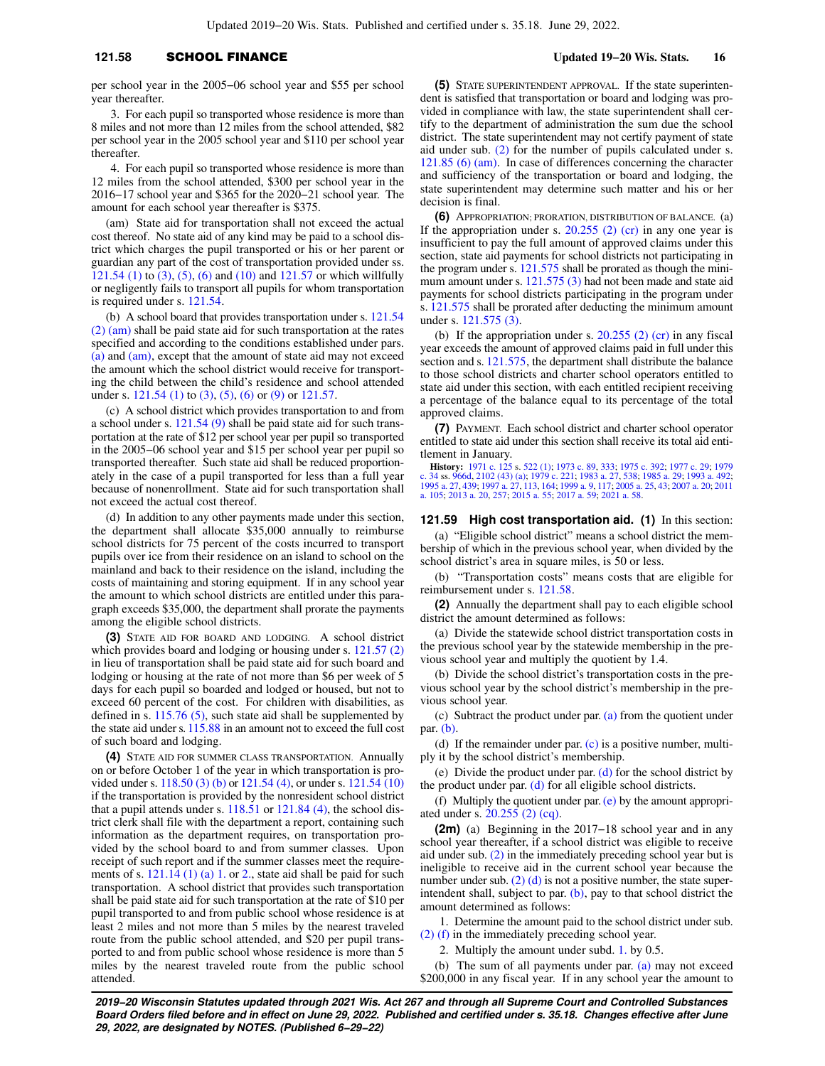per school year in the 2005−06 school year and $55 per school year thereafter.

3. For each pupil so transported whose residence is more than 8 miles and not more than 12 miles from the school attended, $82 per school year in the 2005 school year and $110 per school year thereafter.

4. For each pupil so transported whose residence is more than 12 miles from the school attended, $300 per school year in the 2016−17 school year and $365 for the 2020−21 school year. The amount for each school year thereafter is $375.

(am) State aid for transportation shall not exceed the actual cost thereof. No state aid of any kind may be paid to a school district which charges the pupil transported or his or her parent or guardian any part of the cost of transportation provided under ss. 121.54 (1) to (3), (5), (6) and (10) and 121.57 or which willfully or negligently fails to transport all pupils for whom transportation is required under s. 121.54.

(b) A school board that provides transportation under s. 121.54 (2) (am) shall be paid state aid for such transportation at the rates specified and according to the conditions established under pars. (a) and (am), except that the amount of state aid may not exceed the amount which the school district would receive for transporting the child between the child's residence and school attended under s. 121.54 (1) to (3), (5), (6) or (9) or 121.57.

(c) A school district which provides transportation to and from a school under s. 121.54 (9) shall be paid state aid for such transportation at the rate of $12 per school year per pupil so transported in the 2005−06 school year and $15 per school year per pupil so transported thereafter. Such state aid shall be reduced proportionately in the case of a pupil transported for less than a full year because of nonenrollment. State aid for such transportation shall not exceed the actual cost thereof.

(d) In addition to any other payments made under this section, the department shall allocate $35,000 annually to reimburse school districts for 75 percent of the costs incurred to transport pupils over ice from their residence on an island to school on the mainland and back to their residence on the island, including the costs of maintaining and storing equipment. If in any school year the amount to which school districts are entitled under this paragraph exceeds $35,000, the department shall prorate the payments among the eligible school districts.

**(3)** STATE AID FOR BOARD AND LODGING. A school district which provides board and lodging or housing under s. 121.57 (2) in lieu of transportation shall be paid state aid for such board and lodging or housing at the rate of not more than $6 per week of 5 days for each pupil so boarded and lodged or housed, but not to exceed 60 percent of the cost. For children with disabilities, as defined in s. 115.76 (5), such state aid shall be supplemented by the state aid under s. 115.88 in an amount not to exceed the full cost of such board and lodging.

**(4)** STATE AID FOR SUMMER CLASS TRANSPORTATION. Annually on or before October 1 of the year in which transportation is provided under s. 118.50 (3) (b) or 121.54 (4), or under s. 121.54 (10) if the transportation is provided by the nonresident school district that a pupil attends under s. 118.51 or 121.84 (4), the school district clerk shall file with the department a report, containing such information as the department requires, on transportation provided by the school board to and from summer classes. Upon receipt of such report and if the summer classes meet the requirements of s. 121.14 (1) (a) 1. or 2., state aid shall be paid for such transportation. A school district that provides such transportation shall be paid state aid for such transportation at the rate of $10 per pupil transported to and from public school whose residence is at least 2 miles and not more than 5 miles by the nearest traveled route from the public school attended, and $20 per pupil transported to and from public school whose residence is more than 5 miles by the nearest traveled route from the public school attended.

**(5)** STATE SUPERINTENDENT APPROVAL. If the state superintendent is satisfied that transportation or board and lodging was provided in compliance with law, the state superintendent shall certify to the department of administration the sum due the school district. The state superintendent may not certify payment of state aid under sub. (2) for the number of pupils calculated under s. 121.85 (6) (am). In case of differences concerning the character and sufficiency of the transportation or board and lodging, the state superintendent may determine such matter and his or her decision is final.

**(6)** APPROPRIATION; PRORATION, DISTRIBUTION OF BALANCE. (a) If the appropriation under s. 20.255 (2) (cr) in any one year is insufficient to pay the full amount of approved claims under this section, state aid payments for school districts not participating in the program under s. 121.575 shall be prorated as though the minimum amount under s. 121.575 (3) had not been made and state aid payments for school districts participating in the program under s. 121.575 shall be prorated after deducting the minimum amount under s. 121.575 (3).

(b) If the appropriation under s. 20.255 (2) (cr) in any fiscal year exceeds the amount of approved claims paid in full under this section and s. 121.575, the department shall distribute the balance to those school districts and charter school operators entitled to state aid under this section, with each entitled recipient receiving a percentage of the balance equal to its percentage of the total approved claims.

**(7)** PAYMENT. Each school district and charter school operator entitled to state aid under this section shall receive its total aid entitlement in January.

**History:** 1971 c. 125 s. 522 (1); 1973 c. 89, 333; 1975 c. 392; 1977 c. 29; 1979 c. 34 ss. 966d, 2102 (43) (a); 1979 c. 221; 1983 a. 27, 538; 1985 a. 29; 1993 a. 492; 1995 a. 27, 439; 1997 a. 27, 113, 164; 1999 a. 9, 117; 2005 a. 25, 43; 2007 a. 20; 2011 a. 105; 2013 a. 20, 257; 2015 a. 55; 2017 a. 59; 2021 a. 58.

**121.59 High cost transportation aid. (1)** In this section:

(a) "Eligible school district" means a school district the membership of which in the previous school year, when divided by the school district's area in square miles, is 50 or less.

(b) "Transportation costs" means costs that are eligible for reimbursement under s. 121.58.

**(2)** Annually the department shall pay to each eligible school district the amount determined as follows:

(a) Divide the statewide school district transportation costs in the previous school year by the statewide membership in the previous school year and multiply the quotient by 1.4.

(b) Divide the school district's transportation costs in the previous school year by the school district's membership in the previous school year.

(c) Subtract the product under par. (a) from the quotient under par. (b).

(d) If the remainder under par. (c) is a positive number, multiply it by the school district's membership.

(e) Divide the product under par. (d) for the school district by the product under par. (d) for all eligible school districts.

(f) Multiply the quotient under par. (e) by the amount appropriated under s. 20.255 (2) (cq).

**(2m)** (a) Beginning in the 2017−18 school year and in any school year thereafter, if a school district was eligible to receive aid under sub. (2) in the immediately preceding school year but is ineligible to receive aid in the current school year because the number under sub. (2) (d) is not a positive number, the state superintendent shall, subject to par. (b), pay to that school district the amount determined as follows:

1. Determine the amount paid to the school district under sub. (2) (f) in the immediately preceding school year.

2. Multiply the amount under subd. 1. by 0.5.

(b) The sum of all payments under par. (a) may not exceed $200,000 in any fiscal year. If in any school year the amount to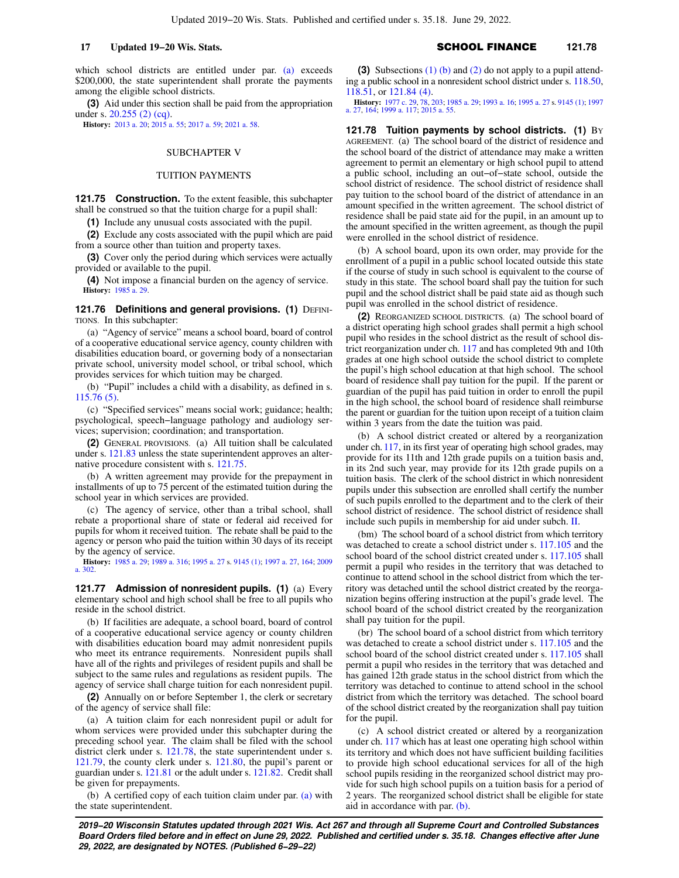which school districts are entitled under par. (a) exceeds $200,000, the state superintendent shall prorate the payments among the eligible school districts.

**(3)** Aid under this section shall be paid from the appropriation under s. 20.255 (2) (cq).

**History:** 2013 a. 20; 2015 a. 55; 2017 a. 59; 2021 a. 58.

## SUBCHAPTER V

## TUITION PAYMENTS

**121.75 Construction.** To the extent feasible, this subchapter shall be construed so that the tuition charge for a pupil shall:

**(1)** Include any unusual costs associated with the pupil.

**(2)** Exclude any costs associated with the pupil which are paid from a source other than tuition and property taxes.

**(3)** Cover only the period during which services were actually provided or available to the pupil.

**(4)** Not impose a financial burden on the agency of service.

**History:** 1985 a. 29.

**121.76 Definitions and general provisions. (1)** DEFINITIONS. In this subchapter:

(a) "Agency of service" means a school board, board of control of a cooperative educational service agency, county children with disabilities education board, or governing body of a nonsectarian private school, university model school, or tribal school, which provides services for which tuition may be charged.

(b) "Pupil" includes a child with a disability, as defined in s. 115.76 (5).

(c) "Specified services" means social work; guidance; health; psychological, speech−language pathology and audiology services; supervision; coordination; and transportation.

**(2)** GENERAL PROVISIONS. (a) All tuition shall be calculated under s. 121.83 unless the state superintendent approves an alternative procedure consistent with s. 121.75.

(b) A written agreement may provide for the prepayment in installments of up to 75 percent of the estimated tuition during the school year in which services are provided.

(c) The agency of service, other than a tribal school, shall rebate a proportional share of state or federal aid received for pupils for whom it received tuition. The rebate shall be paid to the agency or person who paid the tuition within 30 days of its receipt by the agency of service.

**History:** 1985 a. 29; 1989 a. 316; 1995 a. 27 s. 9145 (1); 1997 a. 27, 164; 2009 a. 302.

**121.77 Admission of nonresident pupils. (1)** (a) Every elementary school and high school shall be free to all pupils who reside in the school district.

(b) If facilities are adequate, a school board, board of control of a cooperative educational service agency or county children with disabilities education board may admit nonresident pupils who meet its entrance requirements. Nonresident pupils shall have all of the rights and privileges of resident pupils and shall be subject to the same rules and regulations as resident pupils. The agency of service shall charge tuition for each nonresident pupil.

**(2)** Annually on or before September 1, the clerk or secretary of the agency of service shall file:

(a) A tuition claim for each nonresident pupil or adult for whom services were provided under this subchapter during the preceding school year. The claim shall be filed with the school district clerk under s. 121.78, the state superintendent under s. 121.79, the county clerk under s. 121.80, the pupil's parent or guardian under s. 121.81 or the adult under s. 121.82. Credit shall be given for prepayments.

(b) A certified copy of each tuition claim under par. (a) with the state superintendent.

**(3)** Subsections (1) (b) and (2) do not apply to a pupil attending a public school in a nonresident school district under s. 118.50, 118.51, or 121.84 (4).

**History:** 1977 c. 29, 78, 203; 1985 a. 29; 1993 a. 16; 1995 a. 27 s. 9145 (1); 1997 a. 27, 164; 1999 a. 117; 2015 a. 55.

**121.78 Tuition payments by school districts. (1)** BY AGREEMENT. (a) The school board of the district of residence and the school board of the district of attendance may make a written agreement to permit an elementary or high school pupil to attend a public school, including an out−of−state school, outside the school district of residence. The school district of residence shall pay tuition to the school board of the district of attendance in an amount specified in the written agreement. The school district of residence shall be paid state aid for the pupil, in an amount up to the amount specified in the written agreement, as though the pupil were enrolled in the school district of residence.

(b) A school board, upon its own order, may provide for the enrollment of a pupil in a public school located outside this state if the course of study in such school is equivalent to the course of study in this state. The school board shall pay the tuition for such pupil and the school district shall be paid state aid as though such pupil was enrolled in the school district of residence.

**(2)** REORGANIZED SCHOOL DISTRICTS. (a) The school board of a district operating high school grades shall permit a high school pupil who resides in the school district as the result of school district reorganization under ch. 117 and has completed 9th and 10th grades at one high school outside the school district to complete the pupil's high school education at that high school. The school board of residence shall pay tuition for the pupil. If the parent or guardian of the pupil has paid tuition in order to enroll the pupil in the high school, the school board of residence shall reimburse the parent or guardian for the tuition upon receipt of a tuition claim within 3 years from the date the tuition was paid.

(b) A school district created or altered by a reorganization under ch. 117, in its first year of operating high school grades, may provide for its 11th and 12th grade pupils on a tuition basis and, in its 2nd such year, may provide for its 12th grade pupils on a tuition basis. The clerk of the school district in which nonresident pupils under this subsection are enrolled shall certify the number of such pupils enrolled to the department and to the clerk of their school district of residence. The school district of residence shall include such pupils in membership for aid under subch. II.

(bm) The school board of a school district from which territory was detached to create a school district under s. 117.105 and the school board of the school district created under s. 117.105 shall permit a pupil who resides in the territory that was detached to continue to attend school in the school district from which the territory was detached until the school district created by the reorganization begins offering instruction at the pupil's grade level. The school board of the school district created by the reorganization shall pay tuition for the pupil.

(br) The school board of a school district from which territory was detached to create a school district under s. 117.105 and the school board of the school district created under s. 117.105 shall permit a pupil who resides in the territory that was detached and has gained 12th grade status in the school district from which the territory was detached to continue to attend school in the school district from which the territory was detached. The school board of the school district created by the reorganization shall pay tuition for the pupil.

(c) A school district created or altered by a reorganization under ch. 117 which has at least one operating high school within its territory and which does not have sufficient building facilities to provide high school educational services for all of the high school pupils residing in the reorganized school district may provide for such high school pupils on a tuition basis for a period of 2 years. The reorganized school district shall be eligible for state aid in accordance with par. (b).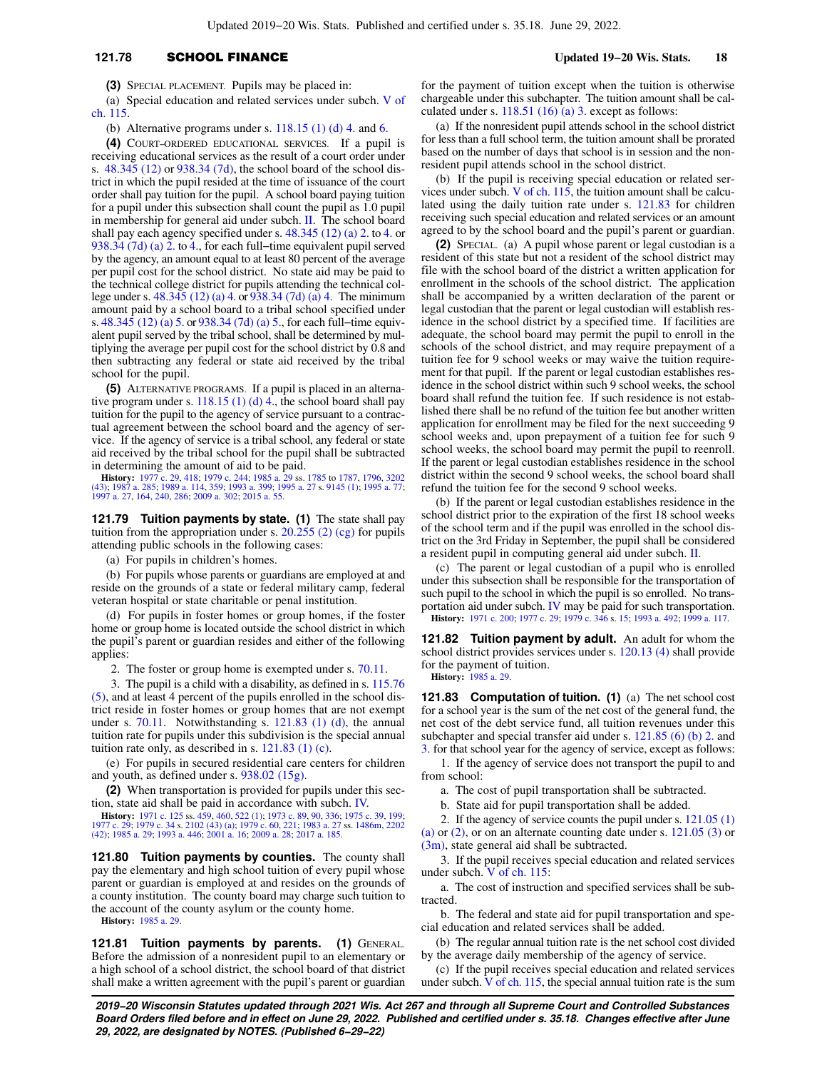**(3)** SPECIAL PLACEMENT. Pupils may be placed in:

(a) Special education and related services under subch. V of ch. 115.

(b) Alternative programs under s. 118.15 (1) (d) 4. and 6.

**(4)** COURT−ORDERED EDUCATIONAL SERVICES. If a pupil is receiving educational services as the result of a court order under s. 48.345 (12) or 938.34 (7d), the school board of the school district in which the pupil resided at the time of issuance of the court order shall pay tuition for the pupil. A school board paying tuition for a pupil under this subsection shall count the pupil as 1.0 pupil in membership for general aid under subch. II. The school board shall pay each agency specified under s. 48.345 (12) (a) 2. to 4. or 938.34 (7d) (a) 2. to 4., for each full−time equivalent pupil served by the agency, an amount equal to at least 80 percent of the average per pupil cost for the school district. No state aid may be paid to the technical college district for pupils attending the technical college under s. 48.345 (12) (a) 4. or 938.34 (7d) (a) 4. The minimum amount paid by a school board to a tribal school specified under s. 48.345 (12) (a) 5. or 938.34 (7d) (a) 5., for each full−time equivalent pupil served by the tribal school, shall be determined by multiplying the average per pupil cost for the school district by 0.8 and then subtracting any federal or state aid received by the tribal school for the pupil.

**(5)** ALTERNATIVE PROGRAMS. If a pupil is placed in an alternative program under s. 118.15 (1) (d) 4., the school board shall pay tuition for the pupil to the agency of service pursuant to a contractual agreement between the school board and the agency of service. If the agency of service is a tribal school, any federal or state aid received by the tribal school for the pupil shall be subtracted in determining the amount of aid to be paid.

**History:** 1977 c. 29, 418; 1979 c. 244; 1985 a. 29 ss. 1785 to 1787, 1796, 3202 (43); 1987 a. 285; 1989 a. 114, 359; 1993 a. 399; 1995 a. 27 s. 9145 (1); 1995 a. 77; 1997 a. 27, 164, 240, 286; 2009 a. 302; 2015 a. 55.

**121.79 Tuition payments by state. (1)** The state shall pay tuition from the appropriation under s. 20.255 (2) (cg) for pupils attending public schools in the following cases:

(a) For pupils in children's homes.

(b) For pupils whose parents or guardians are employed at and reside on the grounds of a state or federal military camp, federal veteran hospital or state charitable or penal institution.

(d) For pupils in foster homes or group homes, if the foster home or group home is located outside the school district in which the pupil's parent or guardian resides and either of the following applies:

2. The foster or group home is exempted under s. 70.11.

3. The pupil is a child with a disability, as defined in s. 115.76 (5), and at least 4 percent of the pupils enrolled in the school district reside in foster homes or group homes that are not exempt under s. 70.11. Notwithstanding s. 121.83 (1) (d), the annual tuition rate for pupils under this subdivision is the special annual tuition rate only, as described in s. 121.83 (1) (c).

(e) For pupils in secured residential care centers for children and youth, as defined under s. 938.02 (15g).

**(2)** When transportation is provided for pupils under this section, state aid shall be paid in accordance with subch. IV.

**History:** 1971 c. 125 ss. 459, 460, 522 (1); 1973 c. 89, 90, 336; 1975 c. 39, 199; 1977 c. 29; 1979 c. 34 s. 2102 (43) (a); 1979 c. 60, 221; 1983 a. 27 ss. 1486m, 2202 (42); 1985 a. 29; 1993 a. 446; 2001 a. 16; 2009 a. 28; 2017 a. 185.

**121.80 Tuition payments by counties.** The county shall pay the elementary and high school tuition of every pupil whose parent or guardian is employed at and resides on the grounds of a county institution. The county board may charge such tuition to the account of the county asylum or the county home.

**History:** 1985 a. 29.

**121.81 Tuition payments by parents. (1)** GENERAL. Before the admission of a nonresident pupil to an elementary or a high school of a school district, the school board of that district shall make a written agreement with the pupil's parent or guardian for the payment of tuition except when the tuition is otherwise chargeable under this subchapter. The tuition amount shall be calculated under s. 118.51 (16) (a) 3. except as follows:

(a) If the nonresident pupil attends school in the school district for less than a full school term, the tuition amount shall be prorated based on the number of days that school is in session and the nonresident pupil attends school in the school district.

(b) If the pupil is receiving special education or related services under subch. V of ch. 115, the tuition amount shall be calculated using the daily tuition rate under s. 121.83 for children receiving such special education and related services or an amount agreed to by the school board and the pupil's parent or guardian.

**(2)** SPECIAL. (a) A pupil whose parent or legal custodian is a resident of this state but not a resident of the school district may file with the school board of the district a written application for enrollment in the schools of the school district. The application shall be accompanied by a written declaration of the parent or legal custodian that the parent or legal custodian will establish residence in the school district by a specified time. If facilities are adequate, the school board may permit the pupil to enroll in the schools of the school district, and may require prepayment of a tuition fee for 9 school weeks or may waive the tuition requirement for that pupil. If the parent or legal custodian establishes residence in the school district within such 9 school weeks, the school board shall refund the tuition fee. If such residence is not established there shall be no refund of the tuition fee but another written application for enrollment may be filed for the next succeeding 9 school weeks and, upon prepayment of a tuition fee for such 9 school weeks, the school board may permit the pupil to reenroll. If the parent or legal custodian establishes residence in the school district within the second 9 school weeks, the school board shall refund the tuition fee for the second 9 school weeks.

(b) If the parent or legal custodian establishes residence in the school district prior to the expiration of the first 18 school weeks of the school term and if the pupil was enrolled in the school district on the 3rd Friday in September, the pupil shall be considered a resident pupil in computing general aid under subch. II.

(c) The parent or legal custodian of a pupil who is enrolled under this subsection shall be responsible for the transportation of such pupil to the school in which the pupil is so enrolled. No transportation aid under subch. IV may be paid for such transportation.

**History:** 1971 c. 200; 1977 c. 29; 1979 c. 346 s. 15; 1993 a. 492; 1999 a. 117.

**121.82 Tuition payment by adult.** An adult for whom the school district provides services under s. 120.13 (4) shall provide for the payment of tuition.

**History:** 1985 a. 29.

**121.83 Computation of tuition. (1)** (a) The net school cost for a school year is the sum of the net cost of the general fund, the net cost of the debt service fund, all tuition revenues under this subchapter and special transfer aid under s. 121.85 (6) (b) 2. and 3. for that school year for the agency of service, except as follows:

1. If the agency of service does not transport the pupil to and from school:

a. The cost of pupil transportation shall be subtracted.

b. State aid for pupil transportation shall be added.

2. If the agency of service counts the pupil under s. 121.05 (1) (a) or (2), or on an alternate counting date under s. 121.05 (3) or (3m), state general aid shall be subtracted.

3. If the pupil receives special education and related services under subch. V of ch. 115:

a. The cost of instruction and specified services shall be subtracted.

b. The federal and state aid for pupil transportation and special education and related services shall be added.

(b) The regular annual tuition rate is the net school cost divided by the average daily membership of the agency of service.

(c) If the pupil receives special education and related services under subch. V of ch. 115, the special annual tuition rate is the sum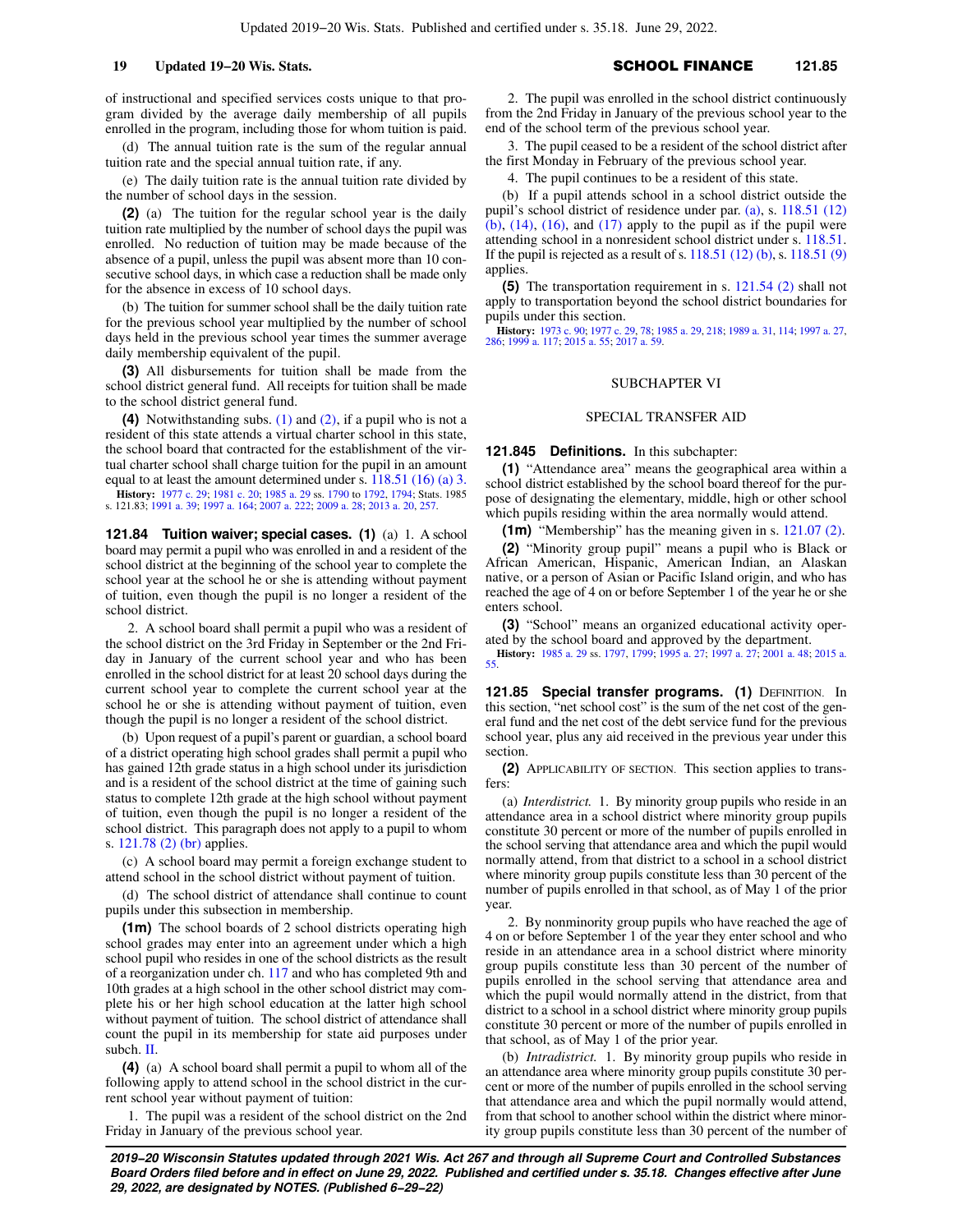of instructional and specified services costs unique to that program divided by the average daily membership of all pupils enrolled in the program, including those for whom tuition is paid.

(d) The annual tuition rate is the sum of the regular annual tuition rate and the special annual tuition rate, if any.

(e) The daily tuition rate is the annual tuition rate divided by the number of school days in the session.

**(2)** (a) The tuition for the regular school year is the daily tuition rate multiplied by the number of school days the pupil was enrolled. No reduction of tuition may be made because of the absence of a pupil, unless the pupil was absent more than 10 consecutive school days, in which case a reduction shall be made only for the absence in excess of 10 school days.

(b) The tuition for summer school shall be the daily tuition rate for the previous school year multiplied by the number of school days held in the previous school year times the summer average daily membership equivalent of the pupil.

**(3)** All disbursements for tuition shall be made from the school district general fund. All receipts for tuition shall be made to the school district general fund.

**(4)** Notwithstanding subs. (1) and (2), if a pupil who is not a resident of this state attends a virtual charter school in this state, the school board that contracted for the establishment of the virtual charter school shall charge tuition for the pupil in an amount equal to at least the amount determined under s. 118.51 (16) (a) 3.

**History:** 1977 c. 29; 1981 c. 20; 1985 a. 29 ss. 1790 to 1792, 1794; Stats. 1985 s. 121.83; 1991 a. 39; 1997 a. 164; 2007 a. 222; 2009 a. 28; 2013 a. 20, 257.

**121.84 Tuition waiver; special cases.** **(1)** (a) 1. A school board may permit a pupil who was enrolled in and a resident of the school district at the beginning of the school year to complete the school year at the school he or she is attending without payment of tuition, even though the pupil is no longer a resident of the school district.

2. A school board shall permit a pupil who was a resident of the school district on the 3rd Friday in September or the 2nd Friday in January of the current school year and who has been enrolled in the school district for at least 20 school days during the current school year to complete the current school year at the school he or she is attending without payment of tuition, even though the pupil is no longer a resident of the school district.

(b) Upon request of a pupil's parent or guardian, a school board of a district operating high school grades shall permit a pupil who has gained 12th grade status in a high school under its jurisdiction and is a resident of the school district at the time of gaining such status to complete 12th grade at the high school without payment of tuition, even though the pupil is no longer a resident of the school district. This paragraph does not apply to a pupil to whom s. 121.78 (2) (br) applies.

(c) A school board may permit a foreign exchange student to attend school in the school district without payment of tuition.

(d) The school district of attendance shall continue to count pupils under this subsection in membership.

**(1m)** The school boards of 2 school districts operating high school grades may enter into an agreement under which a high school pupil who resides in one of the school districts as the result of a reorganization under ch. 117 and who has completed 9th and 10th grades at a high school in the other school district may complete his or her high school education at the latter high school without payment of tuition. The school district of attendance shall count the pupil in its membership for state aid purposes under subch. II.

**(4)** (a) A school board shall permit a pupil to whom all of the following apply to attend school in the school district in the current school year without payment of tuition:

1. The pupil was a resident of the school district on the 2nd Friday in January of the previous school year.

2. The pupil was enrolled in the school district continuously from the 2nd Friday in January of the previous school year to the end of the school term of the previous school year.

3. The pupil ceased to be a resident of the school district after the first Monday in February of the previous school year.

4. The pupil continues to be a resident of this state.

(b) If a pupil attends school in a school district outside the pupil's school district of residence under par. (a), s. 118.51 (12) (b), (14), (16), and (17) apply to the pupil as if the pupil were attending school in a nonresident school district under s. 118.51. If the pupil is rejected as a result of s. 118.51 (12) (b), s. 118.51 (9) applies.

**(5)** The transportation requirement in s. 121.54 (2) shall not apply to transportation beyond the school district boundaries for pupils under this section.

**History:** 1973 c. 90; 1977 c. 29, 78; 1985 a. 29, 218; 1989 a. 31, 114; 1997 a. 27, 286; 1999 a. 117; 2015 a. 55; 2017 a. 59.

## SUBCHAPTER VI

## SPECIAL TRANSFER AID

**121.845 Definitions.** In this subchapter:

**(1)** "Attendance area" means the geographical area within a school district established by the school board thereof for the purpose of designating the elementary, middle, high or other school which pupils residing within the area normally would attend.

**(1m)** "Membership" has the meaning given in s. 121.07 (2).

**(2)** "Minority group pupil" means a pupil who is Black or African American, Hispanic, American Indian, an Alaskan native, or a person of Asian or Pacific Island origin, and who has reached the age of 4 on or before September 1 of the year he or she enters school.

**(3)** "School" means an organized educational activity operated by the school board and approved by the department.

**History:** 1985 a. 29 ss. 1797, 1799; 1995 a. 27; 1997 a. 27; 2001 a. 48; 2015 a. 55.

**121.85 Special transfer programs.** **(1)** DEFINITION. In this section, "net school cost" is the sum of the net cost of the general fund and the net cost of the debt service fund for the previous school year, plus any aid received in the previous year under this section.

**(2)** APPLICABILITY OF SECTION. This section applies to transfers:

(a) *Interdistrict.* 1. By minority group pupils who reside in an attendance area in a school district where minority group pupils constitute 30 percent or more of the number of pupils enrolled in the school serving that attendance area and which the pupil would normally attend, from that district to a school in a school district where minority group pupils constitute less than 30 percent of the number of pupils enrolled in that school, as of May 1 of the prior year.

2. By nonminority group pupils who have reached the age of 4 on or before September 1 of the year they enter school and who reside in an attendance area in a school district where minority group pupils constitute less than 30 percent of the number of pupils enrolled in the school serving that attendance area and which the pupil would normally attend in the district, from that district to a school in a school district where minority group pupils constitute 30 percent or more of the number of pupils enrolled in that school, as of May 1 of the prior year.

(b) *Intradistrict.* 1. By minority group pupils who reside in an attendance area where minority group pupils constitute 30 percent or more of the number of pupils enrolled in the school serving that attendance area and which the pupil normally would attend, from that school to another school within the district where minority group pupils constitute less than 30 percent of the number of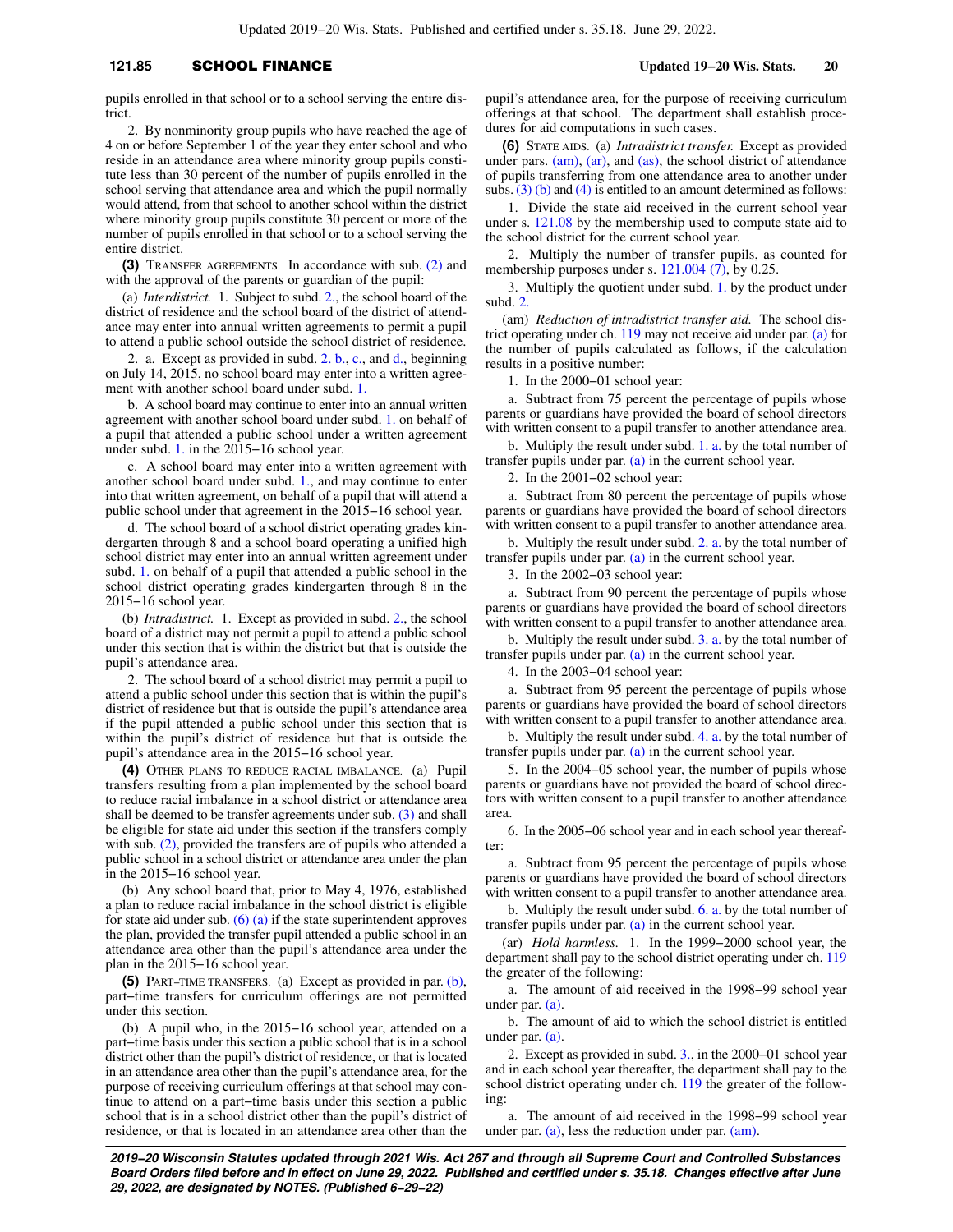pupils enrolled in that school or to a school serving the entire district.

2. By nonminority group pupils who have reached the age of 4 on or before September 1 of the year they enter school and who reside in an attendance area where minority group pupils constitute less than 30 percent of the number of pupils enrolled in the school serving that attendance area and which the pupil normally would attend, from that school to another school within the district where minority group pupils constitute 30 percent or more of the number of pupils enrolled in that school or to a school serving the entire district.

**(3)** TRANSFER AGREEMENTS. In accordance with sub. (2) and with the approval of the parents or guardian of the pupil:

(a) *Interdistrict.* 1. Subject to subd. 2., the school board of the district of residence and the school board of the district of attendance may enter into annual written agreements to permit a pupil to attend a public school outside the school district of residence.

2. a. Except as provided in subd. 2. b., c., and d., beginning on July 14, 2015, no school board may enter into a written agreement with another school board under subd. 1.

b. A school board may continue to enter into an annual written agreement with another school board under subd. 1. on behalf of a pupil that attended a public school under a written agreement under subd. 1. in the 2015−16 school year.

c. A school board may enter into a written agreement with another school board under subd. 1., and may continue to enter into that written agreement, on behalf of a pupil that will attend a public school under that agreement in the 2015−16 school year.

d. The school board of a school district operating grades kindergarten through 8 and a school board operating a unified high school district may enter into an annual written agreement under subd. 1. on behalf of a pupil that attended a public school in the school district operating grades kindergarten through 8 in the 2015−16 school year.

(b) *Intradistrict.* 1. Except as provided in subd. 2., the school board of a district may not permit a pupil to attend a public school under this section that is within the district but that is outside the pupil's attendance area.

2. The school board of a school district may permit a pupil to attend a public school under this section that is within the pupil's district of residence but that is outside the pupil's attendance area if the pupil attended a public school under this section that is within the pupil's district of residence but that is outside the pupil's attendance area in the 2015−16 school year.

**(4)** OTHER PLANS TO REDUCE RACIAL IMBALANCE. (a) Pupil transfers resulting from a plan implemented by the school board to reduce racial imbalance in a school district or attendance area shall be deemed to be transfer agreements under sub. (3) and shall be eligible for state aid under this section if the transfers comply with sub. (2), provided the transfers are of pupils who attended a public school in a school district or attendance area under the plan in the 2015−16 school year.

(b) Any school board that, prior to May 4, 1976, established a plan to reduce racial imbalance in the school district is eligible for state aid under sub. (6) (a) if the state superintendent approves the plan, provided the transfer pupil attended a public school in an attendance area other than the pupil's attendance area under the plan in the 2015−16 school year.

**(5)** PART−TIME TRANSFERS. (a) Except as provided in par. (b), part−time transfers for curriculum offerings are not permitted under this section.

(b) A pupil who, in the 2015−16 school year, attended on a part−time basis under this section a public school that is in a school district other than the pupil's district of residence, or that is located in an attendance area other than the pupil's attendance area, for the purpose of receiving curriculum offerings at that school may continue to attend on a part−time basis under this section a public school that is in a school district other than the pupil's district of residence, or that is located in an attendance area other than the pupil's attendance area, for the purpose of receiving curriculum offerings at that school. The department shall establish procedures for aid computations in such cases.

**(6)** STATE AIDS. (a) *Intradistrict transfer.* Except as provided under pars. (am), (ar), and (as), the school district of attendance of pupils transferring from one attendance area to another under subs. (3) (b) and (4) is entitled to an amount determined as follows:

1. Divide the state aid received in the current school year under s. 121.08 by the membership used to compute state aid to the school district for the current school year.

2. Multiply the number of transfer pupils, as counted for membership purposes under s. 121.004 (7), by 0.25.

3. Multiply the quotient under subd. 1. by the product under subd. 2.

(am) *Reduction of intradistrict transfer aid.* The school district operating under ch. 119 may not receive aid under par. (a) for the number of pupils calculated as follows, if the calculation results in a positive number:

1. In the 2000−01 school year:

a. Subtract from 75 percent the percentage of pupils whose parents or guardians have provided the board of school directors with written consent to a pupil transfer to another attendance area.

b. Multiply the result under subd. 1. a. by the total number of transfer pupils under par. (a) in the current school year.

2. In the 2001−02 school year:

a. Subtract from 80 percent the percentage of pupils whose parents or guardians have provided the board of school directors with written consent to a pupil transfer to another attendance area.

b. Multiply the result under subd. 2. a. by the total number of transfer pupils under par. (a) in the current school year.

3. In the 2002−03 school year:

a. Subtract from 90 percent the percentage of pupils whose parents or guardians have provided the board of school directors with written consent to a pupil transfer to another attendance area.

b. Multiply the result under subd. 3. a. by the total number of transfer pupils under par. (a) in the current school year.

4. In the 2003−04 school year:

a. Subtract from 95 percent the percentage of pupils whose parents or guardians have provided the board of school directors with written consent to a pupil transfer to another attendance area.

b. Multiply the result under subd. 4. a. by the total number of transfer pupils under par. (a) in the current school year.

5. In the 2004−05 school year, the number of pupils whose parents or guardians have not provided the board of school directors with written consent to a pupil transfer to another attendance area.

6. In the 2005−06 school year and in each school year thereafter:

a. Subtract from 95 percent the percentage of pupils whose parents or guardians have provided the board of school directors with written consent to a pupil transfer to another attendance area.

b. Multiply the result under subd. 6. a. by the total number of transfer pupils under par. (a) in the current school year.

(ar) *Hold harmless.* 1. In the 1999−2000 school year, the department shall pay to the school district operating under ch. 119 the greater of the following:

a. The amount of aid received in the 1998−99 school year under par. (a).

b. The amount of aid to which the school district is entitled under par. (a).

2. Except as provided in subd. 3., in the 2000−01 school year and in each school year thereafter, the department shall pay to the school district operating under ch. 119 the greater of the following:

a. The amount of aid received in the 1998−99 school year under par. (a), less the reduction under par. (am).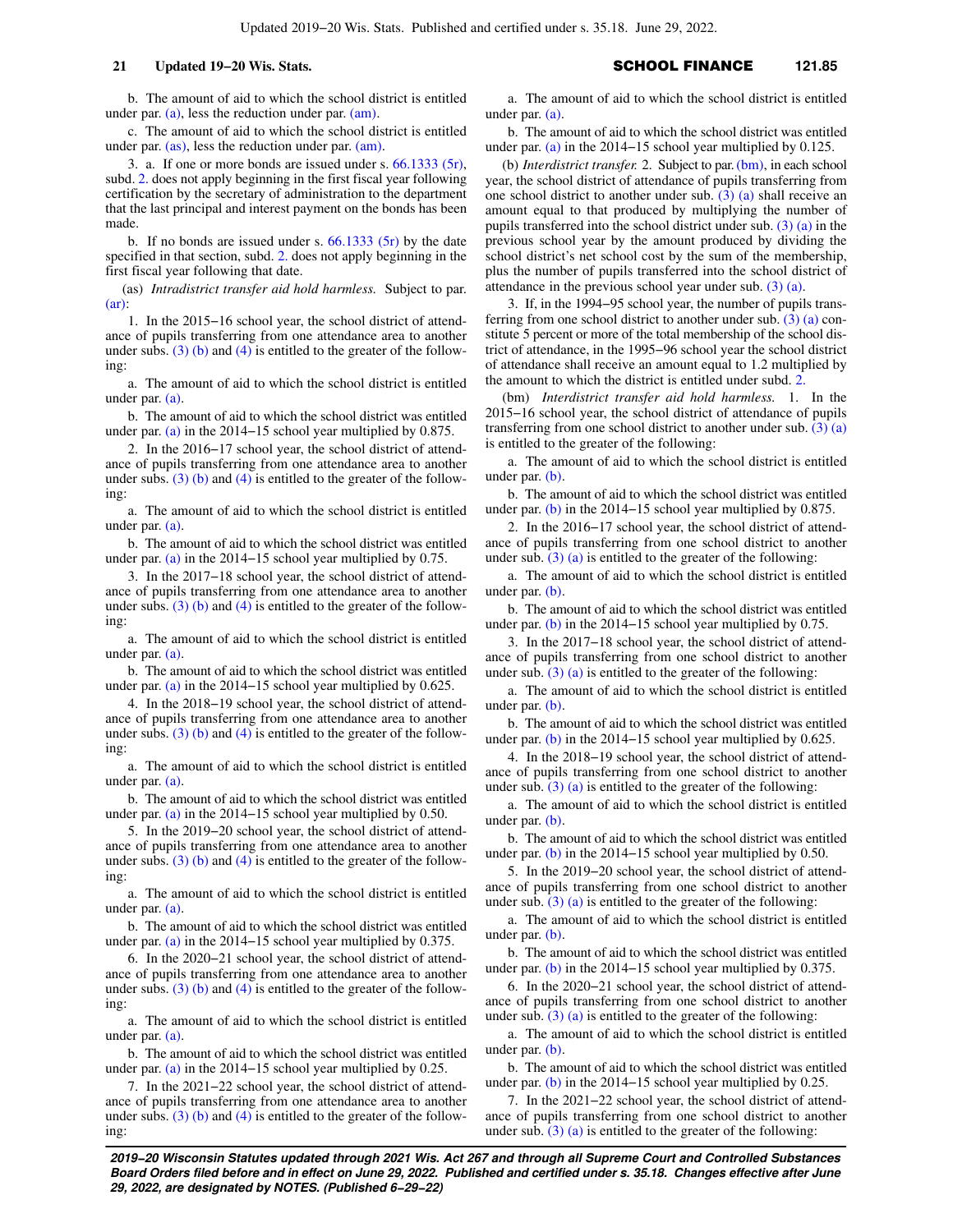b. The amount of aid to which the school district is entitled under par. (a), less the reduction under par. (am).

c. The amount of aid to which the school district is entitled under par. (as), less the reduction under par. (am).

3. a. If one or more bonds are issued under s. 66.1333 (5r), subd. 2. does not apply beginning in the first fiscal year following certification by the secretary of administration to the department that the last principal and interest payment on the bonds has been made.

b. If no bonds are issued under s. 66.1333 (5r) by the date specified in that section, subd. 2. does not apply beginning in the first fiscal year following that date.

(as) *Intradistrict transfer aid hold harmless.* Subject to par. (ar):

1. In the 2015−16 school year, the school district of attendance of pupils transferring from one attendance area to another under subs. (3) (b) and (4) is entitled to the greater of the following:

a. The amount of aid to which the school district is entitled under par. (a).

b. The amount of aid to which the school district was entitled under par. (a) in the 2014−15 school year multiplied by 0.875.

2. In the 2016−17 school year, the school district of attendance of pupils transferring from one attendance area to another under subs. (3) (b) and (4) is entitled to the greater of the following:

a. The amount of aid to which the school district is entitled under par. (a).

b. The amount of aid to which the school district was entitled under par. (a) in the 2014−15 school year multiplied by 0.75.

3. In the 2017−18 school year, the school district of attendance of pupils transferring from one attendance area to another under subs. (3) (b) and (4) is entitled to the greater of the following:

a. The amount of aid to which the school district is entitled under par. (a).

b. The amount of aid to which the school district was entitled under par. (a) in the 2014−15 school year multiplied by 0.625.

4. In the 2018−19 school year, the school district of attendance of pupils transferring from one attendance area to another under subs. (3) (b) and (4) is entitled to the greater of the following:

a. The amount of aid to which the school district is entitled under par. (a).

b. The amount of aid to which the school district was entitled under par. (a) in the 2014−15 school year multiplied by 0.50.

5. In the 2019−20 school year, the school district of attendance of pupils transferring from one attendance area to another under subs. (3) (b) and (4) is entitled to the greater of the following:

a. The amount of aid to which the school district is entitled under par. (a).

b. The amount of aid to which the school district was entitled under par. (a) in the 2014−15 school year multiplied by 0.375.

6. In the 2020−21 school year, the school district of attendance of pupils transferring from one attendance area to another under subs. (3) (b) and (4) is entitled to the greater of the following:

a. The amount of aid to which the school district is entitled under par. (a).

b. The amount of aid to which the school district was entitled under par. (a) in the 2014−15 school year multiplied by 0.25.

7. In the 2021−22 school year, the school district of attendance of pupils transferring from one attendance area to another under subs. (3) (b) and (4) is entitled to the greater of the following:

a. The amount of aid to which the school district is entitled under par. (a).

b. The amount of aid to which the school district was entitled under par. (a) in the 2014−15 school year multiplied by 0.125.

(b) *Interdistrict transfer.* 2. Subject to par. (bm), in each school year, the school district of attendance of pupils transferring from one school district to another under sub. (3) (a) shall receive an amount equal to that produced by multiplying the number of pupils transferred into the school district under sub. (3) (a) in the previous school year by the amount produced by dividing the school district's net school cost by the sum of the membership, plus the number of pupils transferred into the school district of attendance in the previous school year under sub. (3) (a).

3. If, in the 1994−95 school year, the number of pupils transferring from one school district to another under sub. (3) (a) constitute 5 percent or more of the total membership of the school district of attendance, in the 1995−96 school year the school district of attendance shall receive an amount equal to 1.2 multiplied by the amount to which the district is entitled under subd. 2.

(bm) *Interdistrict transfer aid hold harmless.* 1. In the 2015−16 school year, the school district of attendance of pupils transferring from one school district to another under sub. (3) (a) is entitled to the greater of the following:

a. The amount of aid to which the school district is entitled under par. (b).

b. The amount of aid to which the school district was entitled under par. (b) in the 2014−15 school year multiplied by 0.875.

2. In the 2016−17 school year, the school district of attendance of pupils transferring from one school district to another under sub. (3) (a) is entitled to the greater of the following:

a. The amount of aid to which the school district is entitled under par. (b).

b. The amount of aid to which the school district was entitled under par. (b) in the 2014−15 school year multiplied by 0.75.

3. In the 2017−18 school year, the school district of attendance of pupils transferring from one school district to another under sub. (3) (a) is entitled to the greater of the following:

a. The amount of aid to which the school district is entitled under par. (b).

b. The amount of aid to which the school district was entitled under par. (b) in the 2014−15 school year multiplied by 0.625.

4. In the 2018−19 school year, the school district of attendance of pupils transferring from one school district to another under sub. (3) (a) is entitled to the greater of the following:

a. The amount of aid to which the school district is entitled under par. (b).

b. The amount of aid to which the school district was entitled under par. (b) in the 2014−15 school year multiplied by 0.50.

5. In the 2019−20 school year, the school district of attendance of pupils transferring from one school district to another under sub. (3) (a) is entitled to the greater of the following:

a. The amount of aid to which the school district is entitled under par. (b).

b. The amount of aid to which the school district was entitled under par. (b) in the 2014−15 school year multiplied by 0.375.

6. In the 2020−21 school year, the school district of attendance of pupils transferring from one school district to another under sub. (3) (a) is entitled to the greater of the following:

a. The amount of aid to which the school district is entitled under par. (b).

b. The amount of aid to which the school district was entitled under par. (b) in the 2014−15 school year multiplied by 0.25.

7. In the 2021−22 school year, the school district of attendance of pupils transferring from one school district to another under sub. (3) (a) is entitled to the greater of the following: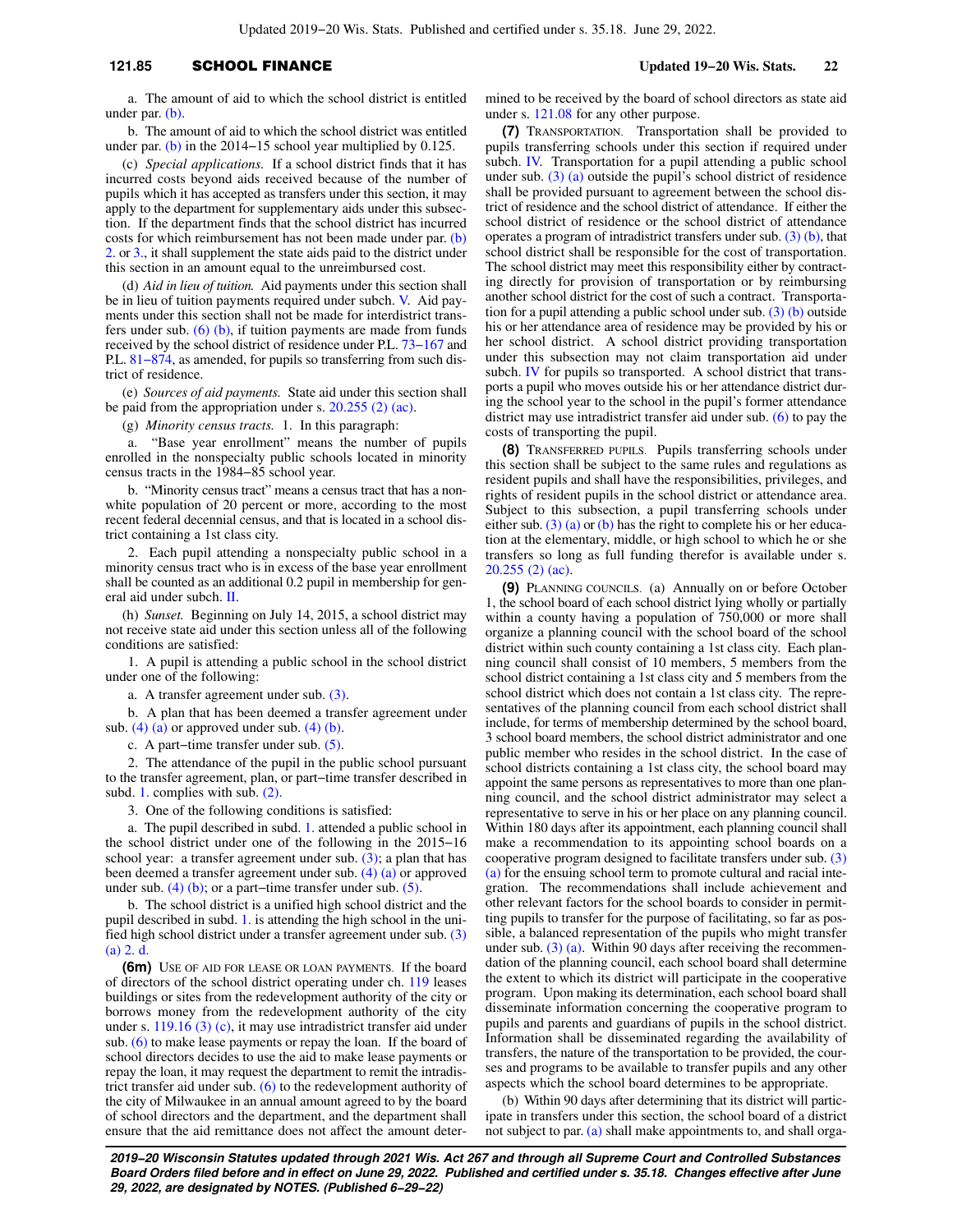a. The amount of aid to which the school district is entitled under par. (b).

b. The amount of aid to which the school district was entitled under par. (b) in the 2014−15 school year multiplied by 0.125.

(c) *Special applications.* If a school district finds that it has incurred costs beyond aids received because of the number of pupils which it has accepted as transfers under this section, it may apply to the department for supplementary aids under this subsection. If the department finds that the school district has incurred costs for which reimbursement has not been made under par. (b) 2. or 3., it shall supplement the state aids paid to the district under this section in an amount equal to the unreimbursed cost.

(d) *Aid in lieu of tuition.* Aid payments under this section shall be in lieu of tuition payments required under subch. V. Aid payments under this section shall not be made for interdistrict transfers under sub. (6) (b), if tuition payments are made from funds received by the school district of residence under P.L. 73−167 and P.L. 81−874, as amended, for pupils so transferring from such district of residence.

(e) *Sources of aid payments.* State aid under this section shall be paid from the appropriation under s. 20.255 (2) (ac).

(g) *Minority census tracts.* 1. In this paragraph:

a. "Base year enrollment" means the number of pupils enrolled in the nonspecialty public schools located in minority census tracts in the 1984−85 school year.

b. "Minority census tract" means a census tract that has a nonwhite population of 20 percent or more, according to the most recent federal decennial census, and that is located in a school district containing a 1st class city.

2. Each pupil attending a nonspecialty public school in a minority census tract who is in excess of the base year enrollment shall be counted as an additional 0.2 pupil in membership for general aid under subch. II.

(h) *Sunset.* Beginning on July 14, 2015, a school district may not receive state aid under this section unless all of the following conditions are satisfied:

1. A pupil is attending a public school in the school district under one of the following:

a. A transfer agreement under sub. (3).

b. A plan that has been deemed a transfer agreement under sub. (4) (a) or approved under sub. (4) (b).

c. A part−time transfer under sub. (5).

2. The attendance of the pupil in the public school pursuant to the transfer agreement, plan, or part−time transfer described in subd. 1. complies with sub. (2).

3. One of the following conditions is satisfied:

a. The pupil described in subd. 1. attended a public school in the school district under one of the following in the 2015−16 school year: a transfer agreement under sub. (3); a plan that has been deemed a transfer agreement under sub. (4) (a) or approved under sub. (4) (b); or a part−time transfer under sub. (5).

b. The school district is a unified high school district and the pupil described in subd. 1. is attending the high school in the unified high school district under a transfer agreement under sub. (3) (a) 2. d.

**(6m)** USE OF AID FOR LEASE OR LOAN PAYMENTS. If the board of directors of the school district operating under ch. 119 leases buildings or sites from the redevelopment authority of the city or borrows money from the redevelopment authority of the city under s. 119.16 (3) (c), it may use intradistrict transfer aid under sub. (6) to make lease payments or repay the loan. If the board of school directors decides to use the aid to make lease payments or repay the loan, it may request the department to remit the intradistrict transfer aid under sub. (6) to the redevelopment authority of the city of Milwaukee in an annual amount agreed to by the board of school directors and the department, and the department shall ensure that the aid remittance does not affect the amount determined to be received by the board of school directors as state aid under s. 121.08 for any other purpose.

**(7)** TRANSPORTATION. Transportation shall be provided to pupils transferring schools under this section if required under subch. IV. Transportation for a pupil attending a public school under sub. (3) (a) outside the pupil's school district of residence shall be provided pursuant to agreement between the school district of residence and the school district of attendance. If either the school district of residence or the school district of attendance operates a program of intradistrict transfers under sub. (3) (b), that school district shall be responsible for the cost of transportation. The school district may meet this responsibility either by contracting directly for provision of transportation or by reimbursing another school district for the cost of such a contract. Transportation for a pupil attending a public school under sub. (3) (b) outside his or her attendance area of residence may be provided by his or her school district. A school district providing transportation under this subsection may not claim transportation aid under subch. IV for pupils so transported. A school district that transports a pupil who moves outside his or her attendance district during the school year to the school in the pupil's former attendance district may use intradistrict transfer aid under sub. (6) to pay the costs of transporting the pupil.

**(8)** TRANSFERRED PUPILS. Pupils transferring schools under this section shall be subject to the same rules and regulations as resident pupils and shall have the responsibilities, privileges, and rights of resident pupils in the school district or attendance area. Subject to this subsection, a pupil transferring schools under either sub. (3) (a) or (b) has the right to complete his or her education at the elementary, middle, or high school to which he or she transfers so long as full funding therefor is available under s. 20.255 (2) (ac).

**(9)** PLANNING COUNCILS. (a) Annually on or before October 1, the school board of each school district lying wholly or partially within a county having a population of 750,000 or more shall organize a planning council with the school board of the school district within such county containing a 1st class city. Each planning council shall consist of 10 members, 5 members from the school district containing a 1st class city and 5 members from the school district which does not contain a 1st class city. The representatives of the planning council from each school district shall include, for terms of membership determined by the school board, 3 school board members, the school district administrator and one public member who resides in the school district. In the case of school districts containing a 1st class city, the school board may appoint the same persons as representatives to more than one planning council, and the school district administrator may select a representative to serve in his or her place on any planning council. Within 180 days after its appointment, each planning council shall make a recommendation to its appointing school boards on a cooperative program designed to facilitate transfers under sub. (3) (a) for the ensuing school term to promote cultural and racial integration. The recommendations shall include achievement and other relevant factors for the school boards to consider in permitting pupils to transfer for the purpose of facilitating, so far as possible, a balanced representation of the pupils who might transfer under sub. (3) (a). Within 90 days after receiving the recommendation of the planning council, each school board shall determine the extent to which its district will participate in the cooperative program. Upon making its determination, each school board shall disseminate information concerning the cooperative program to pupils and parents and guardians of pupils in the school district. Information shall be disseminated regarding the availability of transfers, the nature of the transportation to be provided, the courses and programs to be available to transfer pupils and any other aspects which the school board determines to be appropriate.

(b) Within 90 days after determining that its district will participate in transfers under this section, the school board of a district not subject to par. (a) shall make appointments to, and shall orga-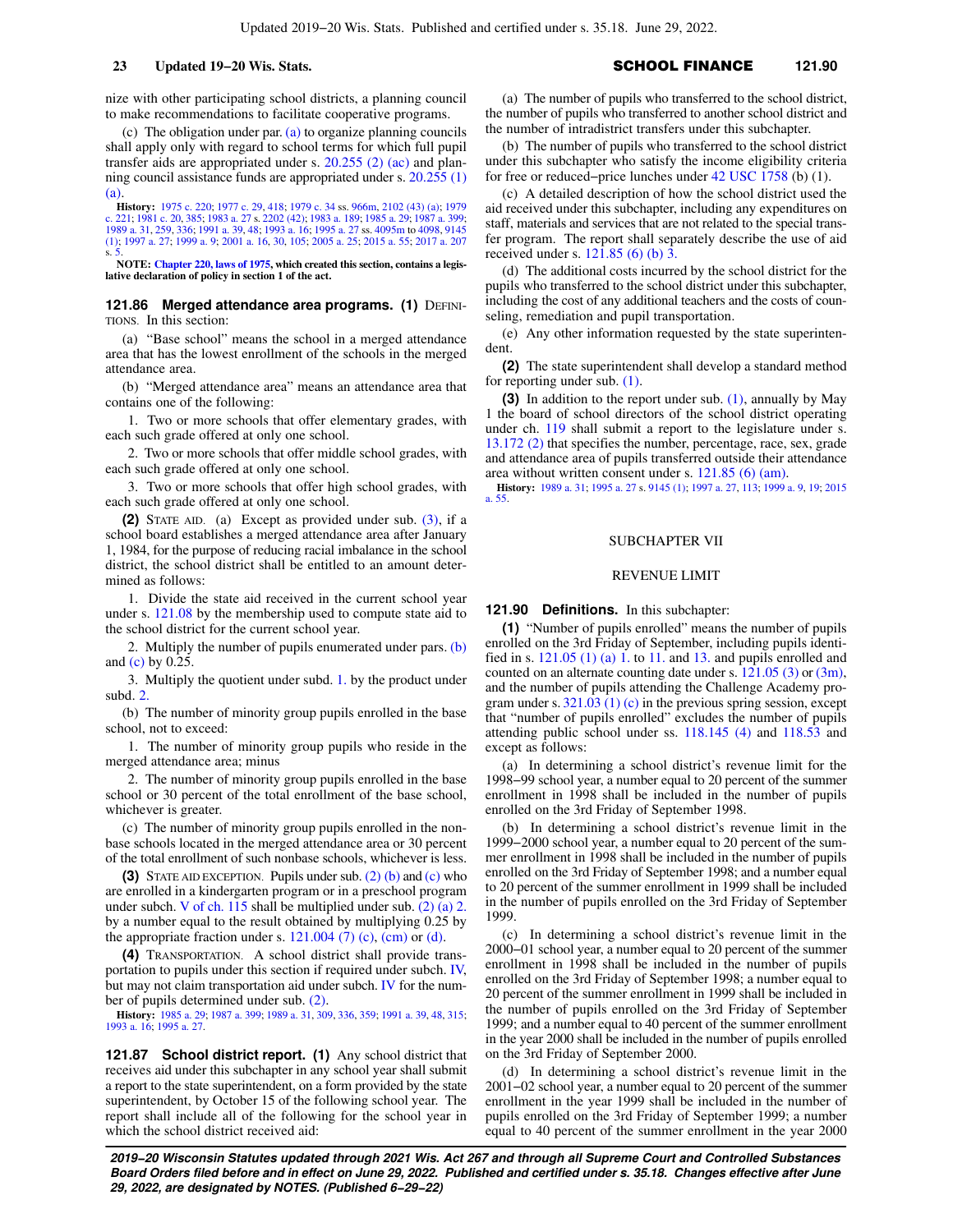nize with other participating school districts, a planning council to make recommendations to facilitate cooperative programs.

(c) The obligation under par. (a) to organize planning councils shall apply only with regard to school terms for which full pupil transfer aids are appropriated under s. 20.255 (2) (ac) and planning council assistance funds are appropriated under s. 20.255 (1) (a).

**History:** 1975 c. 220; 1977 c. 29, 418; 1979 c. 34 ss. 966m, 2102 (43) (a); 1979 c. 221; 1981 c. 20, 385; 1983 a. 27 s. 2202 (42); 1983 a. 189; 1985 a. 29; 1987 a. 399; 1989 a. 31, 259, 336; 1991 a. 39, 48; 1993 a. 16; 1995 a. 27 ss. 4095m to 4098, 9145 (1); 1997 a. 27; 1999 a. 9; 2001 a. 16, 30, 105; 2005 a. 25; 2015 a. 55; 2017 a. 207 s. 5.

**NOTE: Chapter 220, laws of 1975, which created this section, contains a legislative declaration of policy in section 1 of the act.**

**121.86 Merged attendance area programs. (1)** DEFINITIONS. In this section:

(a) "Base school" means the school in a merged attendance area that has the lowest enrollment of the schools in the merged attendance area.

(b) "Merged attendance area" means an attendance area that contains one of the following:

1. Two or more schools that offer elementary grades, with each such grade offered at only one school.

2. Two or more schools that offer middle school grades, with each such grade offered at only one school.

3. Two or more schools that offer high school grades, with each such grade offered at only one school.

**(2)** STATE AID. (a) Except as provided under sub. (3), if a school board establishes a merged attendance area after January 1, 1984, for the purpose of reducing racial imbalance in the school district, the school district shall be entitled to an amount determined as follows:

1. Divide the state aid received in the current school year under s. 121.08 by the membership used to compute state aid to the school district for the current school year.

2. Multiply the number of pupils enumerated under pars. (b) and (c) by 0.25.

3. Multiply the quotient under subd. 1. by the product under subd. 2.

(b) The number of minority group pupils enrolled in the base school, not to exceed:

1. The number of minority group pupils who reside in the merged attendance area; minus

2. The number of minority group pupils enrolled in the base school or 30 percent of the total enrollment of the base school, whichever is greater.

(c) The number of minority group pupils enrolled in the nonbase schools located in the merged attendance area or 30 percent of the total enrollment of such nonbase schools, whichever is less.

**(3)** STATE AID EXCEPTION. Pupils under sub. (2) (b) and (c) who are enrolled in a kindergarten program or in a preschool program under subch. V of ch. 115 shall be multiplied under sub. (2) (a) 2. by a number equal to the result obtained by multiplying 0.25 by the appropriate fraction under s. 121.004 (7) (c), (cm) or (d).

**(4)** TRANSPORTATION. A school district shall provide transportation to pupils under this section if required under subch. IV, but may not claim transportation aid under subch. IV for the number of pupils determined under sub. (2).

**History:** 1985 a. 29; 1987 a. 399; 1989 a. 31, 309, 336, 359; 1991 a. 39, 48, 315; 1993 a. 16; 1995 a. 27.

**121.87 School district report. (1)** Any school district that receives aid under this subchapter in any school year shall submit a report to the state superintendent, on a form provided by the state superintendent, by October 15 of the following school year. The report shall include all of the following for the school year in which the school district received aid:

(a) The number of pupils who transferred to the school district, the number of pupils who transferred to another school district and the number of intradistrict transfers under this subchapter.

(b) The number of pupils who transferred to the school district under this subchapter who satisfy the income eligibility criteria for free or reduced-price lunches under 42 USC 1758 (b) (1).

(c) A detailed description of how the school district used the aid received under this subchapter, including any expenditures on staff, materials and services that are not related to the special transfer program. The report shall separately describe the use of aid received under s. 121.85 (6) (b) 3.

(d) The additional costs incurred by the school district for the pupils who transferred to the school district under this subchapter, including the cost of any additional teachers and the costs of counseling, remediation and pupil transportation.

(e) Any other information requested by the state superintendent.

**(2)** The state superintendent shall develop a standard method for reporting under sub. (1).

**(3)** In addition to the report under sub. (1), annually by May 1 the board of school directors of the school district operating under ch. 119 shall submit a report to the legislature under s. 13.172 (2) that specifies the number, percentage, race, sex, grade and attendance area of pupils transferred outside their attendance area without written consent under s. 121.85 (6) (am).

**History:** 1989 a. 31; 1995 a. 27 s. 9145 (1); 1997 a. 27, 113; 1999 a. 9, 19; 2015 a. 55.

## SUBCHAPTER VII

## REVENUE LIMIT

**121.90 Definitions.** In this subchapter:

**(1)** "Number of pupils enrolled" means the number of pupils enrolled on the 3rd Friday of September, including pupils identified in s. 121.05 (1) (a) 1. to 11. and 13. and pupils enrolled and counted on an alternate counting date under s. 121.05 (3) or (3m), and the number of pupils attending the Challenge Academy program under s. 321.03 (1) (c) in the previous spring session, except that "number of pupils enrolled" excludes the number of pupils attending public school under ss. 118.145 (4) and 118.53 and except as follows:

(a) In determining a school district's revenue limit for the 1998-99 school year, a number equal to 20 percent of the summer enrollment in 1998 shall be included in the number of pupils enrolled on the 3rd Friday of September 1998.

(b) In determining a school district's revenue limit in the 1999-2000 school year, a number equal to 20 percent of the summer enrollment in 1998 shall be included in the number of pupils enrolled on the 3rd Friday of September 1998; and a number equal to 20 percent of the summer enrollment in 1999 shall be included in the number of pupils enrolled on the 3rd Friday of September 1999.

(c) In determining a school district's revenue limit in the 2000-01 school year, a number equal to 20 percent of the summer enrollment in 1998 shall be included in the number of pupils enrolled on the 3rd Friday of September 1998; a number equal to 20 percent of the summer enrollment in 1999 shall be included in the number of pupils enrolled on the 3rd Friday of September 1999; and a number equal to 40 percent of the summer enrollment in the year 2000 shall be included in the number of pupils enrolled on the 3rd Friday of September 2000.

(d) In determining a school district's revenue limit in the 2001-02 school year, a number equal to 20 percent of the summer enrollment in the year 1999 shall be included in the number of pupils enrolled on the 3rd Friday of September 1999; a number equal to 40 percent of the summer enrollment in the year 2000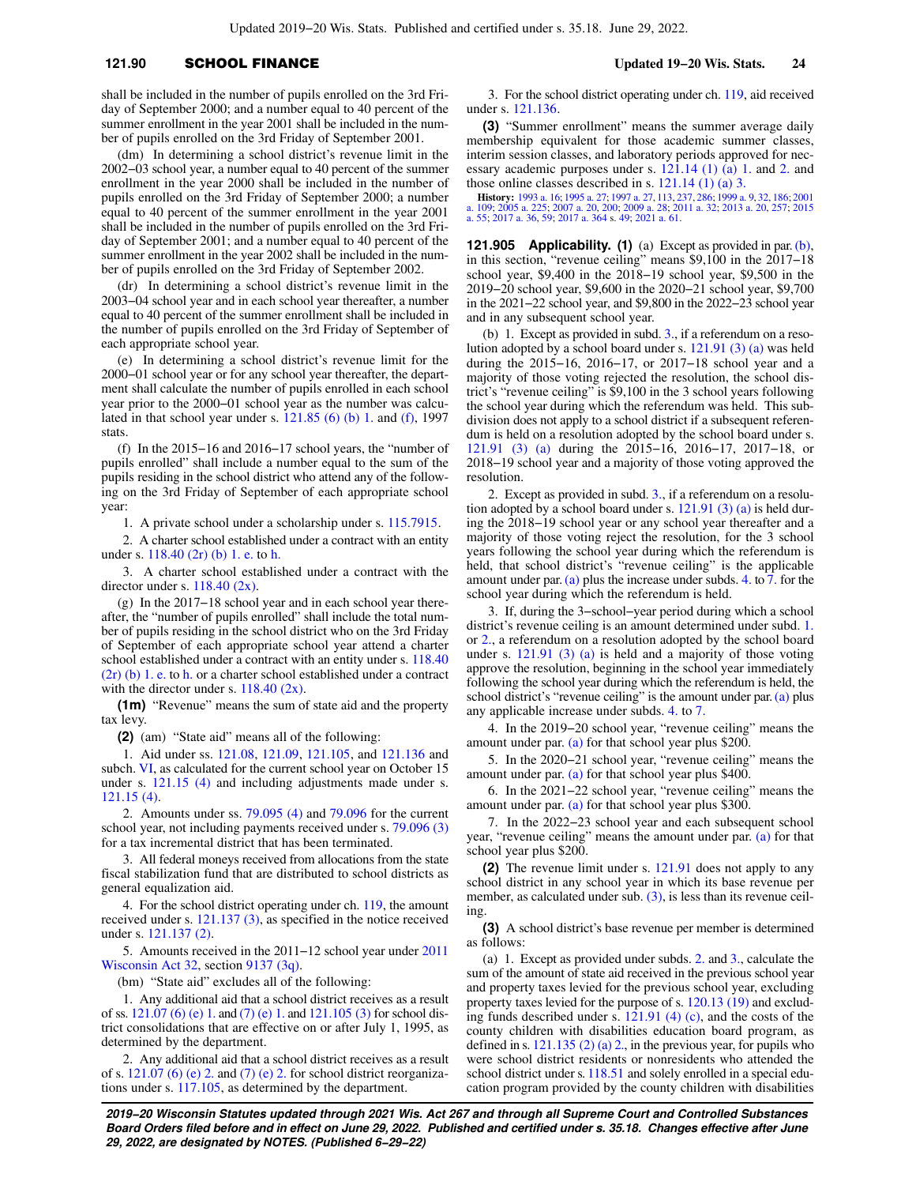shall be included in the number of pupils enrolled on the 3rd Friday of September 2000; and a number equal to 40 percent of the summer enrollment in the year 2001 shall be included in the number of pupils enrolled on the 3rd Friday of September 2001.

(dm) In determining a school district's revenue limit in the 2002−03 school year, a number equal to 40 percent of the summer enrollment in the year 2000 shall be included in the number of pupils enrolled on the 3rd Friday of September 2000; a number equal to 40 percent of the summer enrollment in the year 2001 shall be included in the number of pupils enrolled on the 3rd Friday of September 2001; and a number equal to 40 percent of the summer enrollment in the year 2002 shall be included in the number of pupils enrolled on the 3rd Friday of September 2002.

(dr) In determining a school district's revenue limit in the 2003−04 school year and in each school year thereafter, a number equal to 40 percent of the summer enrollment shall be included in the number of pupils enrolled on the 3rd Friday of September of each appropriate school year.

(e) In determining a school district's revenue limit for the 2000−01 school year or for any school year thereafter, the department shall calculate the number of pupils enrolled in each school year prior to the 2000−01 school year as the number was calculated in that school year under s. 121.85 (6) (b) 1. and (f), 1997 stats.

(f) In the 2015−16 and 2016−17 school years, the "number of pupils enrolled" shall include a number equal to the sum of the pupils residing in the school district who attend any of the following on the 3rd Friday of September of each appropriate school year:

1. A private school under a scholarship under s. 115.7915.

2. A charter school established under a contract with an entity under s. 118.40 (2r) (b) 1. e. to h.

3. A charter school established under a contract with the director under s. 118.40 (2x).

(g) In the 2017−18 school year and in each school year thereafter, the "number of pupils enrolled" shall include the total number of pupils residing in the school district who on the 3rd Friday of September of each appropriate school year attend a charter school established under a contract with an entity under s. 118.40 (2r) (b) 1. e. to h. or a charter school established under a contract with the director under s. 118.40 (2x).

**(1m)** "Revenue" means the sum of state aid and the property tax levy.

**(2)** (am) "State aid" means all of the following:

1. Aid under ss. 121.08, 121.09, 121.105, and 121.136 and subch. VI, as calculated for the current school year on October 15 under s. 121.15 (4) and including adjustments made under s. 121.15 (4).

2. Amounts under ss. 79.095 (4) and 79.096 for the current school year, not including payments received under s. 79.096 (3) for a tax incremental district that has been terminated.

3. All federal moneys received from allocations from the state fiscal stabilization fund that are distributed to school districts as general equalization aid.

4. For the school district operating under ch. 119, the amount received under s. 121.137 (3), as specified in the notice received under s. 121.137 (2).

5. Amounts received in the 2011−12 school year under 2011 Wisconsin Act 32, section 9137 (3q).

(bm) "State aid" excludes all of the following:

1. Any additional aid that a school district receives as a result of ss. 121.07 (6) (e) 1. and (7) (e) 1. and 121.105 (3) for school district consolidations that are effective on or after July 1, 1995, as determined by the department.

2. Any additional aid that a school district receives as a result of s. 121.07 (6) (e) 2. and (7) (e) 2. for school district reorganizations under s. 117.105, as determined by the department.

3. For the school district operating under ch. 119, aid received under s. 121.136.

**(3)** "Summer enrollment" means the summer average daily membership equivalent for those academic summer classes, interim session classes, and laboratory periods approved for necessary academic purposes under s. 121.14 (1) (a) 1. and 2. and those online classes described in s. 121.14 (1) (a) 3.

**History:** 1993 a. 16; 1995 a. 27; 1997 a. 27, 113, 237, 286; 1999 a. 9, 32, 186; 2001 a. 109; 2005 a. 225; 2007 a. 20, 200; 2009 a. 28; 2011 a. 32; 2013 a. 20, 257; 2015 a. 55; 2017 a. 36, 59; 2017 a. 364 s. 49; 2021 a. 61.

**121.905 Applicability. (1)** (a) Except as provided in par. (b), in this section, "revenue ceiling" means $9,100 in the 2017−18 school year, $9,400 in the 2018−19 school year, $9,500 in the 2019−20 school year, $9,600 in the 2020−21 school year, $9,700 in the 2021−22 school year, and $9,800 in the 2022−23 school year and in any subsequent school year.

(b) 1. Except as provided in subd. 3., if a referendum on a resolution adopted by a school board under s. 121.91 (3) (a) was held during the 2015−16, 2016−17, or 2017−18 school year and a majority of those voting rejected the resolution, the school district's "revenue ceiling" is $9,100 in the 3 school years following the school year during which the referendum was held. This subdivision does not apply to a school district if a subsequent referendum is held on a resolution adopted by the school board under s. 121.91 (3) (a) during the 2015−16, 2016−17, 2017−18, or 2018−19 school year and a majority of those voting approved the resolution.

2. Except as provided in subd. 3., if a referendum on a resolution adopted by a school board under s. 121.91 (3) (a) is held during the 2018−19 school year or any school year thereafter and a majority of those voting reject the resolution, for the 3 school years following the school year during which the referendum is held, that school district's "revenue ceiling" is the applicable amount under par. (a) plus the increase under subds. 4. to 7. for the school year during which the referendum is held.

3. If, during the 3−school−year period during which a school district's revenue ceiling is an amount determined under subd. 1. or 2., a referendum on a resolution adopted by the school board under s. 121.91 (3) (a) is held and a majority of those voting approve the resolution, beginning in the school year immediately following the school year during which the referendum is held, the school district's "revenue ceiling" is the amount under par. (a) plus any applicable increase under subds. 4. to 7.

4. In the 2019−20 school year, "revenue ceiling" means the amount under par. (a) for that school year plus $200.

5. In the 2020−21 school year, "revenue ceiling" means the amount under par. (a) for that school year plus $400.

6. In the 2021−22 school year, "revenue ceiling" means the amount under par. (a) for that school year plus $300.

7. In the 2022−23 school year and each subsequent school year, "revenue ceiling" means the amount under par. (a) for that school year plus $200.

**(2)** The revenue limit under s. 121.91 does not apply to any school district in any school year in which its base revenue per member, as calculated under sub. (3), is less than its revenue ceiling.

**(3)** A school district's base revenue per member is determined as follows:

(a) 1. Except as provided under subds. 2. and 3., calculate the sum of the amount of state aid received in the previous school year and property taxes levied for the previous school year, excluding property taxes levied for the purpose of s. 120.13 (19) and excluding funds described under s. 121.91 (4) (c), and the costs of the county children with disabilities education board program, as defined in s. 121.135 (2) (a) 2., in the previous year, for pupils who were school district residents or nonresidents who attended the school district under s. 118.51 and solely enrolled in a special education program provided by the county children with disabilities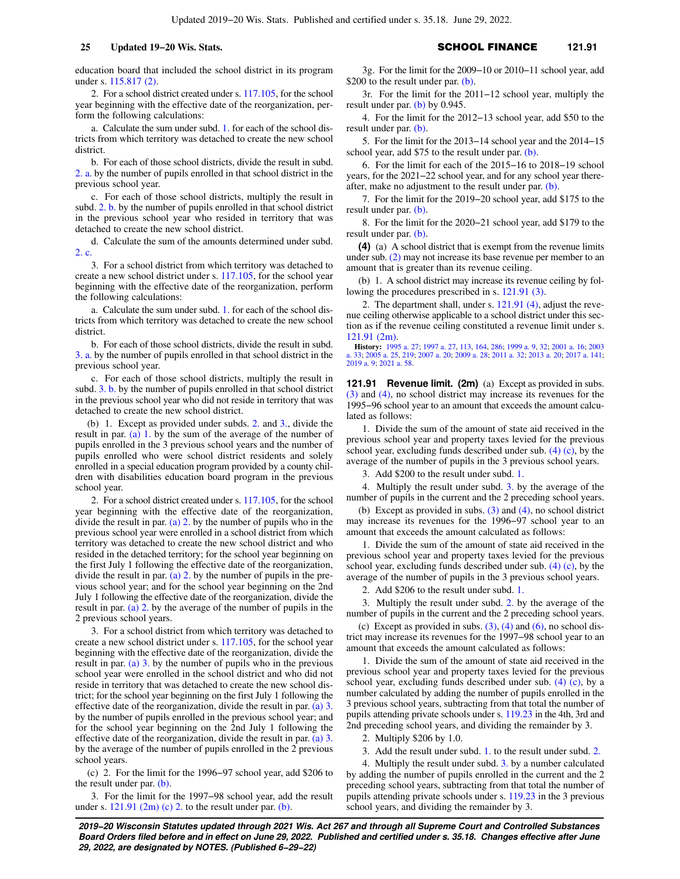education board that included the school district in its program under s. 115.817 (2).

2. For a school district created under s. 117.105, for the school year beginning with the effective date of the reorganization, perform the following calculations:

a. Calculate the sum under subd. 1. for each of the school districts from which territory was detached to create the new school district.

b. For each of those school districts, divide the result in subd. 2. a. by the number of pupils enrolled in that school district in the previous school year.

c. For each of those school districts, multiply the result in subd. 2. b. by the number of pupils enrolled in that school district in the previous school year who resided in territory that was detached to create the new school district.

d. Calculate the sum of the amounts determined under subd. 2. c.

3. For a school district from which territory was detached to create a new school district under s. 117.105, for the school year beginning with the effective date of the reorganization, perform the following calculations:

a. Calculate the sum under subd. 1. for each of the school districts from which territory was detached to create the new school district.

b. For each of those school districts, divide the result in subd. 3. a. by the number of pupils enrolled in that school district in the previous school year.

c. For each of those school districts, multiply the result in subd. 3. b. by the number of pupils enrolled in that school district in the previous school year who did not reside in territory that was detached to create the new school district.

(b) 1. Except as provided under subds. 2. and 3., divide the result in par. (a) 1. by the sum of the average of the number of pupils enrolled in the 3 previous school years and the number of pupils enrolled who were school district residents and solely enrolled in a special education program provided by a county children with disabilities education board program in the previous school year.

2. For a school district created under s. 117.105, for the school year beginning with the effective date of the reorganization, divide the result in par. (a) 2. by the number of pupils who in the previous school year were enrolled in a school district from which territory was detached to create the new school district and who resided in the detached territory; for the school year beginning on the first July 1 following the effective date of the reorganization, divide the result in par. (a) 2. by the number of pupils in the previous school year; and for the school year beginning on the 2nd July 1 following the effective date of the reorganization, divide the result in par. (a) 2. by the average of the number of pupils in the 2 previous school years.

3. For a school district from which territory was detached to create a new school district under s. 117.105, for the school year beginning with the effective date of the reorganization, divide the result in par. (a) 3. by the number of pupils who in the previous school year were enrolled in the school district and who did not reside in territory that was detached to create the new school district; for the school year beginning on the first July 1 following the effective date of the reorganization, divide the result in par. (a) 3. by the number of pupils enrolled in the previous school year; and for the school year beginning on the 2nd July 1 following the effective date of the reorganization, divide the result in par. (a) 3. by the average of the number of pupils enrolled in the 2 previous school years.

(c) 2. For the limit for the 1996−97 school year, add $206 to the result under par. (b).

3. For the limit for the 1997−98 school year, add the result under s. 121.91 (2m) (c) 2. to the result under par. (b).

3g. For the limit for the 2009−10 or 2010−11 school year, add $200 to the result under par. (b).

3r. For the limit for the 2011−12 school year, multiply the result under par. (b) by 0.945.

4. For the limit for the 2012−13 school year, add $50 to the result under par. (b).

5. For the limit for the 2013−14 school year and the 2014−15 school year, add $75 to the result under par. (b).

6. For the limit for each of the 2015−16 to 2018−19 school years, for the 2021−22 school year, and for any school year thereafter, make no adjustment to the result under par. (b).

7. For the limit for the 2019−20 school year, add $175 to the result under par. (b).

8. For the limit for the 2020−21 school year, add $179 to the result under par. (b).

**(4)** (a) A school district that is exempt from the revenue limits under sub. (2) may not increase its base revenue per member to an amount that is greater than its revenue ceiling.

(b) 1. A school district may increase its revenue ceiling by following the procedures prescribed in s. 121.91 (3).

2. The department shall, under s. 121.91 (4), adjust the revenue ceiling otherwise applicable to a school district under this section as if the revenue ceiling constituted a revenue limit under s. 121.91 (2m).

**History:** 1995 a. 27; 1997 a. 27, 113, 164, 286; 1999 a. 9, 32; 2001 a. 16; 2003 a. 33; 2005 a. 25, 219; 2007 a. 20; 2009 a. 28; 2011 a. 32; 2013 a. 20; 2017 a. 141; 2019 a. 9; 2021 a. 58.

**121.91 Revenue limit. (2m)** (a) Except as provided in subs. (3) and (4), no school district may increase its revenues for the 1995−96 school year to an amount that exceeds the amount calculated as follows:

1. Divide the sum of the amount of state aid received in the previous school year and property taxes levied for the previous school year, excluding funds described under sub. (4) (c), by the average of the number of pupils in the 3 previous school years.

3. Add $200 to the result under subd. 1.

4. Multiply the result under subd. 3. by the average of the number of pupils in the current and the 2 preceding school years.

(b) Except as provided in subs. (3) and (4), no school district may increase its revenues for the 1996−97 school year to an amount that exceeds the amount calculated as follows:

1. Divide the sum of the amount of state aid received in the previous school year and property taxes levied for the previous school year, excluding funds described under sub. (4) (c), by the average of the number of pupils in the 3 previous school years.

2. Add $206 to the result under subd. 1.

3. Multiply the result under subd. 2. by the average of the number of pupils in the current and the 2 preceding school years.

(c) Except as provided in subs. (3), (4) and (6), no school district may increase its revenues for the 1997−98 school year to an amount that exceeds the amount calculated as follows:

1. Divide the sum of the amount of state aid received in the previous school year and property taxes levied for the previous school year, excluding funds described under sub. (4) (c), by a number calculated by adding the number of pupils enrolled in the 3 previous school years, subtracting from that total the number of pupils attending private schools under s. 119.23 in the 4th, 3rd and 2nd preceding school years, and dividing the remainder by 3.

2. Multiply $206 by 1.0.

3. Add the result under subd. 1. to the result under subd. 2.

4. Multiply the result under subd. 3. by a number calculated by adding the number of pupils enrolled in the current and the 2 preceding school years, subtracting from that total the number of pupils attending private schools under s. 119.23 in the 3 previous school years, and dividing the remainder by 3.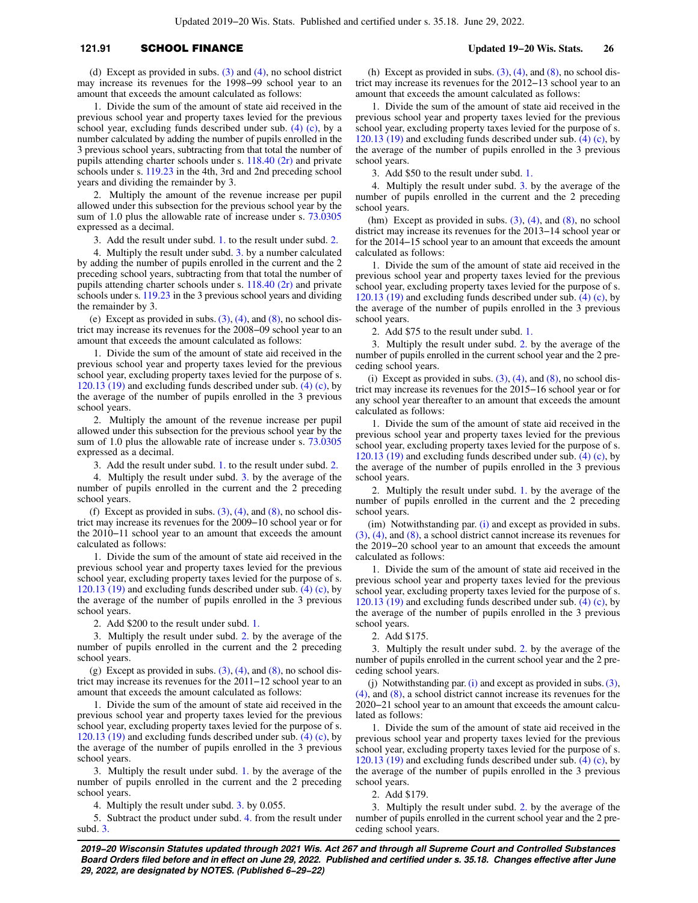(d) Except as provided in subs. (3) and (4), no school district may increase its revenues for the 1998−99 school year to an amount that exceeds the amount calculated as follows:

1. Divide the sum of the amount of state aid received in the previous school year and property taxes levied for the previous school year, excluding funds described under sub. (4) (c), by a number calculated by adding the number of pupils enrolled in the 3 previous school years, subtracting from that total the number of pupils attending charter schools under s. 118.40 (2r) and private schools under s. 119.23 in the 4th, 3rd and 2nd preceding school years and dividing the remainder by 3.

2. Multiply the amount of the revenue increase per pupil allowed under this subsection for the previous school year by the sum of 1.0 plus the allowable rate of increase under s. 73.0305 expressed as a decimal.

3. Add the result under subd. 1. to the result under subd. 2.

4. Multiply the result under subd. 3. by a number calculated by adding the number of pupils enrolled in the current and the 2 preceding school years, subtracting from that total the number of pupils attending charter schools under s. 118.40 (2r) and private schools under s. 119.23 in the 3 previous school years and dividing the remainder by 3.

(e) Except as provided in subs. (3), (4), and (8), no school district may increase its revenues for the 2008−09 school year to an amount that exceeds the amount calculated as follows:

1. Divide the sum of the amount of state aid received in the previous school year and property taxes levied for the previous school year, excluding property taxes levied for the purpose of s. 120.13 (19) and excluding funds described under sub. (4) (c), by the average of the number of pupils enrolled in the 3 previous school years.

2. Multiply the amount of the revenue increase per pupil allowed under this subsection for the previous school year by the sum of 1.0 plus the allowable rate of increase under s. 73.0305 expressed as a decimal.

3. Add the result under subd. 1. to the result under subd. 2.

4. Multiply the result under subd. 3. by the average of the number of pupils enrolled in the current and the 2 preceding school years.

(f) Except as provided in subs. (3), (4), and (8), no school district may increase its revenues for the 2009−10 school year or for the 2010−11 school year to an amount that exceeds the amount calculated as follows:

1. Divide the sum of the amount of state aid received in the previous school year and property taxes levied for the previous school year, excluding property taxes levied for the purpose of s. 120.13 (19) and excluding funds described under sub. (4) (c), by the average of the number of pupils enrolled in the 3 previous school years.

2. Add $200 to the result under subd. 1.

3. Multiply the result under subd. 2. by the average of the number of pupils enrolled in the current and the 2 preceding school years.

(g) Except as provided in subs. (3), (4), and (8), no school district may increase its revenues for the 2011−12 school year to an amount that exceeds the amount calculated as follows:

1. Divide the sum of the amount of state aid received in the previous school year and property taxes levied for the previous school year, excluding property taxes levied for the purpose of s. 120.13 (19) and excluding funds described under sub. (4) (c), by the average of the number of pupils enrolled in the 3 previous school years.

3. Multiply the result under subd. 1. by the average of the number of pupils enrolled in the current and the 2 preceding school years.

4. Multiply the result under subd. 3. by 0.055.

5. Subtract the product under subd. 4. from the result under subd. 3.

(h) Except as provided in subs. (3), (4), and (8), no school district may increase its revenues for the 2012−13 school year to an amount that exceeds the amount calculated as follows:

1. Divide the sum of the amount of state aid received in the previous school year and property taxes levied for the previous school year, excluding property taxes levied for the purpose of s. 120.13 (19) and excluding funds described under sub. (4) (c), by the average of the number of pupils enrolled in the 3 previous school years.

3. Add $50 to the result under subd. 1.

4. Multiply the result under subd. 3. by the average of the number of pupils enrolled in the current and the 2 preceding school years.

(hm) Except as provided in subs. (3), (4), and (8), no school district may increase its revenues for the 2013−14 school year or for the 2014−15 school year to an amount that exceeds the amount calculated as follows:

1. Divide the sum of the amount of state aid received in the previous school year and property taxes levied for the previous school year, excluding property taxes levied for the purpose of s. 120.13 (19) and excluding funds described under sub. (4) (c), by the average of the number of pupils enrolled in the 3 previous school years.

2. Add $75 to the result under subd. 1.

3. Multiply the result under subd. 2. by the average of the number of pupils enrolled in the current school year and the 2 preceding school years.

(i) Except as provided in subs. (3), (4), and (8), no school district may increase its revenues for the 2015−16 school year or for any school year thereafter to an amount that exceeds the amount calculated as follows:

1. Divide the sum of the amount of state aid received in the previous school year and property taxes levied for the previous school year, excluding property taxes levied for the purpose of s. 120.13 (19) and excluding funds described under sub. (4) (c), by the average of the number of pupils enrolled in the 3 previous school years.

2. Multiply the result under subd. 1. by the average of the number of pupils enrolled in the current and the 2 preceding school years.

(im) Notwithstanding par. (i) and except as provided in subs. (3), (4), and (8), a school district cannot increase its revenues for the 2019−20 school year to an amount that exceeds the amount calculated as follows:

1. Divide the sum of the amount of state aid received in the previous school year and property taxes levied for the previous school year, excluding property taxes levied for the purpose of s. 120.13 (19) and excluding funds described under sub. (4) (c), by the average of the number of pupils enrolled in the 3 previous school years.

2. Add $175.

3. Multiply the result under subd. 2. by the average of the number of pupils enrolled in the current school year and the 2 preceding school years.

(j) Notwithstanding par. (i) and except as provided in subs. (3), (4), and (8), a school district cannot increase its revenues for the 2020−21 school year to an amount that exceeds the amount calculated as follows:

1. Divide the sum of the amount of state aid received in the previous school year and property taxes levied for the previous school year, excluding property taxes levied for the purpose of s. 120.13 (19) and excluding funds described under sub. (4) (c), by the average of the number of pupils enrolled in the 3 previous school years.

2. Add $179.

3. Multiply the result under subd. 2. by the average of the number of pupils enrolled in the current school year and the 2 preceding school years.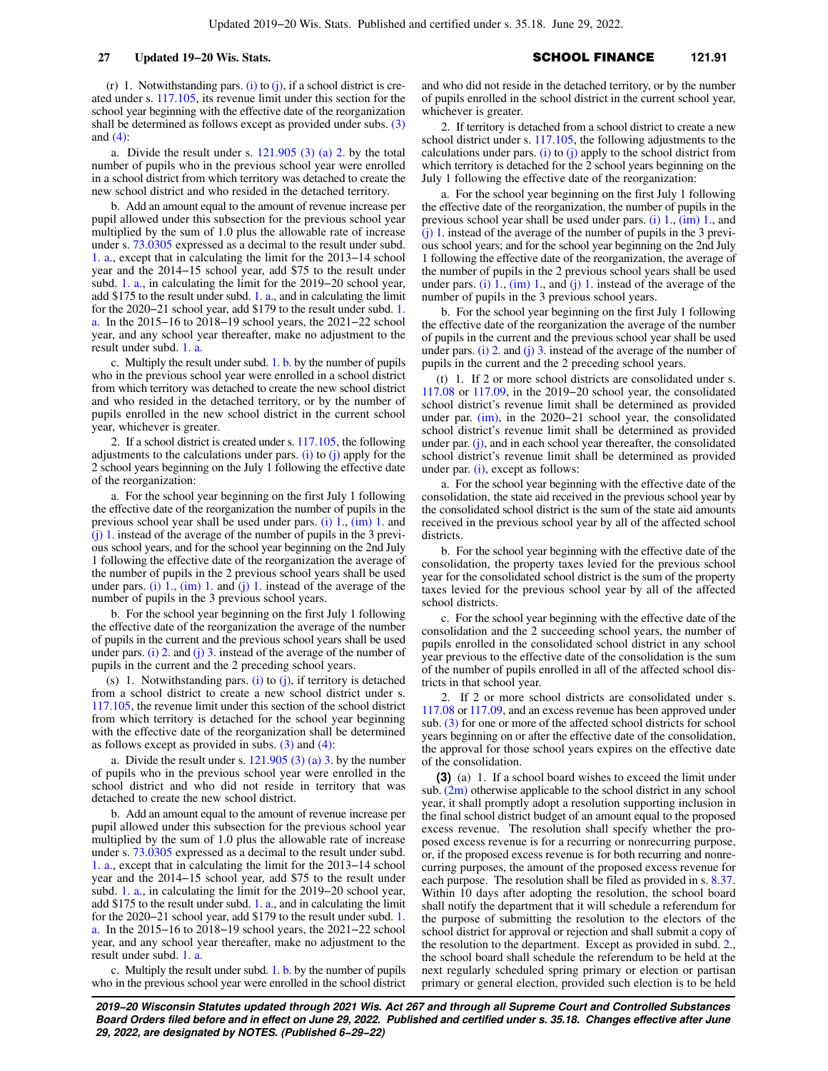(r) 1. Notwithstanding pars. (i) to (j), if a school district is created under s. 117.105, its revenue limit under this section for the school year beginning with the effective date of the reorganization shall be determined as follows except as provided under subs. (3) and (4):

a. Divide the result under s. 121.905 (3) (a) 2. by the total number of pupils who in the previous school year were enrolled in a school district from which territory was detached to create the new school district and who resided in the detached territory.

b. Add an amount equal to the amount of revenue increase per pupil allowed under this subsection for the previous school year multiplied by the sum of 1.0 plus the allowable rate of increase under s. 73.0305 expressed as a decimal to the result under subd. 1. a., except that in calculating the limit for the 2013−14 school year and the 2014−15 school year, add $75 to the result under subd. 1. a., in calculating the limit for the 2019−20 school year, add $175 to the result under subd. 1. a., and in calculating the limit for the 2020−21 school year, add $179 to the result under subd. 1. a. In the 2015−16 to 2018−19 school years, the 2021−22 school year, and any school year thereafter, make no adjustment to the result under subd. 1. a.

c. Multiply the result under subd. 1. b. by the number of pupils who in the previous school year were enrolled in a school district from which territory was detached to create the new school district and who resided in the detached territory, or by the number of pupils enrolled in the new school district in the current school year, whichever is greater.

2. If a school district is created under s. 117.105, the following adjustments to the calculations under pars. (i) to (j) apply for the 2 school years beginning on the July 1 following the effective date of the reorganization:

a. For the school year beginning on the first July 1 following the effective date of the reorganization the number of pupils in the previous school year shall be used under pars. (i) 1., (im) 1. and (j) 1. instead of the average of the number of pupils in the 3 previous school years, and for the school year beginning on the 2nd July 1 following the effective date of the reorganization the average of the number of pupils in the 2 previous school years shall be used under pars. (i) 1., (im) 1. and (j) 1. instead of the average of the number of pupils in the 3 previous school years.

b. For the school year beginning on the first July 1 following the effective date of the reorganization the average of the number of pupils in the current and the previous school years shall be used under pars. (i) 2. and (j) 3. instead of the average of the number of pupils in the current and the 2 preceding school years.

(s) 1. Notwithstanding pars. (i) to (j), if territory is detached from a school district to create a new school district under s. 117.105, the revenue limit under this section of the school district from which territory is detached for the school year beginning with the effective date of the reorganization shall be determined as follows except as provided in subs. (3) and (4):

a. Divide the result under s. 121.905 (3) (a) 3. by the number of pupils who in the previous school year were enrolled in the school district and who did not reside in territory that was detached to create the new school district.

b. Add an amount equal to the amount of revenue increase per pupil allowed under this subsection for the previous school year multiplied by the sum of 1.0 plus the allowable rate of increase under s. 73.0305 expressed as a decimal to the result under subd. 1. a., except that in calculating the limit for the 2013−14 school year and the 2014−15 school year, add $75 to the result under subd. 1. a., in calculating the limit for the 2019−20 school year, add $175 to the result under subd. 1. a., and in calculating the limit for the 2020−21 school year, add $179 to the result under subd. 1. a. In the 2015−16 to 2018−19 school years, the 2021−22 school year, and any school year thereafter, make no adjustment to the result under subd. 1. a.

c. Multiply the result under subd. 1. b. by the number of pupils who in the previous school year were enrolled in the school district and who did not reside in the detached territory, or by the number of pupils enrolled in the school district in the current school year, whichever is greater.

2. If territory is detached from a school district to create a new school district under s. 117.105, the following adjustments to the calculations under pars. (i) to (j) apply to the school district from which territory is detached for the 2 school years beginning on the July 1 following the effective date of the reorganization:

a. For the school year beginning on the first July 1 following the effective date of the reorganization, the number of pupils in the previous school year shall be used under pars. (i) 1., (im) 1., and (j) 1. instead of the average of the number of pupils in the 3 previous school years; and for the school year beginning on the 2nd July 1 following the effective date of the reorganization, the average of the number of pupils in the 2 previous school years shall be used under pars. (i) 1., (im) 1., and (j) 1. instead of the average of the number of pupils in the 3 previous school years.

b. For the school year beginning on the first July 1 following the effective date of the reorganization the average of the number of pupils in the current and the previous school year shall be used under pars. (i) 2. and (j) 3. instead of the average of the number of pupils in the current and the 2 preceding school years.

(t) 1. If 2 or more school districts are consolidated under s. 117.08 or 117.09, in the 2019−20 school year, the consolidated school district's revenue limit shall be determined as provided under par. (im), in the 2020−21 school year, the consolidated school district's revenue limit shall be determined as provided under par. (j), and in each school year thereafter, the consolidated school district's revenue limit shall be determined as provided under par. (i), except as follows:

a. For the school year beginning with the effective date of the consolidation, the state aid received in the previous school year by the consolidated school district is the sum of the state aid amounts received in the previous school year by all of the affected school districts.

b. For the school year beginning with the effective date of the consolidation, the property taxes levied for the previous school year for the consolidated school district is the sum of the property taxes levied for the previous school year by all of the affected school districts.

c. For the school year beginning with the effective date of the consolidation and the 2 succeeding school years, the number of pupils enrolled in the consolidated school district in any school year previous to the effective date of the consolidation is the sum of the number of pupils enrolled in all of the affected school districts in that school year.

2. If 2 or more school districts are consolidated under s. 117.08 or 117.09, and an excess revenue has been approved under sub. (3) for one or more of the affected school districts for school years beginning on or after the effective date of the consolidation, the approval for those school years expires on the effective date of the consolidation.

**(3)** (a) 1. If a school board wishes to exceed the limit under sub. (2m) otherwise applicable to the school district in any school year, it shall promptly adopt a resolution supporting inclusion in the final school district budget of an amount equal to the proposed excess revenue. The resolution shall specify whether the proposed excess revenue is for a recurring or nonrecurring purpose, or, if the proposed excess revenue is for both recurring and nonrecurring purposes, the amount of the proposed excess revenue for each purpose. The resolution shall be filed as provided in s. 8.37. Within 10 days after adopting the resolution, the school board shall notify the department that it will schedule a referendum for the purpose of submitting the resolution to the electors of the school district for approval or rejection and shall submit a copy of the resolution to the department. Except as provided in subd. 2., the school board shall schedule the referendum to be held at the next regularly scheduled spring primary or election or partisan primary or general election, provided such election is to be held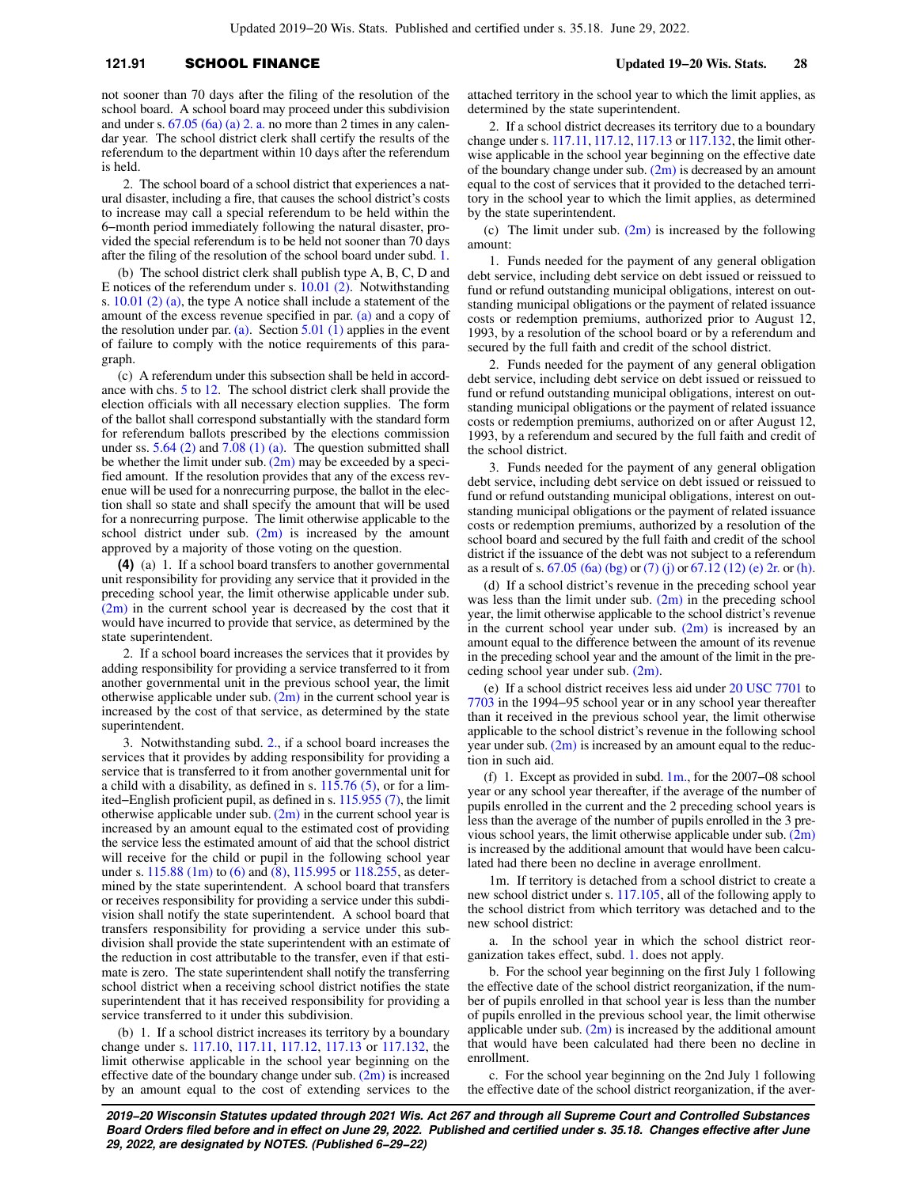not sooner than 70 days after the filing of the resolution of the school board. A school board may proceed under this subdivision and under s. 67.05 (6a) (a) 2. a. no more than 2 times in any calendar year. The school district clerk shall certify the results of the referendum to the department within 10 days after the referendum is held.

2. The school board of a school district that experiences a natural disaster, including a fire, that causes the school district's costs to increase may call a special referendum to be held within the 6−month period immediately following the natural disaster, provided the special referendum is to be held not sooner than 70 days after the filing of the resolution of the school board under subd. 1.

(b) The school district clerk shall publish type A, B, C, D and E notices of the referendum under s. 10.01 (2). Notwithstanding s. 10.01 (2) (a), the type A notice shall include a statement of the amount of the excess revenue specified in par. (a) and a copy of the resolution under par. (a). Section 5.01 (1) applies in the event of failure to comply with the notice requirements of this paragraph.

(c) A referendum under this subsection shall be held in accordance with chs. 5 to 12. The school district clerk shall provide the election officials with all necessary election supplies. The form of the ballot shall correspond substantially with the standard form for referendum ballots prescribed by the elections commission under ss. 5.64 (2) and 7.08 (1) (a). The question submitted shall be whether the limit under sub. (2m) may be exceeded by a specified amount. If the resolution provides that any of the excess revenue will be used for a nonrecurring purpose, the ballot in the election shall so state and shall specify the amount that will be used for a nonrecurring purpose. The limit otherwise applicable to the school district under sub. (2m) is increased by the amount approved by a majority of those voting on the question.

**(4)** (a) 1. If a school board transfers to another governmental unit responsibility for providing any service that it provided in the preceding school year, the limit otherwise applicable under sub. (2m) in the current school year is decreased by the cost that it would have incurred to provide that service, as determined by the state superintendent.

2. If a school board increases the services that it provides by adding responsibility for providing a service transferred to it from another governmental unit in the previous school year, the limit otherwise applicable under sub. (2m) in the current school year is increased by the cost of that service, as determined by the state superintendent.

3. Notwithstanding subd. 2., if a school board increases the services that it provides by adding responsibility for providing a service that is transferred to it from another governmental unit for a child with a disability, as defined in s. 115.76 (5), or for a limited−English proficient pupil, as defined in s. 115.955 (7), the limit otherwise applicable under sub. (2m) in the current school year is increased by an amount equal to the estimated cost of providing the service less the estimated amount of aid that the school district will receive for the child or pupil in the following school year under s. 115.88 (1m) to (6) and (8), 115.995 or 118.255, as determined by the state superintendent. A school board that transfers or receives responsibility for providing a service under this subdivision shall notify the state superintendent. A school board that transfers responsibility for providing a service under this subdivision shall provide the state superintendent with an estimate of the reduction in cost attributable to the transfer, even if that estimate is zero. The state superintendent shall notify the transferring school district when a receiving school district notifies the state superintendent that it has received responsibility for providing a service transferred to it under this subdivision.

(b) 1. If a school district increases its territory by a boundary change under s. 117.10, 117.11, 117.12, 117.13 or 117.132, the limit otherwise applicable in the school year beginning on the effective date of the boundary change under sub. (2m) is increased by an amount equal to the cost of extending services to the attached territory in the school year to which the limit applies, as determined by the state superintendent.

2. If a school district decreases its territory due to a boundary change under s. 117.11, 117.12, 117.13 or 117.132, the limit otherwise applicable in the school year beginning on the effective date of the boundary change under sub. (2m) is decreased by an amount equal to the cost of services that it provided to the detached territory in the school year to which the limit applies, as determined by the state superintendent.

(c) The limit under sub. (2m) is increased by the following amount:

1. Funds needed for the payment of any general obligation debt service, including debt service on debt issued or reissued to fund or refund outstanding municipal obligations, interest on outstanding municipal obligations or the payment of related issuance costs or redemption premiums, authorized prior to August 12, 1993, by a resolution of the school board or by a referendum and secured by the full faith and credit of the school district.

2. Funds needed for the payment of any general obligation debt service, including debt service on debt issued or reissued to fund or refund outstanding municipal obligations, interest on outstanding municipal obligations or the payment of related issuance costs or redemption premiums, authorized on or after August 12, 1993, by a referendum and secured by the full faith and credit of the school district.

3. Funds needed for the payment of any general obligation debt service, including debt service on debt issued or reissued to fund or refund outstanding municipal obligations, interest on outstanding municipal obligations or the payment of related issuance costs or redemption premiums, authorized by a resolution of the school board and secured by the full faith and credit of the school district if the issuance of the debt was not subject to a referendum as a result of s. 67.05 (6a) (bg) or (7) (j) or 67.12 (12) (e) 2r. or (h).

(d) If a school district's revenue in the preceding school year was less than the limit under sub. (2m) in the preceding school year, the limit otherwise applicable to the school district's revenue in the current school year under sub. (2m) is increased by an amount equal to the difference between the amount of its revenue in the preceding school year and the amount of the limit in the preceding school year under sub. (2m).

(e) If a school district receives less aid under 20 USC 7701 to 7703 in the 1994−95 school year or in any school year thereafter than it received in the previous school year, the limit otherwise applicable to the school district's revenue in the following school year under sub. (2m) is increased by an amount equal to the reduction in such aid.

(f) 1. Except as provided in subd. 1m., for the 2007−08 school year or any school year thereafter, if the average of the number of pupils enrolled in the current and the 2 preceding school years is less than the average of the number of pupils enrolled in the 3 previous school years, the limit otherwise applicable under sub. (2m) is increased by the additional amount that would have been calculated had there been no decline in average enrollment.

1m. If territory is detached from a school district to create a new school district under s. 117.105, all of the following apply to the school district from which territory was detached and to the new school district:

a. In the school year in which the school district reorganization takes effect, subd. 1. does not apply.

b. For the school year beginning on the first July 1 following the effective date of the school district reorganization, if the number of pupils enrolled in that school year is less than the number of pupils enrolled in the previous school year, the limit otherwise applicable under sub. (2m) is increased by the additional amount that would have been calculated had there been no decline in enrollment.

c. For the school year beginning on the 2nd July 1 following the effective date of the school district reorganization, if the aver-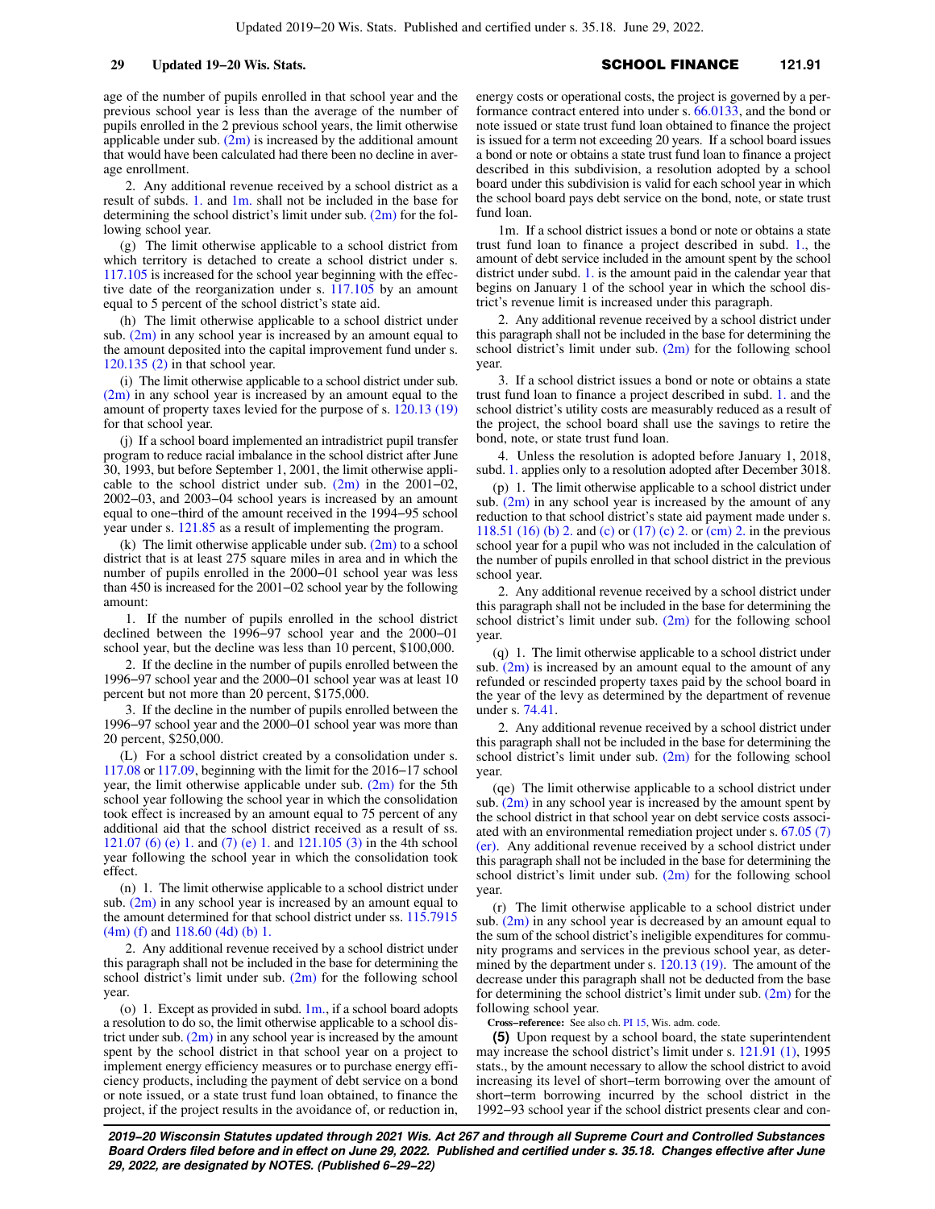age of the number of pupils enrolled in that school year and the previous school year is less than the average of the number of pupils enrolled in the 2 previous school years, the limit otherwise applicable under sub. (2m) is increased by the additional amount that would have been calculated had there been no decline in average enrollment.

2. Any additional revenue received by a school district as a result of subds. 1. and 1m. shall not be included in the base for determining the school district's limit under sub. (2m) for the following school year.

(g) The limit otherwise applicable to a school district from which territory is detached to create a school district under s. 117.105 is increased for the school year beginning with the effective date of the reorganization under s. 117.105 by an amount equal to 5 percent of the school district's state aid.

(h) The limit otherwise applicable to a school district under sub. (2m) in any school year is increased by an amount equal to the amount deposited into the capital improvement fund under s. 120.135 (2) in that school year.

(i) The limit otherwise applicable to a school district under sub. (2m) in any school year is increased by an amount equal to the amount of property taxes levied for the purpose of s. 120.13 (19) for that school year.

(j) If a school board implemented an intradistrict pupil transfer program to reduce racial imbalance in the school district after June 30, 1993, but before September 1, 2001, the limit otherwise applicable to the school district under sub. (2m) in the 2001−02, 2002−03, and 2003−04 school years is increased by an amount equal to one−third of the amount received in the 1994−95 school year under s. 121.85 as a result of implementing the program.

(k) The limit otherwise applicable under sub. (2m) to a school district that is at least 275 square miles in area and in which the number of pupils enrolled in the 2000−01 school year was less than 450 is increased for the 2001−02 school year by the following amount:

1. If the number of pupils enrolled in the school district declined between the 1996−97 school year and the 2000−01 school year, but the decline was less than 10 percent, $100,000.

2. If the decline in the number of pupils enrolled between the 1996−97 school year and the 2000−01 school year was at least 10 percent but not more than 20 percent, $175,000.

3. If the decline in the number of pupils enrolled between the 1996−97 school year and the 2000−01 school year was more than 20 percent, $250,000.

(L) For a school district created by a consolidation under s. 117.08 or 117.09, beginning with the limit for the 2016−17 school year, the limit otherwise applicable under sub. (2m) for the 5th school year following the school year in which the consolidation took effect is increased by an amount equal to 75 percent of any additional aid that the school district received as a result of ss. 121.07 (6) (e) 1. and (7) (e) 1. and 121.105 (3) in the 4th school year following the school year in which the consolidation took effect.

(n) 1. The limit otherwise applicable to a school district under sub. (2m) in any school year is increased by an amount equal to the amount determined for that school district under ss. 115.7915 (4m) (f) and 118.60 (4d) (b) 1.

2. Any additional revenue received by a school district under this paragraph shall not be included in the base for determining the school district's limit under sub. (2m) for the following school year.

(o) 1. Except as provided in subd. 1m., if a school board adopts a resolution to do so, the limit otherwise applicable to a school district under sub. (2m) in any school year is increased by the amount spent by the school district in that school year on a project to implement energy efficiency measures or to purchase energy efficiency products, including the payment of debt service on a bond or note issued, or a state trust fund loan obtained, to finance the project, if the project results in the avoidance of, or reduction in, energy costs or operational costs, the project is governed by a performance contract entered into under s. 66.0133, and the bond or note issued or state trust fund loan obtained to finance the project is issued for a term not exceeding 20 years. If a school board issues a bond or note or obtains a state trust fund loan to finance a project described in this subdivision, a resolution adopted by a school board under this subdivision is valid for each school year in which the school board pays debt service on the bond, note, or state trust fund loan.

1m. If a school district issues a bond or note or obtains a state trust fund loan to finance a project described in subd. 1., the amount of debt service included in the amount spent by the school district under subd. 1. is the amount paid in the calendar year that begins on January 1 of the school year in which the school district's revenue limit is increased under this paragraph.

2. Any additional revenue received by a school district under this paragraph shall not be included in the base for determining the school district's limit under sub. (2m) for the following school year.

3. If a school district issues a bond or note or obtains a state trust fund loan to finance a project described in subd. 1. and the school district's utility costs are measurably reduced as a result of the project, the school board shall use the savings to retire the bond, note, or state trust fund loan.

4. Unless the resolution is adopted before January 1, 2018, subd. 1. applies only to a resolution adopted after December 3018.

(p) 1. The limit otherwise applicable to a school district under sub. (2m) in any school year is increased by the amount of any reduction to that school district's state aid payment made under s. 118.51 (16) (b) 2. and (c) or (17) (c) 2. or (cm) 2. in the previous school year for a pupil who was not included in the calculation of the number of pupils enrolled in that school district in the previous school year.

2. Any additional revenue received by a school district under this paragraph shall not be included in the base for determining the school district's limit under sub. (2m) for the following school year.

(q) 1. The limit otherwise applicable to a school district under sub. (2m) is increased by an amount equal to the amount of any refunded or rescinded property taxes paid by the school board in the year of the levy as determined by the department of revenue under s. 74.41.

2. Any additional revenue received by a school district under this paragraph shall not be included in the base for determining the school district's limit under sub. (2m) for the following school year.

(qe) The limit otherwise applicable to a school district under sub. (2m) in any school year is increased by the amount spent by the school district in that school year on debt service costs associated with an environmental remediation project under s. 67.05 (7) (er). Any additional revenue received by a school district under this paragraph shall not be included in the base for determining the school district's limit under sub. (2m) for the following school year.

(r) The limit otherwise applicable to a school district under sub. (2m) in any school year is decreased by an amount equal to the sum of the school district's ineligible expenditures for community programs and services in the previous school year, as determined by the department under s. 120.13 (19). The amount of the decrease under this paragraph shall not be deducted from the base for determining the school district's limit under sub. (2m) for the following school year.

**Cross−reference:** See also ch. PI 15, Wis. adm. code.

**(5)** Upon request by a school board, the state superintendent may increase the school district's limit under s. 121.91 (1), 1995 stats., by the amount necessary to allow the school district to avoid increasing its level of short−term borrowing over the amount of short−term borrowing incurred by the school district in the 1992−93 school year if the school district presents clear and con-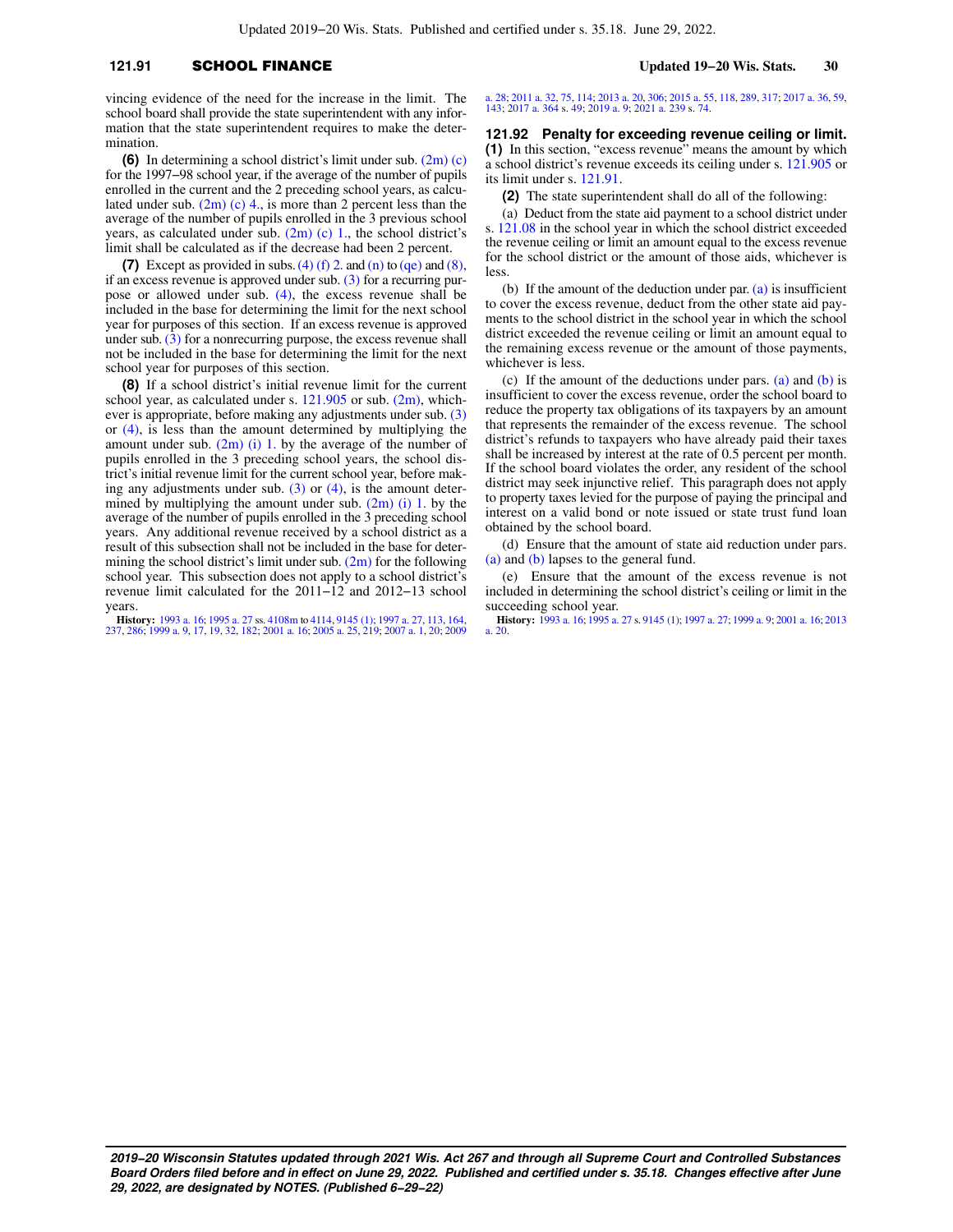vincing evidence of the need for the increase in the limit. The school board shall provide the state superintendent with any information that the state superintendent requires to make the determination.

**(6)** In determining a school district's limit under sub. (2m) (c) for the 1997−98 school year, if the average of the number of pupils enrolled in the current and the 2 preceding school years, as calculated under sub. (2m) (c) 4., is more than 2 percent less than the average of the number of pupils enrolled in the 3 previous school years, as calculated under sub. (2m) (c) 1., the school district's limit shall be calculated as if the decrease had been 2 percent.

**(7)** Except as provided in subs. (4) (f) 2. and (n) to (qe) and (8), if an excess revenue is approved under sub. (3) for a recurring purpose or allowed under sub. (4), the excess revenue shall be included in the base for determining the limit for the next school year for purposes of this section. If an excess revenue is approved under sub. (3) for a nonrecurring purpose, the excess revenue shall not be included in the base for determining the limit for the next school year for purposes of this section.

**(8)** If a school district's initial revenue limit for the current school year, as calculated under s. 121.905 or sub. (2m), whichever is appropriate, before making any adjustments under sub. (3) or (4), is less than the amount determined by multiplying the amount under sub. (2m) (i) 1. by the average of the number of pupils enrolled in the 3 preceding school years, the school district's initial revenue limit for the current school year, before making any adjustments under sub. (3) or (4), is the amount determined by multiplying the amount under sub. (2m) (i) 1. by the average of the number of pupils enrolled in the 3 preceding school years. Any additional revenue received by a school district as a result of this subsection shall not be included in the base for determining the school district's limit under sub. (2m) for the following school year. This subsection does not apply to a school district's revenue limit calculated for the 2011−12 and 2012−13 school years.

**History:** 1993 a. 16; 1995 a. 27 ss. 4108m to 4114, 9145 (1); 1997 a. 27, 113, 164, 237, 286; 1999 a. 9, 17, 19, 32, 182; 2001 a. 16; 2005 a. 25, 219; 2007 a. 1, 20; 2009 a. 28; 2011 a. 32, 75, 114; 2013 a. 20, 306; 2015 a. 55, 118, 289, 317; 2017 a. 36, 59, 143; 2017 a. 364 s. 49; 2019 a. 9; 2021 a. 239 s. 74.

### 121.92 Penalty for exceeding revenue ceiling or limit.

**(1)** In this section, "excess revenue" means the amount by which a school district's revenue exceeds its ceiling under s. 121.905 or its limit under s. 121.91.

**(2)** The state superintendent shall do all of the following:

(a) Deduct from the state aid payment to a school district under s. 121.08 in the school year in which the school district exceeded the revenue ceiling or limit an amount equal to the excess revenue for the school district or the amount of those aids, whichever is less.

(b) If the amount of the deduction under par. (a) is insufficient to cover the excess revenue, deduct from the other state aid payments to the school district in the school year in which the school district exceeded the revenue ceiling or limit an amount equal to the remaining excess revenue or the amount of those payments, whichever is less.

(c) If the amount of the deductions under pars. (a) and (b) is insufficient to cover the excess revenue, order the school board to reduce the property tax obligations of its taxpayers by an amount that represents the remainder of the excess revenue. The school district's refunds to taxpayers who have already paid their taxes shall be increased by interest at the rate of 0.5 percent per month. If the school board violates the order, any resident of the school district may seek injunctive relief. This paragraph does not apply to property taxes levied for the purpose of paying the principal and interest on a valid bond or note issued or state trust fund loan obtained by the school board.

(d) Ensure that the amount of state aid reduction under pars. (a) and (b) lapses to the general fund.

(e) Ensure that the amount of the excess revenue is not included in determining the school district's ceiling or limit in the succeeding school year.

**History:** 1993 a. 16; 1995 a. 27 s. 9145 (1); 1997 a. 27; 1999 a. 9; 2001 a. 16; 2013 a. 20.